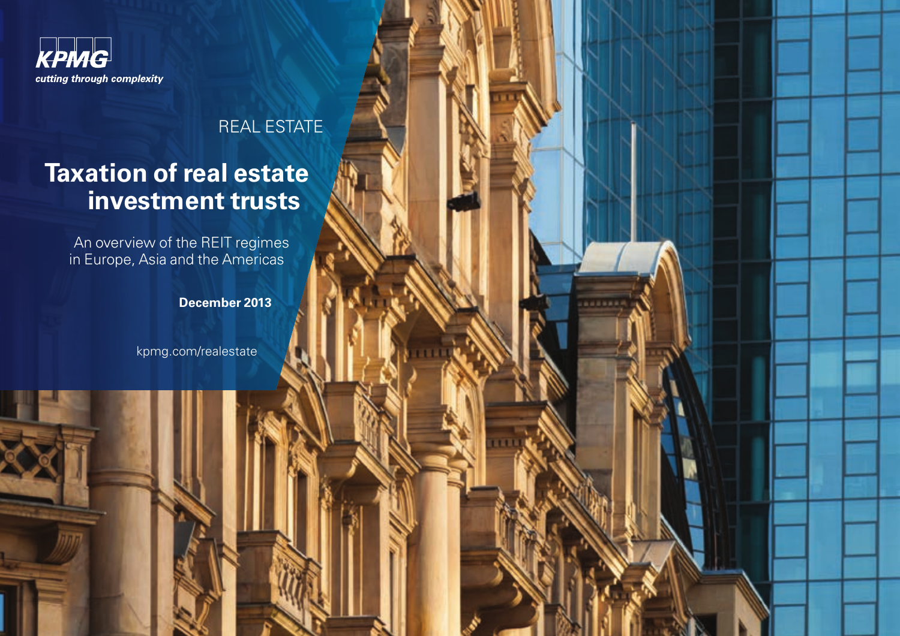KPMG

*cutting through complexity*

REAL ESTATE

# Taxation of real estate investment trusts

An overview of the REIT regimes in Europe, Asia and the Americas

**December 2013**

kpmg.com/realestate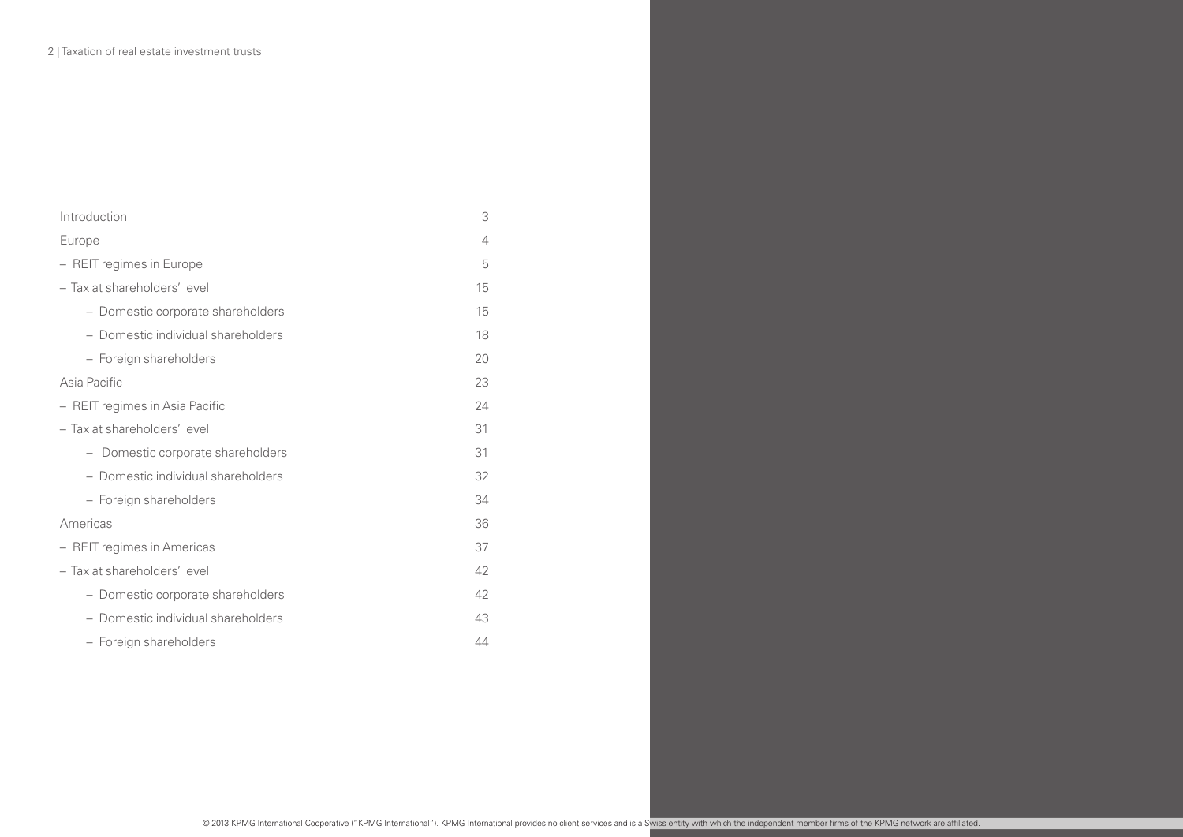| | |
|---|---|
| Introduction | 3 |
| Europe | 4 |
| – REIT regimes in Europe | 5 |
| – Tax at shareholders' level | 15 |
| – Domestic corporate shareholders | 15 |
| – Domestic individual shareholders | 18 |
| – Foreign shareholders | 20 |
| Asia Pacific | 23 |
| – REIT regimes in Asia Pacific | 24 |
| – Tax at shareholders' level | 31 |
| – Domestic corporate shareholders | 31 |
| – Domestic individual shareholders | 32 |
| – Foreign shareholders | 34 |
| Americas | 36 |
| – REIT regimes in Americas | 37 |
| – Tax at shareholders' level | 42 |
| – Domestic corporate shareholders | 42 |
| – Domestic individual shareholders | 43 |
| – Foreign shareholders | 44 |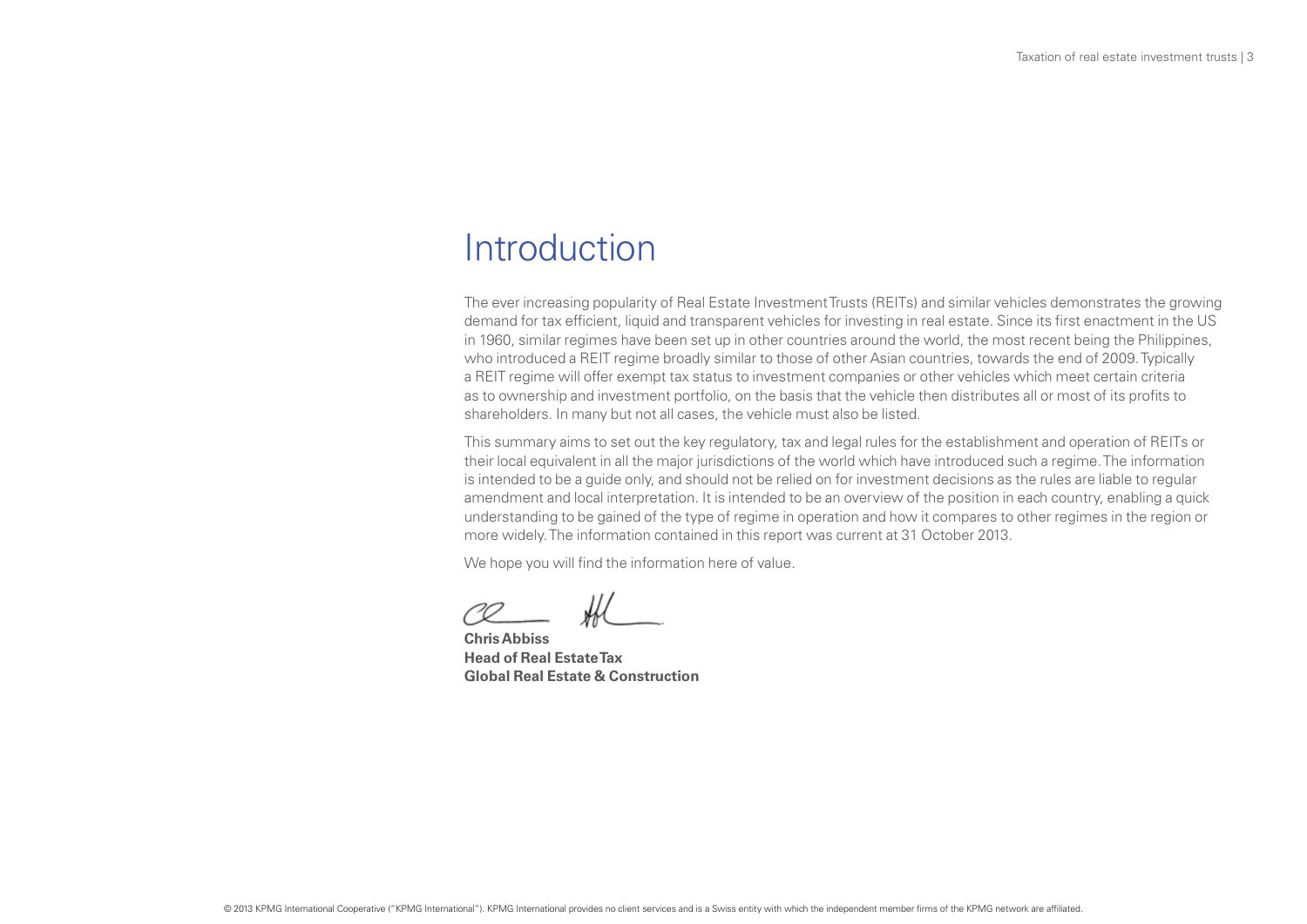# Introduction

The ever increasing popularity of Real Estate Investment Trusts (REITs) and similar vehicles demonstrates the growing demand for tax efficient, liquid and transparent vehicles for investing in real estate. Since its first enactment in the US in 1960, similar regimes have been set up in other countries around the world, the most recent being the Philippines, who introduced a REIT regime broadly similar to those of other Asian countries, towards the end of 2009. Typically a REIT regime will offer exempt tax status to investment companies or other vehicles which meet certain criteria as to ownership and investment portfolio, on the basis that the vehicle then distributes all or most of its profits to shareholders. In many but not all cases, the vehicle must also be listed.

This summary aims to set out the key regulatory, tax and legal rules for the establishment and operation of REITs or their local equivalent in all the major jurisdictions of the world which have introduced such a regime. The information is intended to be a guide only, and should not be relied on for investment decisions as the rules are liable to regular amendment and local interpretation. It is intended to be an overview of the position in each country, enabling a quick understanding to be gained of the type of regime in operation and how it compares to other regimes in the region or more widely. The information contained in this report was current at 31 October 2013.

We hope you will find the information here of value.

**Chris Abbiss**
**Head of Real Estate Tax**
**Global Real Estate & Construction**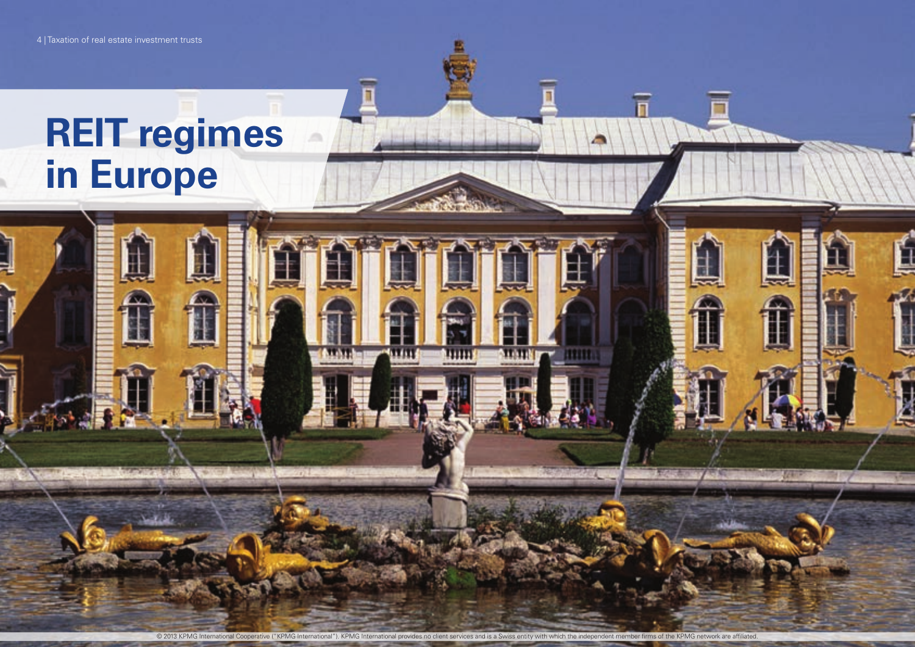# REIT regimes in Europe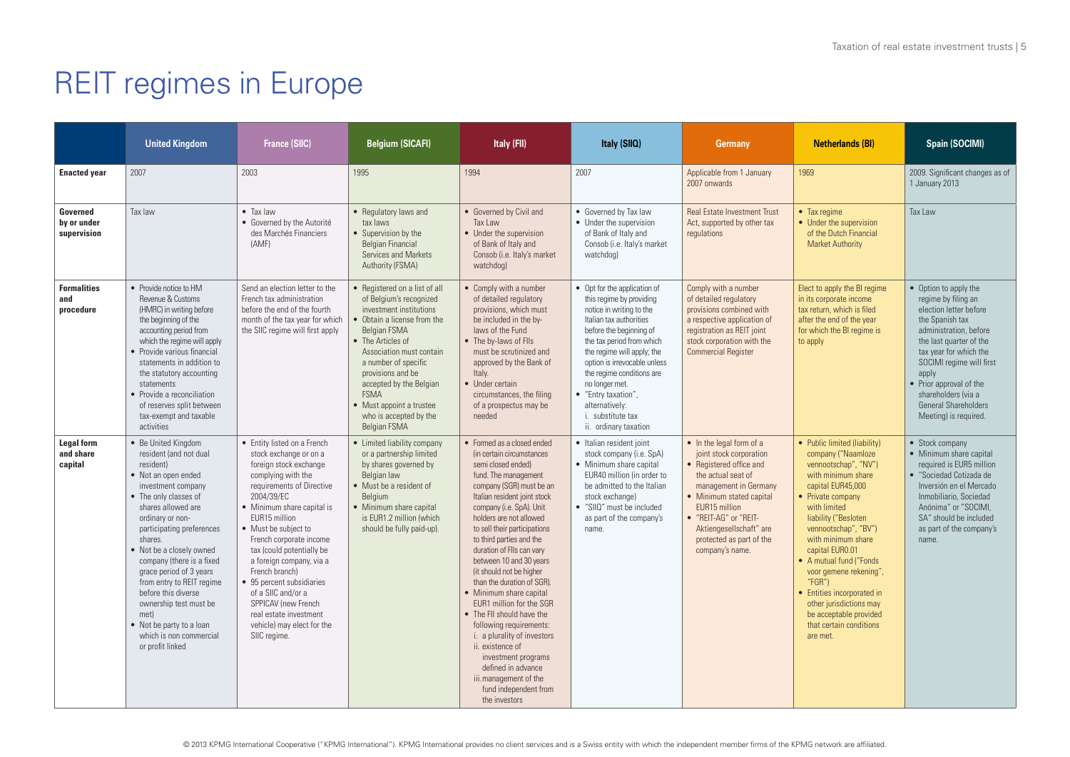# REIT regimes in Europe

| | United Kingdom | France (SIIC) | Belgium (SICAFI) | Italy (FII) | Italy (SIIQ) | Germany | Netherlands (BI) | Spain (SOCIMI) |
|---|---|---|---|---|---|---|---|---|
| **Enacted year** | 2007 | 2003 | 1995 | 1994 | 2007 | Applicable from 1 January 2007 onwards | 1969 | 2009. Significant changes as of 1 January 2013 |
| **Governed by or under supervision** | Tax law | • Tax law<br>• Governed by the Autorité des Marchés Financiers (AMF) | • Regulatory laws and tax laws<br>• Supervision by the Belgian Financial Services and Markets Authority (FSMA) | • Governed by Civil and Tax Law<br>• Under the supervision of Bank of Italy and Consob (i.e. Italy's market watchdog) | • Governed by Tax law<br>• Under the supervision of Bank of Italy and Consob (i.e. Italy's market watchdog) | Real Estate Investment Trust Act, supported by other tax regulations | • Tax regime<br>• Under the supervision of the Dutch Financial Market Authority | Tax Law |
| **Formalities and procedure** | • Provide notice to HM Revenue & Customs (HMRC) in writing before the beginning of the accounting period from which the regime will apply<br>• Provide various financial statements in addition to the statutory accounting statements<br>• Provide a reconciliation of reserves split between tax-exempt and taxable activities | Send an election letter to the French tax administration before the end of the fourth month of the tax year for which the SIIC regime will first apply | • Registered on a list of all of Belgium's recognized investment institutions<br>• Obtain a license from the Belgian FSMA<br>• The Articles of Association must contain a number of specific provisions and be accepted by the Belgian FSMA<br>• Must appoint a trustee who is accepted by the Belgian FSMA | • Comply with a number of detailed regulatory provisions, which must be included in the by-laws of the Fund<br>• The by-laws of FIIs must be scrutinized and approved by the Bank of Italy.<br>• Under certain circumstances, the filing of a prospectus may be needed | • Opt for the application of this regime by providing notice in writing to the Italian tax authorities before the beginning of the tax period from which the regime will apply; the option is irrevocable unless the regime conditions are no longer met.<br>• "Entry taxation", alternatively:<br>i. substitute tax<br>ii. ordinary taxation | Comply with a number of detailed regulatory provisions combined with a respective application of registration as REIT joint stock corporation with the Commercial Register | Elect to apply the BI regime in its corporate income tax return, which is filed after the end of the year for which the BI regime is to apply | • Option to apply the regime by filing an election letter before the Spanish tax administration, before the last quarter of the tax year for which the SOCIMI regime will first apply<br>• Prior approval of the shareholders (via a General Shareholders Meeting) is required. |
| **Legal form and share capital** | • Be United Kingdom resident (and not dual resident)<br>• Not an open ended investment company<br>• The only classes of shares allowed are ordinary or non-participating preferences shares.<br>• Not be a closely owned company (there is a fixed grace period of 3 years from entry to REIT regime before this diverse ownership test must be met)<br>• Not be party to a loan which is non commercial or profit linked | • Entity listed on a French stock exchange or on a foreign stock exchange complying with the requirements of Directive 2004/39/EC<br>• Minimum share capital is EUR15 million<br>• Must be subject to French corporate income tax (could potentially be a foreign company, via a French branch)<br>• 95 percent subsidiaries of a SIIC and/or a SPPICAV (new French real estate investment vehicle) may elect for the SIIC regime. | • Limited liability company or a partnership limited by shares governed by Belgian law<br>• Must be a resident of Belgium<br>• Minimum share capital is EUR1.2 million (which should be fully paid-up). | • Formed as a closed ended (in certain circumstances semi closed ended) fund. The management company (SGR) must be an Italian resident joint stock company (i.e. SpA). Unit holders are not allowed to sell their participations to third parties and the duration of FIIs can vary between 10 and 30 years (it should not be higher than the duration of SGR).<br>• Minimum share capital EUR1 million for the SGR<br>• The FII should have the following requirements:<br>i. a plurality of investors<br>ii. existence of investment programs defined in advance<br>iii. management of the fund independent from the investors | • Italian resident joint stock company (i.e. SpA)<br>• Minimum share capital EUR40 million (in order to be admitted to the Italian stock exchange)<br>• "SIIQ" must be included as part of the company's name. | • In the legal form of a joint stock corporation<br>• Registered office and the actual seat of management in Germany<br>• Minimum stated capital EUR15 million<br>• "REIT-AG" or "REIT-Aktiengesellschaft" are protected as part of the company's name. | • Public limited (liability) company ("Naamloze vennootschap", "NV") with minimum share capital EUR45,000<br>• Private company with limited liability ("Besloten vennootschap", "BV") with minimum share capital EUR0.01<br>• A mutual fund ("Fonds voor gemene rekening", "FGR")<br>• Entities incorporated in other jurisdictions may be acceptable provided that certain conditions are met. | • Stock company<br>• Minimum share capital required is EUR5 million<br>• "Sociedad Cotizada de Inversión en el Mercado Inmobiliario, Sociedad Anónima" or "SOCIMI, SA" should be included as part of the company's name. |

© 2013 KPMG International Cooperative ("KPMG International"). KPMG International provides no client services and is a Swiss entity with which the independent member firms of the KPMG network are affiliated.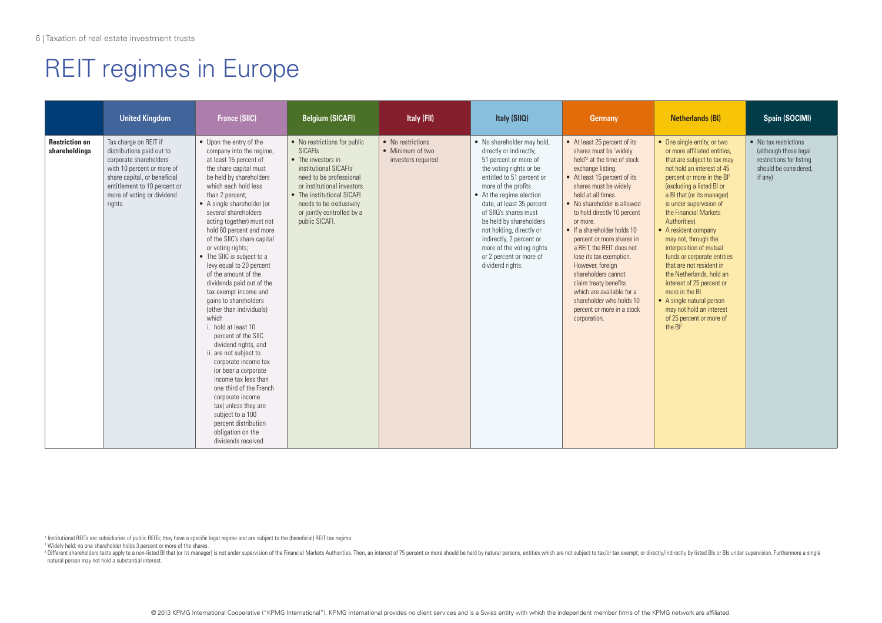# REIT regimes in Europe

| | United Kingdom | France (SIIC) | Belgium (SICAFI) | Italy (FII) | Italy (SIIQ) | Germany | Netherlands (BI) | Spain (SOCIMI) |
|---|---|---|---|---|---|---|---|---|
| **Restriction on shareholdings** | Tax charge on REIT if distributions paid out to corporate shareholders with 10 percent or more of share capital, or beneficial entitlement to 10 percent or more of voting or dividend rights | • Upon the entry of the company into the regime, at least 15 percent of the share capital must be held by shareholders which each hold less than 2 percent;<br>• A single shareholder (or several shareholders acting together) must not hold 60 percent and more of the SIIC's share capital or voting rights;<br>• The SIIC is subject to a levy equal to 20 percent of the amount of the dividends paid out of the tax exempt income and gains to shareholders (other than individuals) which<br>i. hold at least 10 percent of the SIIC dividend rights, and<br>ii. are not subject to corporate income tax (or bear a corporate income tax less than one third of the French corporate income tax) unless they are subject to a 100 percent distribution obligation on the dividends received. | • No restrictions for public SICAFIs<br>• The investors in institutional SICAFIs[1] need to be professional or institutional investors.<br>• The institutional SICAFI needs to be exclusively or jointly controlled by a public SICAFI. | • No restrictions<br>• Minimum of two investors required | • No shareholder may hold, directly or indirectly, 51 percent or more of the voting rights or be entitled to 51 percent or more of the profits.<br>• At the regime election date, at least 35 percent of SIIQ's shares must be held by shareholders not holding, directly or indirectly, 2 percent or more of the voting rights or 2 percent or more of dividend rights. | • At least 25 percent of its shares must be 'widely held'[2] at the time of stock exchange listing.<br>• At least 15 percent of its shares must be widely held at all times.<br>• No shareholder is allowed to hold directly 10 percent or more.<br>• If a shareholder holds 10 percent or more shares in a REIT, the REIT does not lose its tax exemption. However, foreign shareholders cannot claim treaty benefits which are available for a shareholder who holds 10 percent or more in a stock corporation. | • One single entity, or two or more affiliated entities, that are subject to tax may not hold an interest of 45 percent or more in the BI[3] (excluding a listed BI or a BI that (or its manager) is under supervision of the Financial Markets Authorities).<br>• A resident company may not, through the interposition of mutual funds or corporate entities that are not resident in the Netherlands, hold an interest of 25 percent or more in the BI.<br>• A single natural person may not hold an interest of 25 percent or more of the BI[3]. | • No tax restrictions (although those legal restrictions for listing should be considered, if any) |

[1] Institutional REITs are subsidiaries of public REITs; they have a specific legal regime and are subject to the (beneficial) REIT tax regime.

[2] Widely held: no one shareholder holds 3 percent or more of the shares.

[3] Different shareholders tests apply to a non-listed BI that (or its manager) is not under supervision of the Financial Markets Authorities. Then, an interest of 75 percent or more should be held by natural persons, entities which are not subject to tax/or tax exempt, or directly/indirectly by listed BIs or BIs under supervision. Furthermore a single natural person may not hold a substantial interest.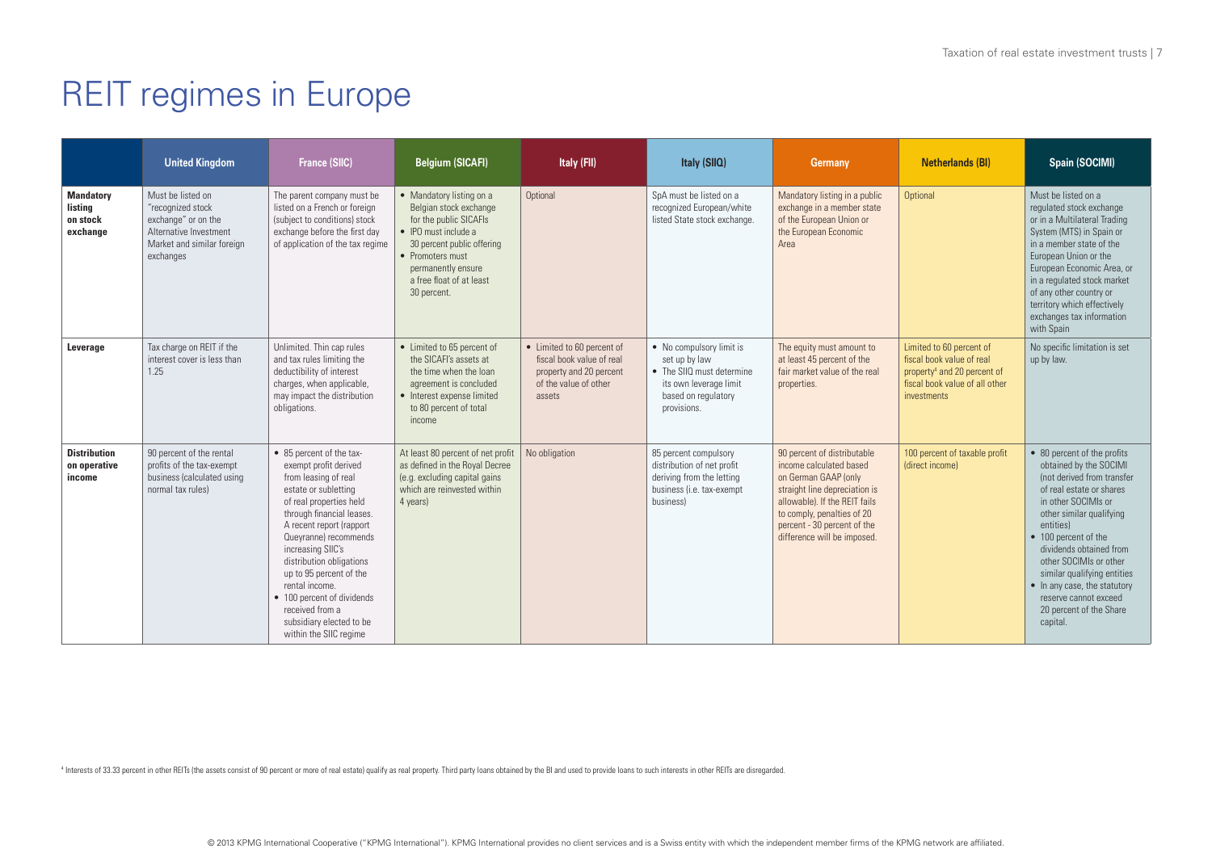# REIT regimes in Europe

| | United Kingdom | France (SIIC) | Belgium (SICAFI) | Italy (FII) | Italy (SIIQ) | Germany | Netherlands (BI) | Spain (SOCIMI) |
|---|---|---|---|---|---|---|---|---|
| **Mandatory listing on stock exchange** | Must be listed on "recognized stock exchange" or on the Alternative Investment Market and similar foreign exchanges | The parent company must be listed on a French or foreign (subject to conditions) stock exchange before the first day of application of the tax regime | • Mandatory listing on a Belgian stock exchange for the public SICAFIs<br>• IPO must include a 30 percent public offering<br>• Promoters must permanently ensure a free float of at least 30 percent. | Optional | SpA must be listed on a recognized European/white listed State stock exchange. | Mandatory listing in a public exchange in a member state of the European Union or the European Economic Area | Optional | Must be listed on a regulated stock exchange or in a Multilateral Trading System (MTS) in Spain or in a member state of the European Union or the European Economic Area, or in a regulated stock market of any other country or territory which effectively exchanges tax information with Spain |
| **Leverage** | Tax charge on REIT if the interest cover is less than 1.25 | Unlimited. Thin cap rules and tax rules limiting the deductibility of interest charges, when applicable, may impact the distribution obligations. | • Limited to 65 percent of the SICAFI's assets at the time when the loan agreement is concluded<br>• Interest expense limited to 80 percent of total income | • Limited to 60 percent of fiscal book value of real property and 20 percent of the value of other assets | • No compulsory limit is set up by law<br>• The SIIQ must determine its own leverage limit based on regulatory provisions. | The equity must amount to at least 45 percent of the fair market value of the real properties. | Limited to 60 percent of fiscal book value of real property[4] and 20 percent of fiscal book value of all other investments | No specific limitation is set up by law. |
| **Distribution on operative income** | 90 percent of the rental profits of the tax-exempt business (calculated using normal tax rules) | • 85 percent of the tax-exempt profit derived from leasing of real estate or subletting of real properties held through financial leases. A recent report (rapport Queyranne) recommends increasing SIIC's distribution obligations up to 95 percent of the rental income.<br>• 100 percent of dividends received from a subsidiary elected to be within the SIIC regime | At least 80 percent of net profit as defined in the Royal Decree (e.g. excluding capital gains which are reinvested within 4 years) | No obligation | 85 percent compulsory distribution of net profit deriving from the letting business (i.e. tax-exempt business) | 90 percent of distributable income calculated based on German GAAP (only straight line depreciation is allowable). If the REIT fails to comply, penalties of 20 percent - 30 percent of the difference will be imposed. | 100 percent of taxable profit (direct income) | • 80 percent of the profits obtained by the SOCIMI (not derived from transfer of real estate or shares in other SOCIMIs or other similar qualifying entities)<br>• 100 percent of the dividends obtained from other SOCIMIs or other similar qualifying entities<br>• In any case, the statutory reserve cannot exceed 20 percent of the Share capital. |

[4] Interests of 33.33 percent in other REITs (the assets consist of 90 percent or more of real estate) qualify as real property. Third party loans obtained by the BI and used to provide loans to such interests in other REITs are disregarded.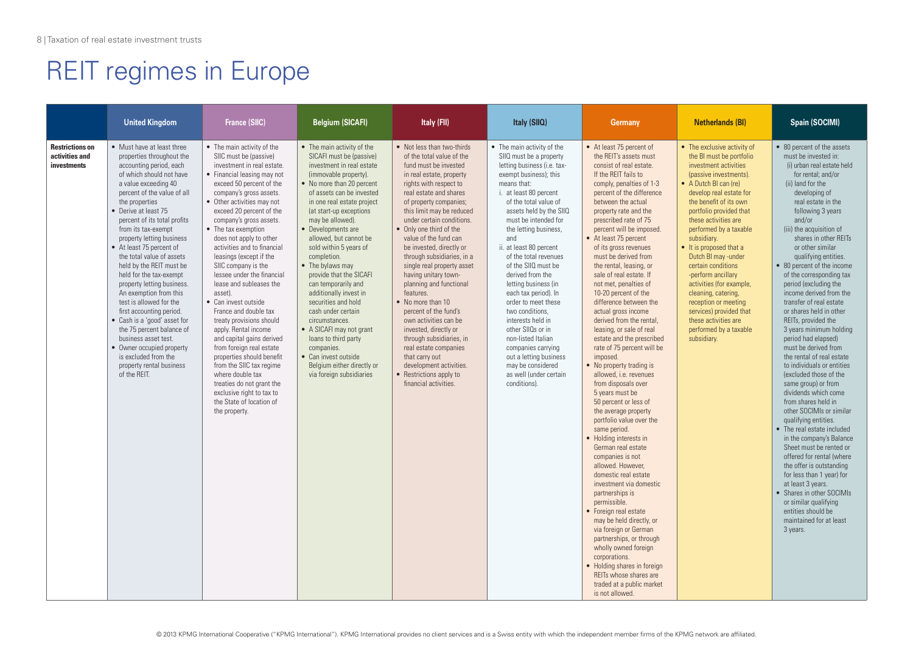# REIT regimes in Europe

| | United Kingdom | France (SIIC) | Belgium (SICAFI) | Italy (FII) | Italy (SIIQ) | Germany | Netherlands (BI) | Spain (SOCIMI) |
|---|---|---|---|---|---|---|---|---|
| **Restrictions on activities and investments** | • Must have at least three properties throughout the accounting period, each of which should not have a value exceeding 40 percent of the value of all the properties<br>• Derive at least 75 percent of its total profits from its tax-exempt property letting business<br>• At least 75 percent of the total value of assets held by the REIT must be held for the tax-exempt property letting business. An exemption from this test is allowed for the first accounting period.<br>• Cash is a 'good' asset for the 75 percent balance of business asset test.<br>• Owner occupied property is excluded from the property rental business of the REIT. | • The main activity of the SIIC must be (passive) investment in real estate.<br>• Financial leasing may not exceed 50 percent of the company's gross assets.<br>• Other activities may not exceed 20 percent of the company's gross assets.<br>• The tax exemption does not apply to other activities and to financial leasings (except if the SIIC company is the lessee under the financial lease and subleases the asset).<br>• Can invest outside France and double tax treaty provisions should apply. Rental income and capital gains derived from foreign real estate properties should benefit from the SIIC tax regime where double tax treaties do not grant the exclusive right to tax to the State of location of the property. | • The main activity of the SICAFI must be (passive) investment in real estate (immovable property).<br>• No more than 20 percent of assets can be invested in one real estate project (at start-up exceptions may be allowed).<br>• Developments are allowed, but cannot be sold within 5 years of completion.<br>• The bylaws may provide that the SICAFI can temporarily and additionally invest in securities and hold cash under certain circumstances.<br>• A SICAFI may not grant loans to third party companies.<br>• Can invest outside Belgium either directly or via foreign subsidiaries | • Not less than two-thirds of the total value of the fund must be invested in real estate, property rights with respect to real estate and shares of property companies; this limit may be reduced under certain conditions.<br>• Only one third of the value of the fund can be invested, directly or through subsidiaries, in a single real property asset having unitary town-planning and functional features.<br>• No more than 10 percent of the fund's own activities can be invested, directly or through subsidiaries, in real estate companies that carry out development activities.<br>• Restrictions apply to financial activities. | • The main activity of the SIIQ must be a property letting business (i.e. tax-exempt business); this means that:<br>i. at least 80 percent of the total value of assets held by the SIIQ must be intended for the letting business, and<br>ii. at least 80 percent of the total revenues of the SIIQ must be derived from the letting business (in each tax period). In order to meet these two conditions, interests held in other SIIQs or in non-listed Italian companies carrying out a letting business may be considered as well (under certain conditions). | • At least 75 percent of the REIT's assets must consist of real estate. If the REIT fails to comply, penalties of 1-3 percent of the difference between the actual property rate and the prescribed rate of 75 percent will be imposed.<br>• At least 75 percent of its gross revenues must be derived from the rental, leasing, or sale of real estate. If not met, penalties of 10-20 percent of the difference between the actual gross income derived from the rental, leasing, or sale of real estate and the prescribed rate of 75 percent will be imposed.<br>• No property trading is allowed, i.e. revenues from disposals over 5 years must be 50 percent or less of the average property portfolio value over the same period.<br>• Holding interests in German real estate companies is not allowed. However, domestic real estate investment via domestic partnerships is permissible.<br>• Foreign real estate may be held directly, or via foreign or German partnerships, or through wholly owned foreign corporations.<br>• Holding shares in foreign REITs whose shares are traded at a public market is not allowed. | • The exclusive activity of the BI must be portfolio investment activities (passive investments).<br>• A Dutch BI can (re) develop real estate for the benefit of its own portfolio provided that these activities are performed by a taxable subsidiary.<br>• It is proposed that a Dutch BI may -under certain conditions -perform ancillary activities (for example, cleaning, catering, reception or meeting services) provided that these activities are performed by a taxable subsidiary. | • 80 percent of the assets must be invested in:<br>(i) urban real estate held for rental; and/or<br>(ii) land for the developing of real estate in the following 3 years and/or<br>(iii) the acquisition of shares in other REITs or other similar qualifying entities.<br>• 80 percent of the income of the corresponding tax period (excluding the income derived from the transfer of real estate or shares held in other REITs, provided the 3 years minimum holding period had elapsed) must be derived from the rental of real estate to individuals or entities (excluded those of the same group) or from dividends which come from shares held in other SOCIMIs or similar qualifying entities.<br>• The real estate included in the company's Balance Sheet must be rented or offered for rental (where the offer is outstanding for less than 1 year) for at least 3 years.<br>• Shares in other SOCIMIs or similar qualifying entities should be maintained for at least 3 years. |

© 2013 KPMG International Cooperative ("KPMG International"). KPMG International provides no client services and is a Swiss entity with which the independent member firms of the KPMG network are affiliated.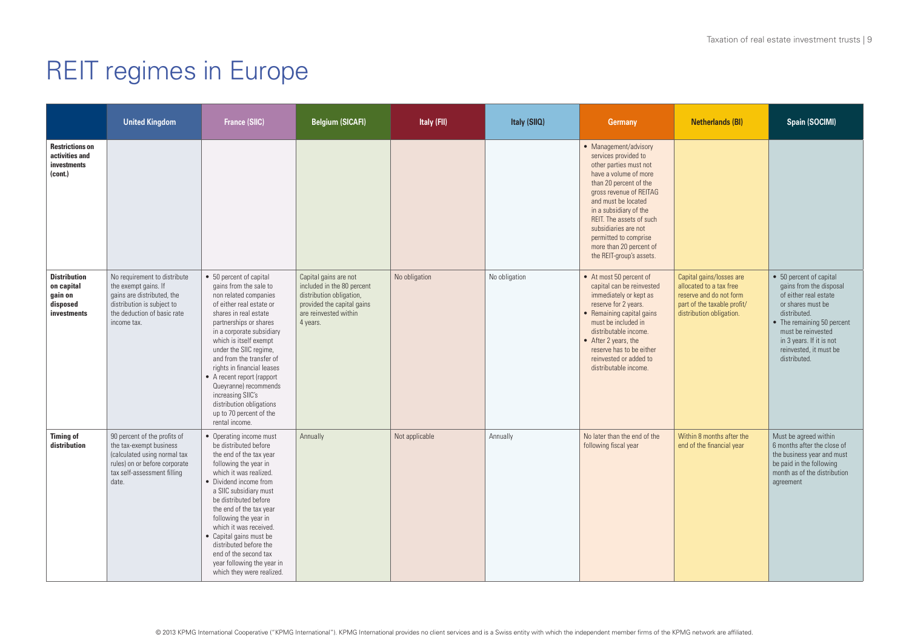# REIT regimes in Europe

| | United Kingdom | France (SIIC) | Belgium (SICAFI) | Italy (FII) | Italy (SIIQ) | Germany | Netherlands (BI) | Spain (SOCIMI) |
|---|---|---|---|---|---|---|---|---|
| **Restrictions on activities and investments (cont.)** | | | | | | • Management/advisory services provided to other parties must not have a volume of more than 20 percent of the gross revenue of REITAG and must be located in a subsidiary of the REIT. The assets of such subsidiaries are not permitted to comprise more than 20 percent of the REIT-group's assets. | | |
| **Distribution on capital gain on disposed investments** | No requirement to distribute the exempt gains. If gains are distributed, the distribution is subject to the deduction of basic rate income tax. | • 50 percent of capital gains from the sale to non related companies of either real estate or shares in real estate partnerships or shares in a corporate subsidiary which is itself exempt under the SIIC regime, and from the transfer of rights in financial leases<br>• A recent report (rapport Queyranne) recommends increasing SIIC's distribution obligations up to 70 percent of the rental income. | Capital gains are not included in the 80 percent distribution obligation, provided the capital gains are reinvested within 4 years. | No obligation | No obligation | • At most 50 percent of capital can be reinvested immediately or kept as reserve for 2 years.<br>• Remaining capital gains must be included in distributable income.<br>• After 2 years, the reserve has to be either reinvested or added to distributable income. | Capital gains/losses are allocated to a tax free reserve and do not form part of the taxable profit/ distribution obligation. | • 50 percent of capital gains from the disposal of either real estate or shares must be distributed.<br>• The remaining 50 percent must be reinvested in 3 years. If it is not reinvested, it must be distributed. |
| **Timing of distribution** | 90 percent of the profits of the tax-exempt business (calculated using normal tax rules) on or before corporate tax self-assessment filling date. | • Operating income must be distributed before the end of the tax year following the year in which it was realized.<br>• Dividend income from a SIIC subsidiary must be distributed before the end of the tax year following the year in which it was received.<br>• Capital gains must be distributed before the end of the second tax year following the year in which they were realized. | Annually | Not applicable | Annually | No later than the end of the following fiscal year | Within 8 months after the end of the financial year | Must be agreed within 6 months after the close of the business year and must be paid in the following month as of the distribution agreement |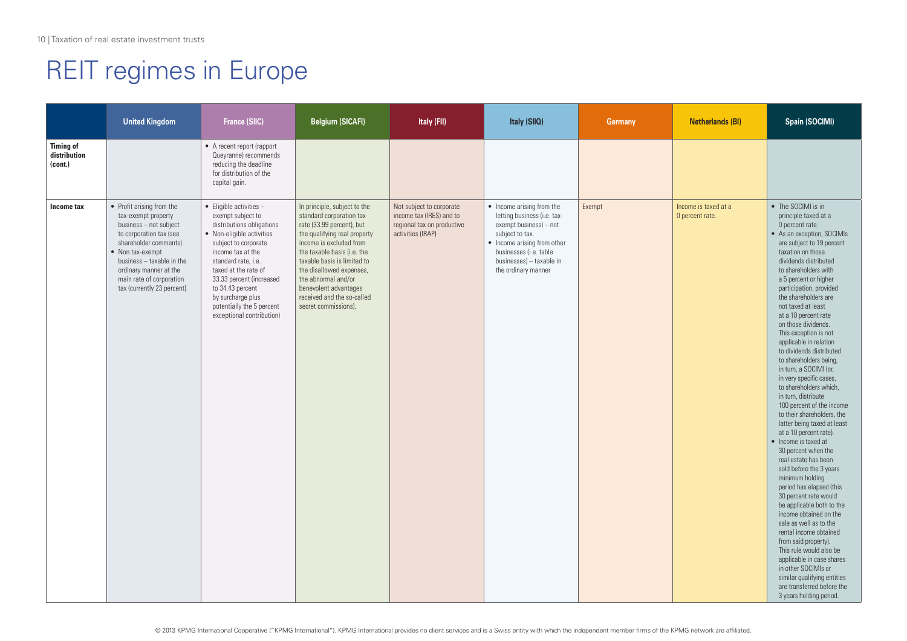# REIT regimes in Europe

| | United Kingdom | France (SIIC) | Belgium (SICAFI) | Italy (FII) | Italy (SIIQ) | Germany | Netherlands (BI) | Spain (SOCIMI) |
|---|---|---|---|---|---|---|---|---|
| **Timing of distribution (cont.)** | | • A recent report (rapport Queyranne) recommends reducing the deadline for distribution of the capital gain. | | | | | | |
| **Income tax** | • Profit arising from the tax-exempt property business – not subject to corporation tax (see shareholder comments)<br>• Non tax-exempt business – taxable in the ordinary manner at the main rate of corporation tax (currently 23 percent) | • Eligible activities – exempt subject to distributions obligations<br>• Non-eligible activities subject to corporate income tax at the standard rate, i.e. taxed at the rate of 33.33 percent (increased to 34.43 percent by surcharge plus potentially the 5 percent exceptional contribution) | In principle, subject to the standard corporation tax rate (33.99 percent), but the qualifying real property income is excluded from the taxable basis (i.e. the taxable basis is limited to the disallowed expenses, the abnormal and/or benevolent advantages received and the so-called secret commissions). | Not subject to corporate income tax (IRES) and to regional tax on productive activities (IRAP) | • Income arising from the letting business (i.e. tax-exempt business) – not subject to tax.<br>• Income arising from other businesses (i.e. table businesses) – taxable in the ordinary manner | Exempt | Income is taxed at a 0 percent rate. | • The SOCIMI is in principle taxed at a 0 percent rate.<br>• As an exception, SOCIMIs are subject to 19 percent taxation on those dividends distributed to shareholders with a 5 percent or higher participation, provided the shareholders are not taxed at least at a 10 percent rate on those dividends. This exception is not applicable in relation to dividends distributed to shareholders being, in turn, a SOCIMI (or, in very specific cases, to shareholders which, in turn, distribute 100 percent of the income to their shareholders, the latter being taxed at least at a 10 percent rate).<br>• Income is taxed at 30 percent when the real estate has been sold before the 3 years minimum holding period has elapsed (this 30 percent rate would be applicable both to the income obtained on the sale as well as to the rental income obtained from said property). This rule would also be applicable in case shares in other SOCIMIs or similar qualifying entities are transferred before the 3 years holding period. |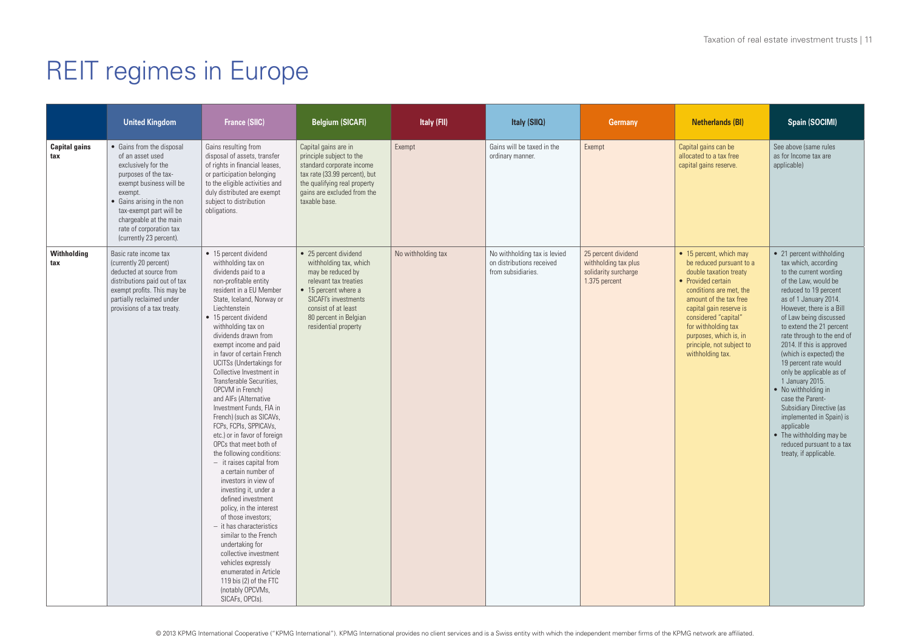# REIT regimes in Europe

| | United Kingdom | France (SIIC) | Belgium (SICAFI) | Italy (FII) | Italy (SIIQ) | Germany | Netherlands (BI) | Spain (SOCIMI) |
|---|---|---|---|---|---|---|---|---|
| **Capital gains tax** | • Gains from the disposal of an asset used exclusively for the purposes of the tax-exempt business will be exempt.<br>• Gains arising in the non tax-exempt part will be chargeable at the main rate of corporation tax (currently 23 percent). | Gains resulting from disposal of assets, transfer of rights in financial leases, or participation belonging to the eligible activities and duly distributed are exempt subject to distribution obligations. | Capital gains are in principle subject to the standard corporate income tax rate (33.99 percent), but the qualifying real property gains are excluded from the taxable base. | Exempt | Gains will be taxed in the ordinary manner. | Exempt | Capital gains can be allocated to a tax free capital gains reserve. | See above (same rules as for Income tax are applicable) |
| **Withholding tax** | Basic rate income tax (currently 20 percent) deducted at source from distributions paid out of tax exempt profits. This may be partially reclaimed under provisions of a tax treaty. | • 15 percent dividend withholding tax on dividends paid to a non-profitable entity resident in a EU Member State, Iceland, Norway or Liechtenstein<br>• 15 percent dividend withholding tax on dividends drawn from exempt income and paid in favor of certain French UCITSs (Undertakings for Collective Investment in Transferable Securities, OPCVM in French) and AIFs (Alternative Investment Funds, FIA in French) (such as SICAVs, FCPs, FCPIs, SPPICAVs, etc.) or in favor of foreign OPCs that meet both of the following conditions:<br>– it raises capital from a certain number of investors in view of investing it, under a defined investment policy, in the interest of those investors;<br>– it has characteristics similar to the French undertaking for collective investment vehicles expressly enumerated in Article 119 bis (2) of the FTC (notably OPCVMs, SICAFs, OPCIs). | • 25 percent dividend withholding tax, which may be reduced by relevant tax treaties<br>• 15 percent where a SICAFI's investments consist of at least 80 percent in Belgian residential property | No withholding tax | No withholding tax is levied on distributions received from subsidiaries. | 25 percent dividend withholding tax plus solidarity surcharge 1.375 percent | • 15 percent, which may be reduced pursuant to a double taxation treaty<br>• Provided certain conditions are met, the amount of the tax free capital gain reserve is considered "capital" for withholding tax purposes, which is, in principle, not subject to withholding tax. | • 21 percent withholding tax which, according to the current wording of the Law, would be reduced to 19 percent as of 1 January 2014. However, there is a Bill of Law being discussed to extend the 21 percent rate through to the end of 2014. If this is approved (which is expected) the 19 percent rate would only be applicable as of 1 January 2015.<br>• No withholding in case the Parent-Subsidiary Directive (as implemented in Spain) is applicable<br>• The withholding may be reduced pursuant to a tax treaty, if applicable. |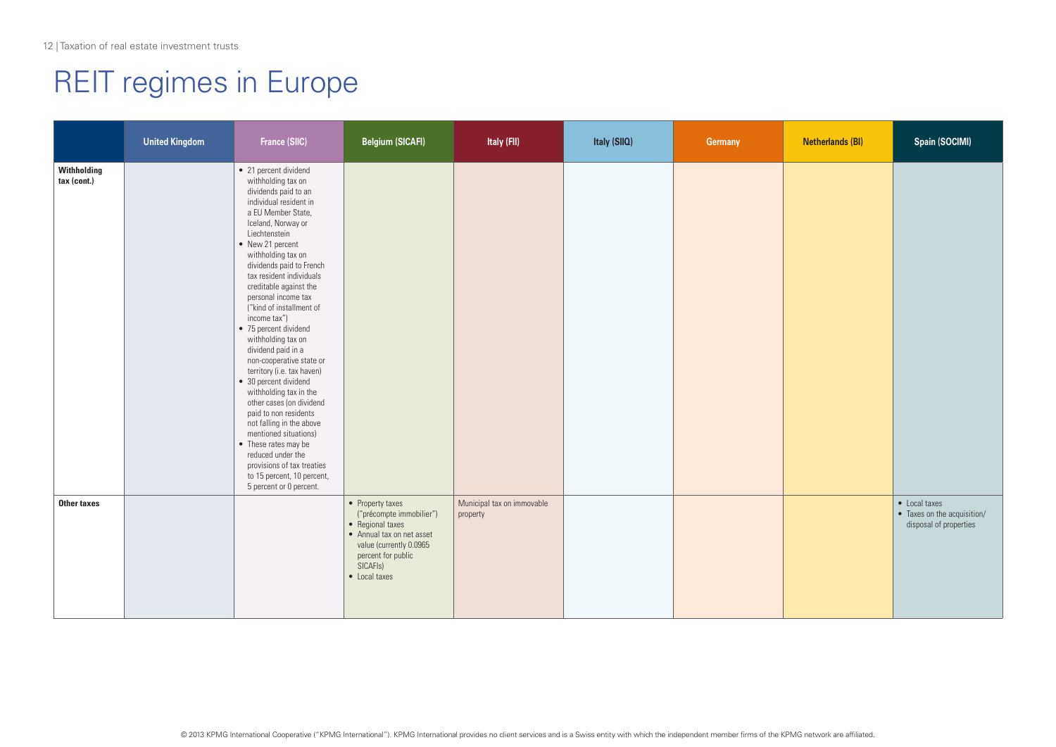# REIT regimes in Europe

| | United Kingdom | France (SIIC) | Belgium (SICAFI) | Italy (FII) | Italy (SIIQ) | Germany | Netherlands (BI) | Spain (SOCIMI) |
|---|---|---|---|---|---|---|---|---|
| **Withholding tax (cont.)** | | • 21 percent dividend withholding tax on dividends paid to an individual resident in a EU Member State, Iceland, Norway or Liechtenstein<br>• New 21 percent withholding tax on dividends paid to French tax resident individuals creditable against the personal income tax ("kind of installment of income tax")<br>• 75 percent dividend withholding tax on dividend paid in a non-cooperative state or territory (i.e. tax haven)<br>• 30 percent dividend withholding tax in the other cases (on dividend paid to non residents not falling in the above mentioned situations)<br>• These rates may be reduced under the provisions of tax treaties to 15 percent, 10 percent, 5 percent or 0 percent. | | | | | | |
| **Other taxes** | | | • Property taxes ("précompte immobilier")<br>• Regional taxes<br>• Annual tax on net asset value (currently 0.0965 percent for public SICAFIs)<br>• Local taxes | Municipal tax on immovable property | | | | • Local taxes<br>• Taxes on the acquisition/ disposal of properties |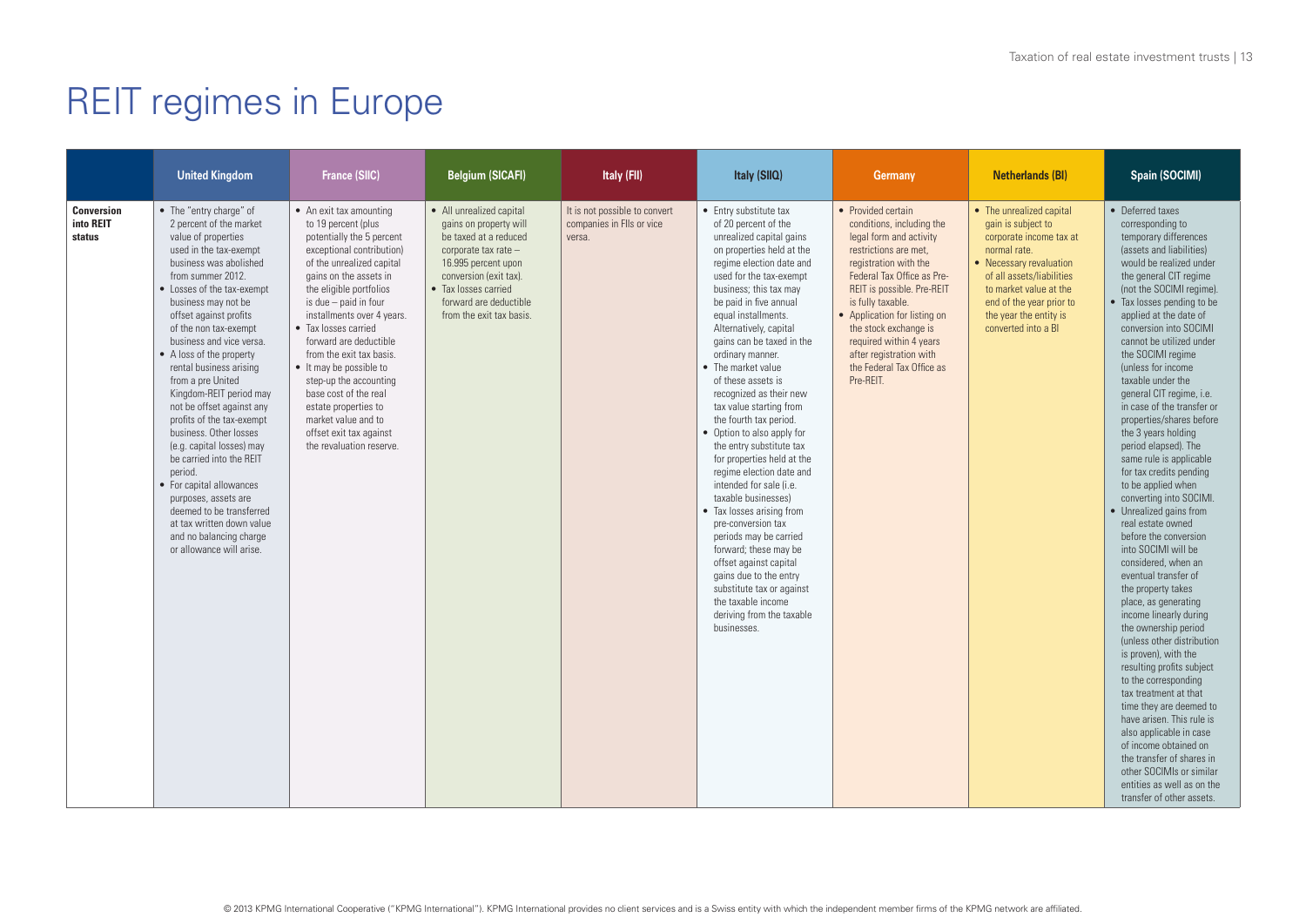# REIT regimes in Europe

| | United Kingdom | France (SIIC) | Belgium (SICAFI) | Italy (FII) | Italy (SIIQ) | Germany | Netherlands (BI) | Spain (SOCIMI) |
|---|---|---|---|---|---|---|---|---|
| **Conversion into REIT status** | • The "entry charge" of 2 percent of the market value of properties used in the tax-exempt business was abolished from summer 2012.<br>• Losses of the tax-exempt business may not be offset against profits of the non tax-exempt business and vice versa.<br>• A loss of the property rental business arising from a pre United Kingdom-REIT period may not be offset against any profits of the tax-exempt business. Other losses (e.g. capital losses) may be carried into the REIT period.<br>• For capital allowances purposes, assets are deemed to be transferred at tax written down value and no balancing charge or allowance will arise. | • An exit tax amounting to 19 percent (plus potentially the 5 percent exceptional contribution) of the unrealized capital gains on the assets in the eligible portfolios is due – paid in four installments over 4 years.<br>• Tax losses carried forward are deductible from the exit tax basis.<br>• It may be possible to step-up the accounting base cost of the real estate properties to market value and to offset exit tax against the revaluation reserve. | • All unrealized capital gains on property will be taxed at a reduced corporate tax rate – 16.995 percent upon conversion (exit tax).<br>• Tax losses carried forward are deductible from the exit tax basis. | It is not possible to convert companies in FIIs or vice versa. | • Entry substitute tax of 20 percent of the unrealized capital gains on properties held at the regime election date and used for the tax-exempt business; this tax may be paid in five annual equal installments. Alternatively, capital gains can be taxed in the ordinary manner.<br>• The market value of these assets is recognized as their new tax value starting from the fourth tax period.<br>• Option to also apply for the entry substitute tax for properties held at the regime election date and intended for sale (i.e. taxable businesses)<br>• Tax losses arising from pre-conversion tax periods may be carried forward; these may be offset against capital gains due to the entry substitute tax or against the taxable income deriving from the taxable businesses. | • Provided certain conditions, including the legal form and activity restrictions are met, registration with the Federal Tax Office as Pre-REIT is possible. Pre-REIT is fully taxable.<br>• Application for listing on the stock exchange is required within 4 years after registration with the Federal Tax Office as Pre-REIT. | • The unrealized capital gain is subject to corporate income tax at normal rate.<br>• Necessary revaluation of all assets/liabilities to market value at the end of the year prior to the year the entity is converted into a BI | • Deferred taxes corresponding to temporary differences (assets and liabilities) would be realized under the general CIT regime (not the SOCIMI regime).<br>• Tax losses pending to be applied at the date of conversion into SOCIMI cannot be utilized under the SOCIMI regime (unless for income taxable under the general CIT regime, i.e. in case of the transfer or properties/shares before the 3 years holding period elapsed). The same rule is applicable for tax credits pending to be applied when converting into SOCIMI.<br>• Unrealized gains from real estate owned before the conversion into SOCIMI will be considered, when an eventual transfer of the property takes place, as generating income linearly during the ownership period (unless other distribution is proven), with the resulting profits subject to the corresponding tax treatment at that time they are deemed to have arisen. This rule is also applicable in case of income obtained on the transfer of shares in other SOCIMIs or similar entities as well as on the transfer of other assets. |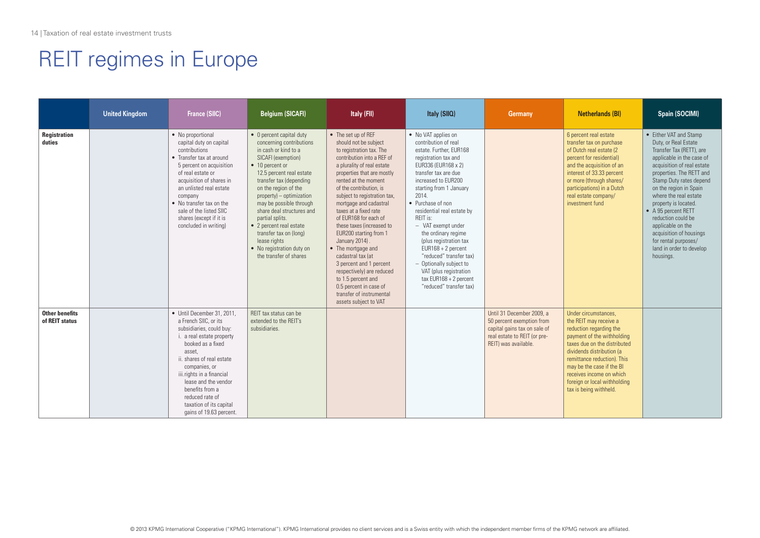# REIT regimes in Europe

| | United Kingdom | France (SIIC) | Belgium (SICAFI) | Italy (FII) | Italy (SIIQ) | Germany | Netherlands (BI) | Spain (SOCIMI) |
|---|---|---|---|---|---|---|---|---|
| **Registration duties** | | • No proportional capital duty on capital contributions<br>• Transfer tax at around 5 percent on acquisition of real estate or acquisition of shares in an unlisted real estate company<br>• No transfer tax on the sale of the listed SIIC shares (except if it is concluded in writing) | • 0 percent capital duty concerning contributions in cash or kind to a SICAFI (exemption)<br>• 10 percent or 12.5 percent real estate transfer tax (depending on the region of the property) – optimization may be possible through share deal structures and partial splits.<br>• 2 percent real estate transfer tax on (long) lease rights<br>• No registration duty on the transfer of shares | • The set up of REF should not be subject to registration tax. The contribution into a REF of a plurality of real estate properties that are mostly rented at the moment of the contribution, is subject to registration tax, mortgage and cadastral taxes at a fixed rate of EUR168 for each of these taxes (increased to EUR200 starting from 1 January 2014).<br>• The mortgage and cadastral tax (at 3 percent and 1 percent respectively) are reduced to 1.5 percent and 0.5 percent in case of transfer of instrumental assets subject to VAT | • No VAT applies on contribution of real estate. Further, EUR168 registration tax and EUR336 (EUR168 x 2) transfer tax are due increased to EUR200 starting from 1 January 2014.<br>• Purchase of non residential real estate by REIT is:<br>– VAT exempt under the ordinary regime (plus registration tax EUR168 + 2 percent "reduced" transfer tax)<br>– Optionally subject to VAT (plus registration tax EUR168 + 2 percent "reduced" transfer tax) | | 6 percent real estate transfer tax on purchase of Dutch real estate (2 percent for residential) and the acquisition of an interest of 33.33 percent or more (through shares/ participations) in a Dutch real estate company/ investment fund | • Either VAT and Stamp Duty, or Real Estate Transfer Tax (RETT), are applicable in the case of acquisition of real estate properties. The RETT and Stamp Duty rates depend on the region in Spain where the real estate property is located.<br>• A 95 percent RETT reduction could be applicable on the acquisition of housings for rental purposes/ land in order to develop housings. |
| **Other benefits of REIT status** | | • Until December 31, 2011, a French SIIC, or its subsidiaries, could buy:<br>i. a real estate property booked as a fixed asset,<br>ii. shares of real estate companies, or<br>iii. rights in a financial lease and the vendor benefits from a reduced rate of taxation of its capital gains of 19.63 percent. | REIT tax status can be extended to the REIT's subsidiaries. | | | Until 31 December 2009, a 50 percent exemption from capital gains tax on sale of real estate to REIT (or pre-REIT) was available. | Under circumstances, the REIT may receive a reduction regarding the payment of the withholding taxes due on the distributed dividends distribution (a remittance reduction). This may be the case if the BI receives income on which foreign or local withholding tax is being withheld. | |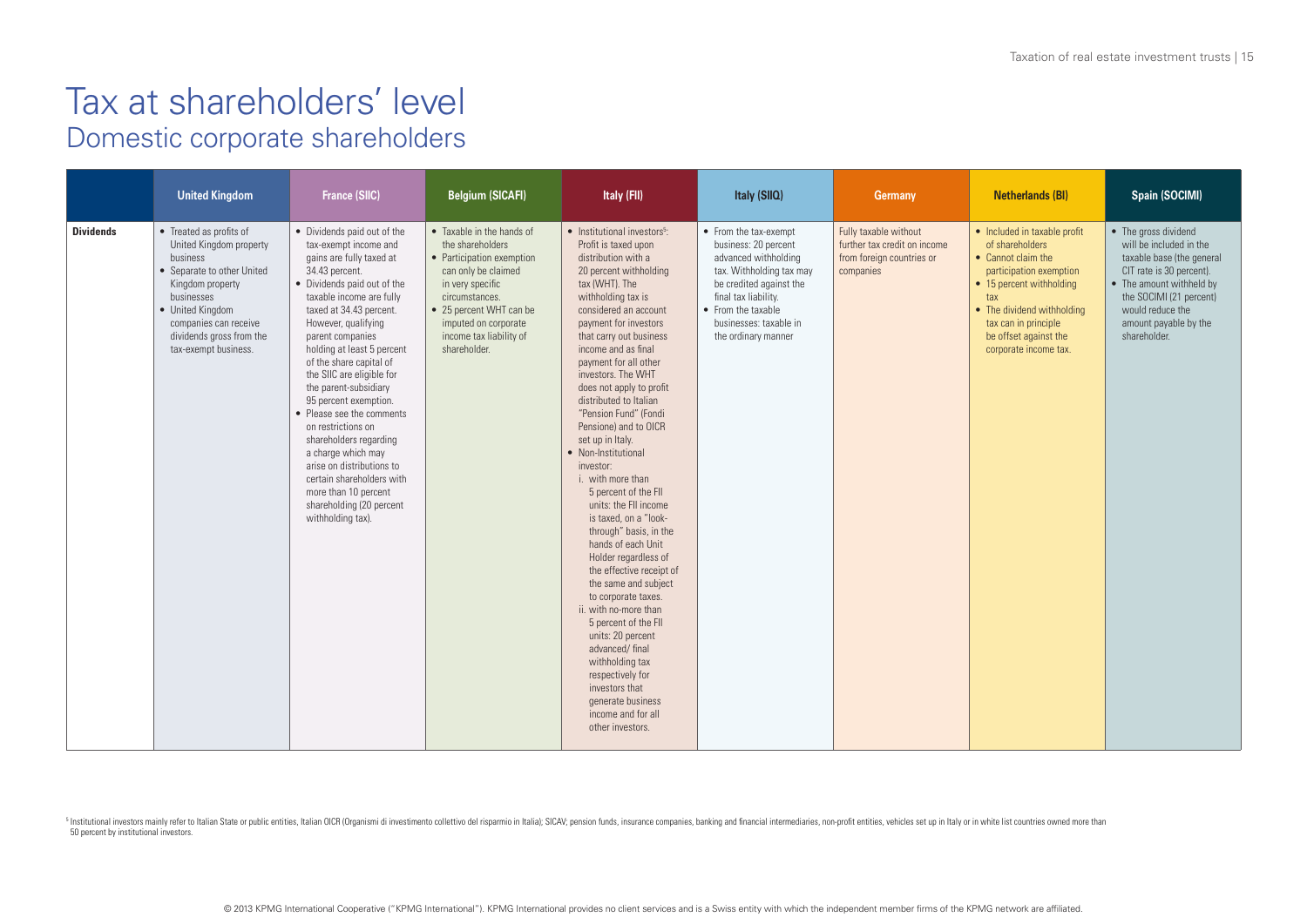# Tax at shareholders' level

## Domestic corporate shareholders

| | United Kingdom | France (SIIC) | Belgium (SICAFI) | Italy (FII) | Italy (SIIQ) | Germany | Netherlands (BI) | Spain (SOCIMI) |
|---|---|---|---|---|---|---|---|---|
| **Dividends** | • Treated as profits of United Kingdom property business<br>• Separate to other United Kingdom property businesses<br>• United Kingdom companies can receive dividends gross from the tax-exempt business. | • Dividends paid out of the tax-exempt income and gains are fully taxed at 34.43 percent.<br>• Dividends paid out of the taxable income are fully taxed at 34.43 percent. However, qualifying parent companies holding at least 5 percent of the share capital of the SIIC are eligible for the parent-subsidiary 95 percent exemption.<br>• Please see the comments on restrictions on shareholders regarding a charge which may arise on distributions to certain shareholders with more than 10 percent shareholding (20 percent withholding tax). | • Taxable in the hands of the shareholders<br>• Participation exemption can only be claimed in very specific circumstances.<br>• 25 percent WHT can be imputed on corporate income tax liability of shareholder. | • Institutional investors[5]: Profit is taxed upon distribution with a 20 percent withholding tax (WHT). The withholding tax is considered an account payment for investors that carry out business income and as final payment for all other investors. The WHT does not apply to profit distributed to Italian "Pension Fund" (Fondi Pensione) and to OICR set up in Italy.<br>• Non-Institutional investor:<br>i. with more than 5 percent of the FII units: the FII income is taxed, on a "look-through" basis, in the hands of each Unit Holder regardless of the effective receipt of the same and subject to corporate taxes.<br>ii. with no-more than 5 percent of the FII units: 20 percent advanced/ final withholding tax respectively for investors that generate business income and for all other investors. | • From the tax-exempt business: 20 percent advanced withholding tax. Withholding tax may be credited against the final tax liability.<br>• From the taxable businesses: taxable in the ordinary manner | Fully taxable without further tax credit on income from foreign countries or companies | • Included in taxable profit of shareholders<br>• Cannot claim the participation exemption<br>• 15 percent withholding tax<br>• The dividend withholding tax can in principle be offset against the corporate income tax. | • The gross dividend will be included in the taxable base (the general CIT rate is 30 percent).<br>• The amount withheld by the SOCIMI (21 percent) would reduce the amount payable by the shareholder. |

[5] Institutional investors mainly refer to Italian State or public entities, Italian OICR (Organismi di investimento collettivo del risparmio in Italia); SICAV; pension funds, insurance companies, banking and financial intermediaries, non-profit entities, vehicles set up in Italy or in white list countries owned more than 50 percent by institutional investors.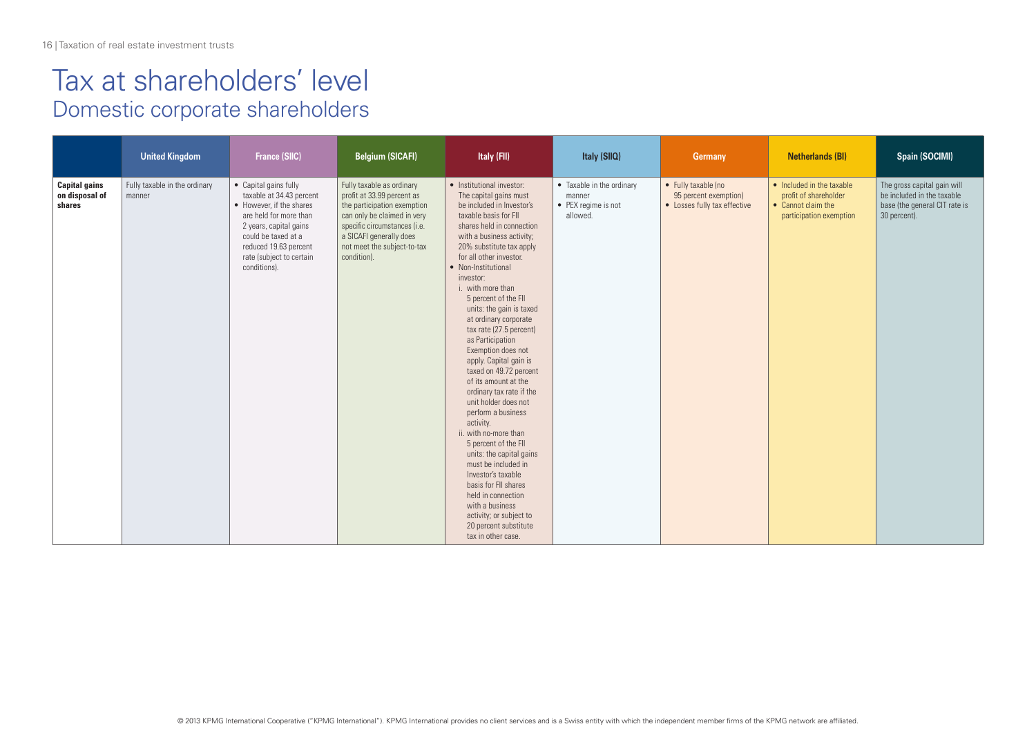# Tax at shareholders' level

## Domestic corporate shareholders

| | United Kingdom | France (SIIC) | Belgium (SICAFI) | Italy (FII) | Italy (SIIQ) | Germany | Netherlands (BI) | Spain (SOCIMI) |
|---|---|---|---|---|---|---|---|---|
| **Capital gains on disposal of shares** | Fully taxable in the ordinary manner | • Capital gains fully taxable at 34.43 percent<br>• However, if the shares are held for more than 2 years, capital gains could be taxed at a reduced 19.63 percent rate (subject to certain conditions). | Fully taxable as ordinary profit at 33.99 percent as the participation exemption can only be claimed in very specific circumstances (i.e. a SICAFI generally does not meet the subject-to-tax condition). | • Institutional investor: The capital gains must be included in Investor's taxable basis for FII shares held in connection with a business activity; 20% substitute tax apply for all other investor.<br>• Non-Institutional investor:<br>i. with more than 5 percent of the FII units: the gain is taxed at ordinary corporate tax rate (27.5 percent) as Participation Exemption does not apply. Capital gain is taxed on 49.72 percent of its amount at the ordinary tax rate if the unit holder does not perform a business activity.<br>ii. with no-more than 5 percent of the FII units: the capital gains must be included in Investor's taxable basis for FII shares held in connection with a business activity; or subject to 20 percent substitute tax in other case. | • Taxable in the ordinary manner<br>• PEX regime is not allowed. | • Fully taxable (no 95 percent exemption)<br>• Losses fully tax effective | • Included in the taxable profit of shareholder<br>• Cannot claim the participation exemption | The gross capital gain will be included in the taxable base (the general CIT rate is 30 percent). |

© 2013 KPMG International Cooperative ("KPMG International"). KPMG International provides no client services and is a Swiss entity with which the independent member firms of the KPMG network are affiliated.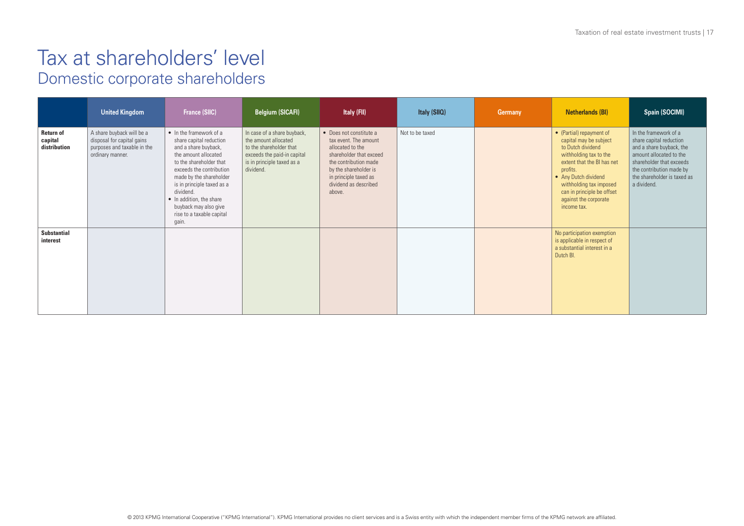# Tax at shareholders' level

## Domestic corporate shareholders

| | United Kingdom | France (SIIC) | Belgium (SICAFI) | Italy (FII) | Italy (SIIQ) | Germany | Netherlands (BI) | Spain (SOCIMI) |
|---|---|---|---|---|---|---|---|---|
| **Return of capital distribution** | A share buyback will be a disposal for capital gains purposes and taxable in the ordinary manner. | • In the framework of a share capital reduction and a share buyback, the amount allocated to the shareholder that exceeds the contribution made by the shareholder is in principle taxed as a dividend.<br>• In addition, the share buyback may also give rise to a taxable capital gain. | In case of a share buyback, the amount allocated to the shareholder that exceeds the paid-in capital is in principle taxed as a dividend. | • Does not constitute a tax event. The amount allocated to the shareholder that exceed the contribution made by the shareholder is in principle taxed as dividend as described above. | Not to be taxed | | • (Partial) repayment of capital may be subject to Dutch dividend withholding tax to the extent that the BI has net profits.<br>• Any Dutch dividend withholding tax imposed can in principle be offset against the corporate income tax. | In the framework of a share capital reduction and a share buyback, the amount allocated to the shareholder that exceeds the contribution made by the shareholder is taxed as a dividend. |
| **Substantial interest** | | | | | | | No participation exemption is applicable in respect of a substantial interest in a Dutch BI. | |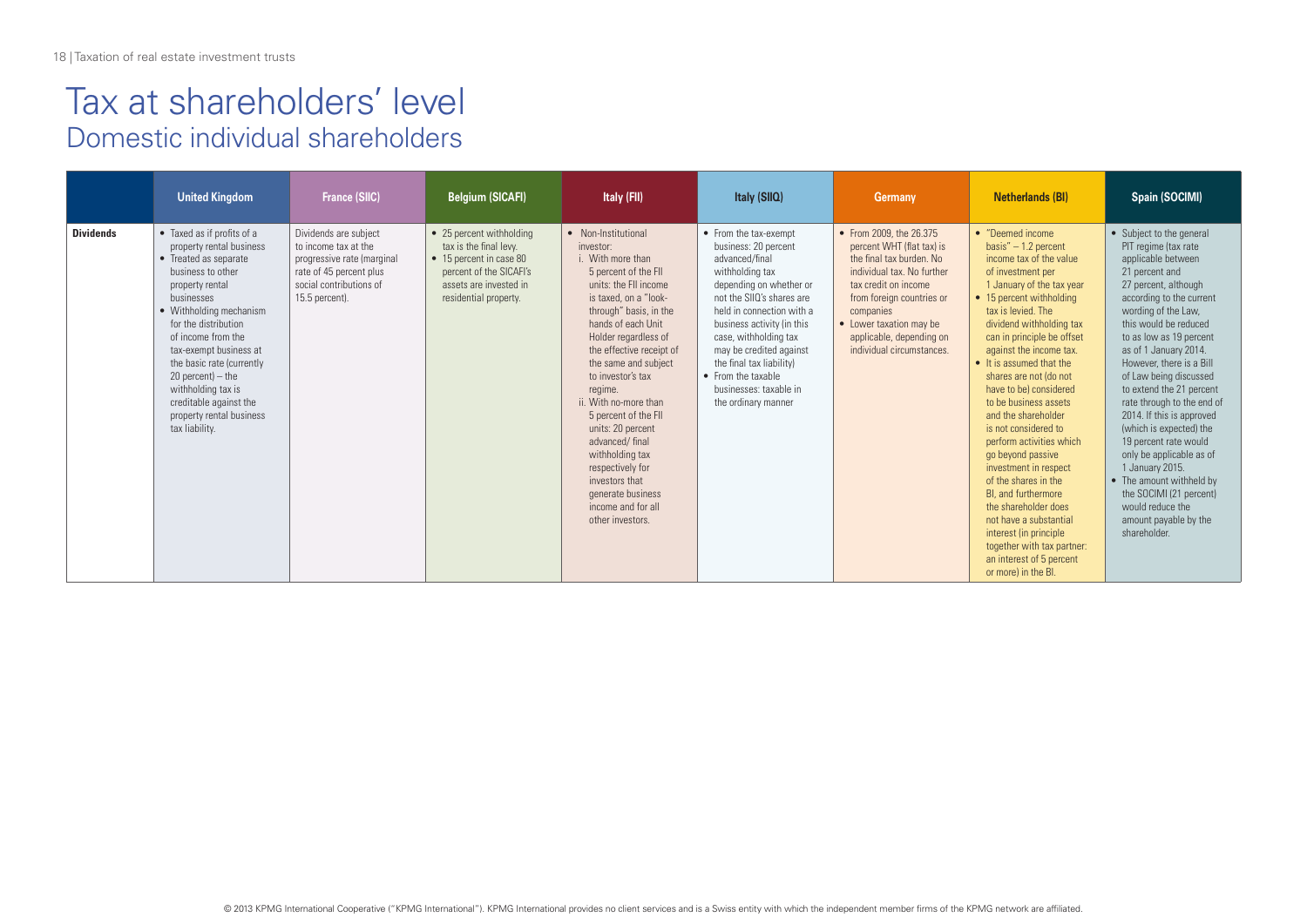# Tax at shareholders' level

## Domestic individual shareholders

| | United Kingdom | France (SIIC) | Belgium (SICAFI) | Italy (FII) | Italy (SIIQ) | Germany | Netherlands (BI) | Spain (SOCIMI) |
|---|---|---|---|---|---|---|---|---|
| **Dividends** | • Taxed as if profits of a property rental business<br>• Treated as separate business to other property rental businesses<br>• Withholding mechanism for the distribution of income from the tax-exempt business at the basic rate (currently 20 percent) – the withholding tax is creditable against the property rental business tax liability. | Dividends are subject to income tax at the progressive rate (marginal rate of 45 percent plus social contributions of 15.5 percent). | • 25 percent withholding tax is the final levy.<br>• 15 percent in case 80 percent of the SICAFI's assets are invested in residential property. | • Non-Institutional investor:<br>i. With more than 5 percent of the FII units: the FII income is taxed, on a "look-through" basis, in the hands of each Unit Holder regardless of the effective receipt of the same and subject to investor's tax regime.<br>ii. With no-more than 5 percent of the FII units: 20 percent advanced/ final withholding tax respectively for investors that generate business income and for all other investors. | • From the tax-exempt business: 20 percent advanced/final withholding tax depending on whether or not the SIIQ's shares are held in connection with a business activity (in this case, withholding tax may be credited against the final tax liability)<br>• From the taxable businesses: taxable in the ordinary manner | • From 2009, the 26.375 percent WHT (flat tax) is the final tax burden. No individual tax. No further tax credit on income from foreign countries or companies<br>• Lower taxation may be applicable, depending on individual circumstances. | • "Deemed income basis" – 1.2 percent income tax of the value of investment per 1 January of the tax year<br>• 15 percent withholding tax is levied. The dividend withholding tax can in principle be offset against the income tax.<br>• It is assumed that the shares are not (do not have to be) considered to be business assets and the shareholder is not considered to perform activities which go beyond passive investment in respect of the shares in the BI, and furthermore the shareholder does not have a substantial interest (in principle together with tax partner: an interest of 5 percent or more) in the BI. | • Subject to the general PIT regime (tax rate applicable between 21 percent and 27 percent, although according to the current wording of the Law, this would be reduced to as low as 19 percent as of 1 January 2014. However, there is a Bill of Law being discussed to extend the 21 percent rate through to the end of 2014. If this is approved (which is expected) the 19 percent rate would only be applicable as of 1 January 2015.<br>• The amount withheld by the SOCIMI (21 percent) would reduce the amount payable by the shareholder. |

© 2013 KPMG International Cooperative ("KPMG International"). KPMG International provides no client services and is a Swiss entity with which the independent member firms of the KPMG network are affiliated.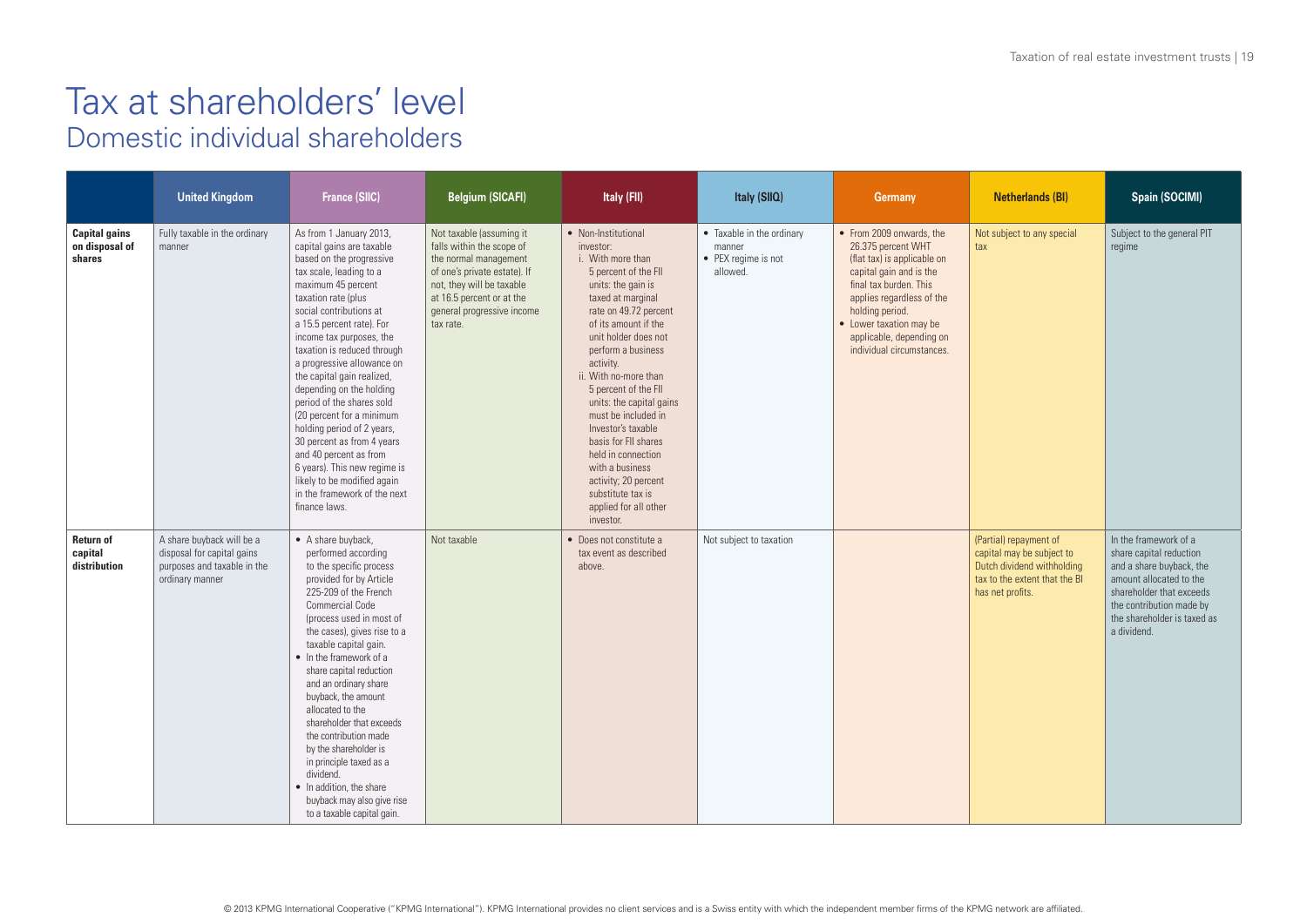# Tax at shareholders' level

## Domestic individual shareholders

| | United Kingdom | France (SIIC) | Belgium (SICAFI) | Italy (FII) | Italy (SIIQ) | Germany | Netherlands (BI) | Spain (SOCIMI) |
|---|---|---|---|---|---|---|---|---|
| **Capital gains on disposal of shares** | Fully taxable in the ordinary manner | As from 1 January 2013, capital gains are taxable based on the progressive tax scale, leading to a maximum 45 percent taxation rate (plus social contributions at a 15.5 percent rate). For income tax purposes, the taxation is reduced through a progressive allowance on the capital gain realized, depending on the holding period of the shares sold (20 percent for a minimum holding period of 2 years, 30 percent as from 4 years and 40 percent as from 6 years). This new regime is likely to be modified again in the framework of the next finance laws. | Not taxable (assuming it falls within the scope of the normal management of one's private estate). If not, they will be taxable at 16.5 percent or at the general progressive income tax rate. | • Non-Institutional investor:<br>i. With more than 5 percent of the FII units: the gain is taxed at marginal rate on 49.72 percent of its amount if the unit holder does not perform a business activity.<br>ii. With no-more than 5 percent of the FII units: the capital gains must be included in Investor's taxable basis for FII shares held in connection with a business activity; 20 percent substitute tax is applied for all other investor. | • Taxable in the ordinary manner<br>• PEX regime is not allowed. | • From 2009 onwards, the 26.375 percent WHT (flat tax) is applicable on capital gain and is the final tax burden. This applies regardless of the holding period.<br>• Lower taxation may be applicable, depending on individual circumstances. | Not subject to any special tax | Subject to the general PIT regime |
| **Return of capital distribution** | A share buyback will be a disposal for capital gains purposes and taxable in the ordinary manner | • A share buyback, performed according to the specific process provided for by Article 225-209 of the French Commercial Code (process used in most of the cases), gives rise to a taxable capital gain.<br>• In the framework of a share capital reduction and an ordinary share buyback, the amount allocated to the shareholder that exceeds the contribution made by the shareholder is in principle taxed as a dividend.<br>• In addition, the share buyback may also give rise to a taxable capital gain. | Not taxable | • Does not constitute a tax event as described above. | Not subject to taxation | | (Partial) repayment of capital may be subject to Dutch dividend withholding tax to the extent that the BI has net profits. | In the framework of a share capital reduction and a share buyback, the amount allocated to the shareholder that exceeds the contribution made by the shareholder is taxed as a dividend. |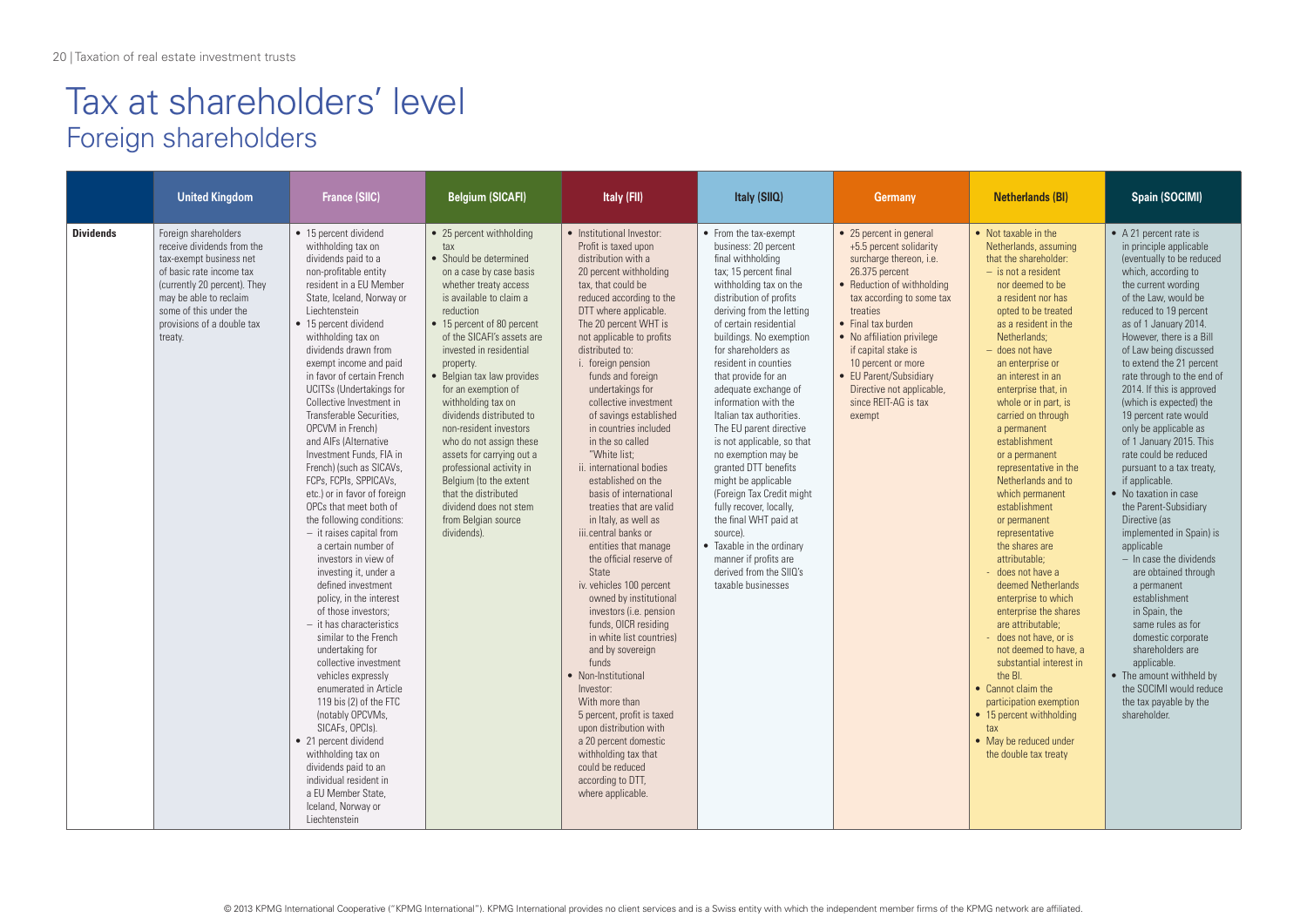# Tax at shareholders' level

## Foreign shareholders

| | United Kingdom | France (SIIC) | Belgium (SICAFI) | Italy (FII) | Italy (SIIQ) | Germany | Netherlands (BI) | Spain (SOCIMI) |
|---|---|---|---|---|---|---|---|---|
| **Dividends** | Foreign shareholders receive dividends from the tax-exempt business net of basic rate income tax (currently 20 percent). They may be able to reclaim some of this under the provisions of a double tax treaty. | • 15 percent dividend withholding tax on dividends paid to a non-profitable entity resident in a EU Member State, Iceland, Norway or Liechtenstein<br>• 15 percent dividend withholding tax on dividends drawn from exempt income and paid in favor of certain French UCITSs (Undertakings for Collective Investment in Transferable Securities, OPCVM in French) and AIFs (Alternative Investment Funds, FIA in French) (such as SICAVs, FCPs, FCPIs, SPPICAVs, etc.) or in favor of foreign OPCs that meet both of the following conditions:<br>– it raises capital from a certain number of investors in view of investing it, under a defined investment policy, in the interest of those investors;<br>– it has characteristics similar to the French undertaking for collective investment vehicles expressly enumerated in Article 119 bis (2) of the FTC (notably OPCVMs, SICAFs, OPCIs).<br>• 21 percent dividend withholding tax on dividends paid to an individual resident in a EU Member State, Iceland, Norway or Liechtenstein | • 25 percent withholding tax<br>• Should be determined on a case by case basis whether treaty access is available to claim a reduction<br>• 15 percent of 80 percent of the SICAFI's assets are invested in residential property.<br>• Belgian tax law provides for an exemption of withholding tax on dividends distributed to non-resident investors who do not assign these assets for carrying out a professional activity in Belgium (to the extent that the distributed dividend does not stem from Belgian source dividends). | • Institutional Investor: Profit is taxed upon distribution with a 20 percent withholding tax, that could be reduced according to the DTT where applicable. The 20 percent WHT is not applicable to profits distributed to:<br>i. foreign pension funds and foreign undertakings for collective investment of savings established in countries included in the so called "White list;<br>ii. international bodies established on the basis of international treaties that are valid in Italy, as well as<br>iii. central banks or entities that manage the official reserve of State<br>iv. vehicles 100 percent owned by institutional investors (i.e. pension funds, OICR residing in white list countries) and by sovereign funds<br>• Non-Institutional Investor: With more than 5 percent, profit is taxed upon distribution with a 20 percent domestic withholding tax that could be reduced according to DTT, where applicable. | • From the tax-exempt business: 20 percent final withholding tax; 15 percent final withholding tax on the distribution of profits deriving from the letting of certain residential buildings. No exemption for shareholders as resident in counties that provide for an adequate exchange of information with the Italian tax authorities. The EU parent directive is not applicable, so that no exemption may be granted DTT benefits might be applicable (Foreign Tax Credit might fully recover, locally, the final WHT paid at source).<br>• Taxable in the ordinary manner if profits are derived from the SIIQ's taxable businesses | • 25 percent in general +5.5 percent solidarity surcharge thereon, i.e. 26.375 percent<br>• Reduction of withholding tax according to some tax treaties<br>• Final tax burden<br>• No affiliation privilege if capital stake is 10 percent or more<br>• EU Parent/Subsidiary Directive not applicable, since REIT-AG is tax exempt | • Not taxable in the Netherlands, assuming that the shareholder:<br>– is not a resident nor deemed to be a resident nor has opted to be treated as a resident in the Netherlands;<br>– does not have an enterprise or an interest in an enterprise that, in whole or in part, is carried on through a permanent establishment or a permanent representative in the Netherlands and to which permanent establishment or permanent representative the shares are attributable;<br>- does not have a deemed Netherlands enterprise to which enterprise the shares are attributable;<br>- does not have, or is not deemed to have, a substantial interest in the BI.<br>• Cannot claim the participation exemption<br>• 15 percent withholding tax<br>• May be reduced under the double tax treaty | • A 21 percent rate is in principle applicable (eventually to be reduced which, according to the current wording of the Law, would be reduced to 19 percent as of 1 January 2014. However, there is a Bill of Law being discussed to extend the 21 percent rate through to the end of 2014. If this is approved (which is expected) the 19 percent rate would only be applicable as of 1 January 2015. This rate could be reduced pursuant to a tax treaty, if applicable.<br>• No taxation in case the Parent-Subsidiary Directive (as implemented in Spain) is applicable<br>– In case the dividends are obtained through a permanent establishment in Spain, the same rules as for domestic corporate shareholders are applicable.<br>• The amount withheld by the SOCIMI would reduce the tax payable by the shareholder. |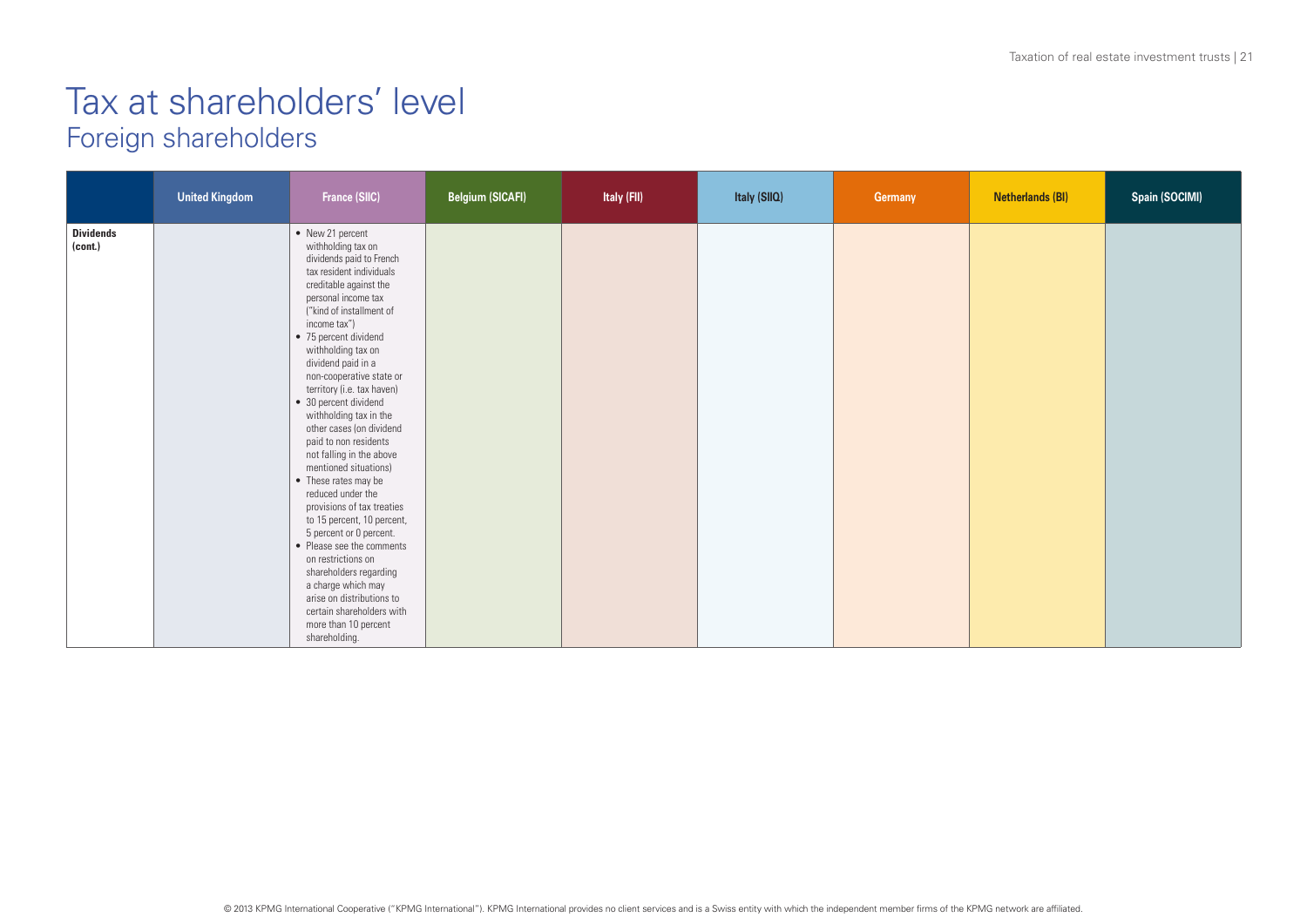# Tax at shareholders' level

## Foreign shareholders

| | United Kingdom | France (SIIC) | Belgium (SICAFI) | Italy (FII) | Italy (SIIQ) | Germany | Netherlands (BI) | Spain (SOCIMI) |
|---|---|---|---|---|---|---|---|---|
| **Dividends (cont.)** | | • New 21 percent withholding tax on dividends paid to French tax resident individuals creditable against the personal income tax ("kind of installment of income tax")<br>• 75 percent dividend withholding tax on dividend paid in a non-cooperative state or territory (i.e. tax haven)<br>• 30 percent dividend withholding tax in the other cases (on dividend paid to non residents not falling in the above mentioned situations)<br>• These rates may be reduced under the provisions of tax treaties to 15 percent, 10 percent, 5 percent or 0 percent.<br>• Please see the comments on restrictions on shareholders regarding a charge which may arise on distributions to certain shareholders with more than 10 percent shareholding. | | | | | | |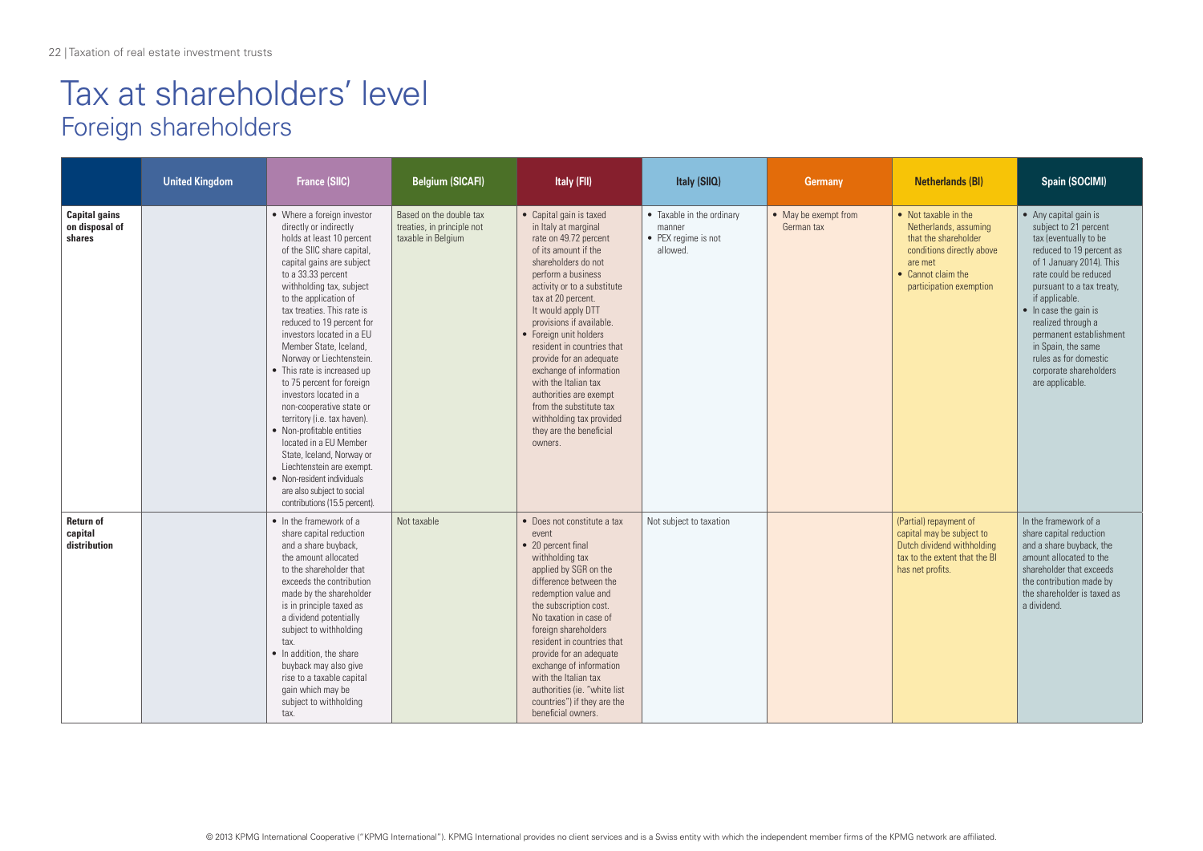# Tax at shareholders' level
## Foreign shareholders

| | United Kingdom | France (SIIC) | Belgium (SICAFI) | Italy (FII) | Italy (SIIQ) | Germany | Netherlands (BI) | Spain (SOCIMI) |
|---|---|---|---|---|---|---|---|---|
| **Capital gains on disposal of shares** | | • Where a foreign investor directly or indirectly holds at least 10 percent of the SIIC share capital, capital gains are subject to a 33.33 percent withholding tax, subject to the application of tax treaties. This rate is reduced to 19 percent for investors located in a EU Member State, Iceland, Norway or Liechtenstein.<br>• This rate is increased up to 75 percent for foreign investors located in a non-cooperative state or territory (i.e. tax haven).<br>• Non-profitable entities located in a EU Member State, Iceland, Norway or Liechtenstein are exempt.<br>• Non-resident individuals are also subject to social contributions (15.5 percent). | Based on the double tax treaties, in principle not taxable in Belgium | • Capital gain is taxed in Italy at marginal rate on 49.72 percent of its amount if the shareholders do not perform a business activity or to a substitute tax at 20 percent. It would apply DTT provisions if available.<br>• Foreign unit holders resident in countries that provide for an adequate exchange of information with the Italian tax authorities are exempt from the substitute tax withholding tax provided they are the beneficial owners. | • Taxable in the ordinary manner<br>• PEX regime is not allowed. | • May be exempt from German tax | • Not taxable in the Netherlands, assuming that the shareholder conditions directly above are met<br>• Cannot claim the participation exemption | • Any capital gain is subject to 21 percent tax (eventually to be reduced to 19 percent as of 1 January 2014). This rate could be reduced pursuant to a tax treaty, if applicable.<br>• In case the gain is realized through a permanent establishment in Spain, the same rules as for domestic corporate shareholders are applicable. |
| **Return of capital distribution** | | • In the framework of a share capital reduction and a share buyback, the amount allocated to the shareholder that exceeds the contribution made by the shareholder is in principle taxed as a dividend potentially subject to withholding tax.<br>• In addition, the share buyback may also give rise to a taxable capital gain which may be subject to withholding tax. | Not taxable | • Does not constitute a tax event<br>• 20 percent final withholding tax applied by SGR on the difference between the redemption value and the subscription cost. No taxation in case of foreign shareholders resident in countries that provide for an adequate exchange of information with the Italian tax authorities (ie. "white list countries") if they are the beneficial owners. | Not subject to taxation | | (Partial) repayment of capital may be subject to Dutch dividend withholding tax to the extent that the BI has net profits. | In the framework of a share capital reduction and a share buyback, the amount allocated to the shareholder that exceeds the contribution made by the shareholder is taxed as a dividend. |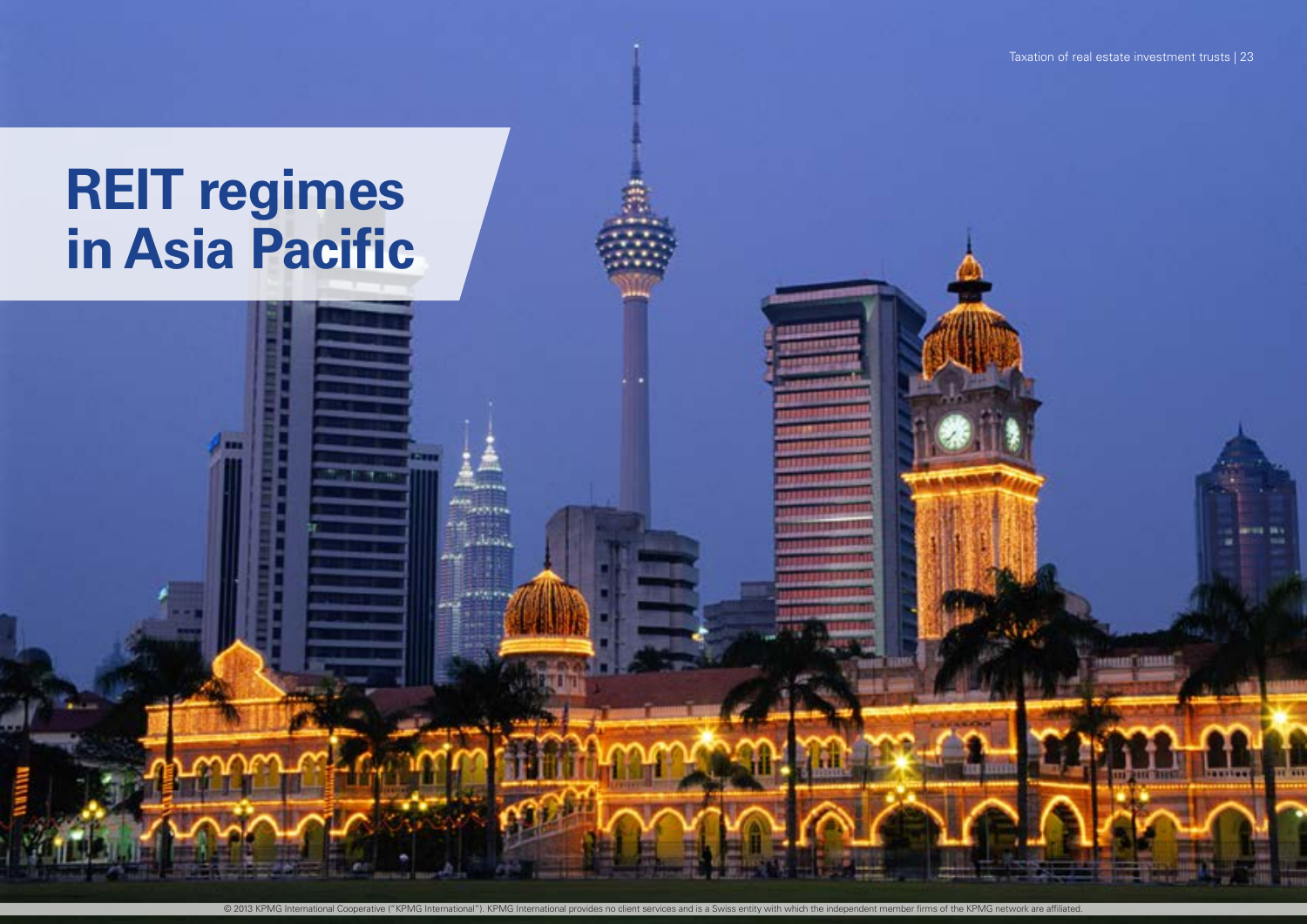# REIT regimes in Asia Pacific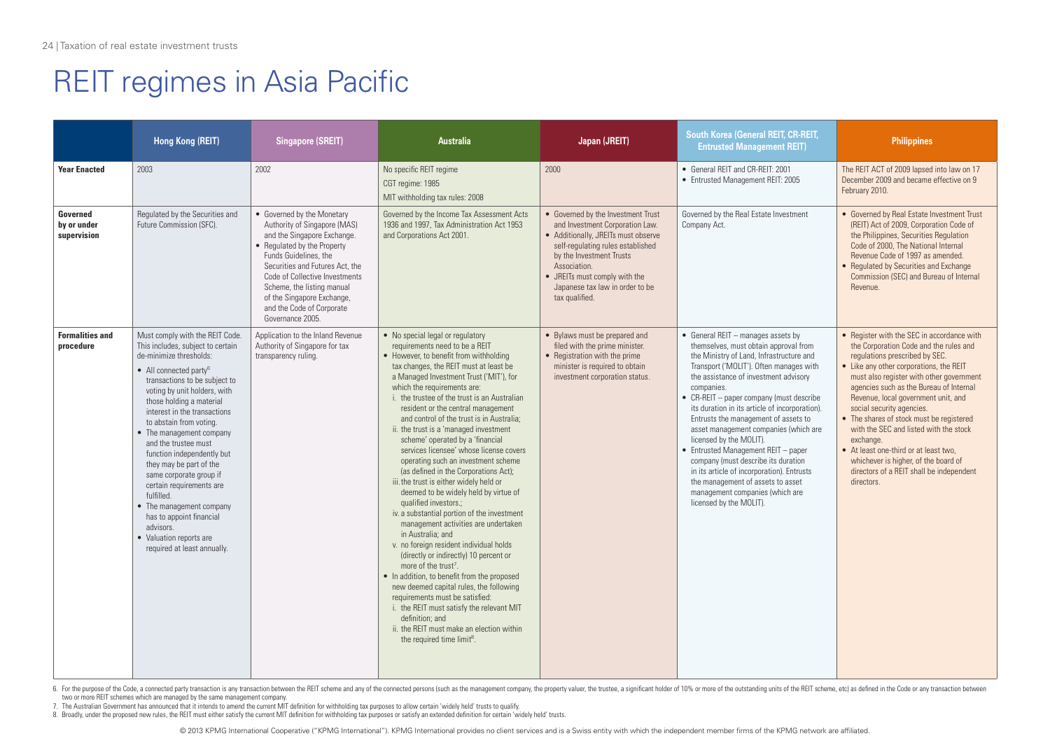# REIT regimes in Asia Pacific

| | Hong Kong (REIT) | Singapore (SREIT) | Australia | Japan (JREIT) | South Korea (General REIT, CR-REIT, Entrusted Management REIT) | Philippines |
|---|---|---|---|---|---|---|
| **Year Enacted** | 2003 | 2002 | No specific REIT regime<br>CGT regime: 1985<br>MIT withholding tax rules: 2008 | 2000 | • General REIT and CR-REIT: 2001<br>• Entrusted Management REIT: 2005 | The REIT ACT of 2009 lapsed into law on 17 December 2009 and became effective on 9 February 2010. |
| **Governed by or under supervision** | Regulated by the Securities and Future Commission (SFC). | • Governed by the Monetary Authority of Singapore (MAS) and the Singapore Exchange.<br>• Regulated by the Property Funds Guidelines, the Securities and Futures Act, the Code of Collective Investments Scheme, the listing manual of the Singapore Exchange, and the Code of Corporate Governance 2005. | Governed by the Income Tax Assessment Acts 1936 and 1997, Tax Administration Act 1953 and Corporations Act 2001. | • Governed by the Investment Trust and Investment Corporation Law.<br>• Additionally, JREITs must observe self-regulating rules established by the Investment Trusts Association.<br>• JREITs must comply with the Japanese tax law in order to be tax qualified. | Governed by the Real Estate Investment Company Act. | • Governed by Real Estate Investment Trust (REIT) Act of 2009, Corporation Code of the Philippines, Securities Regulation Code of 2000, The National Internal Revenue Code of 1997 as amended.<br>• Regulated by Securities and Exchange Commission (SEC) and Bureau of Internal Revenue. |
| **Formalities and procedure** | Must comply with the REIT Code. This includes, subject to certain de-minimize thresholds:<br>• All connected party[6] transactions to be subject to voting by unit holders, with those holding a material interest in the transactions to abstain from voting.<br>• The management company and the trustee must function independently but they may be part of the same corporate group if certain requirements are fulfilled.<br>• The management company has to appoint financial advisors.<br>• Valuation reports are required at least annually. | Application to the Inland Revenue Authority of Singapore for tax transparency ruling. | • No special legal or regulatory requirements need to be a REIT<br>• However, to benefit from withholding tax changes, the REIT must at least be a Managed Investment Trust ('MIT'), for which the requirements are:<br>i. the trustee of the trust is an Australian resident or the central management and control of the trust is in Australia;<br>ii. the trust is a 'managed investment scheme' operated by a 'financial services licensee' whose license covers operating such an investment scheme (as defined in the Corporations Act);<br>iii. the trust is either widely held or deemed to be widely held by virtue of qualified investors.;<br>iv. a substantial portion of the investment management activities are undertaken in Australia; and<br>v. no foreign resident individual holds (directly or indirectly) 10 percent or more of the trust[7].<br>• In addition, to benefit from the proposed new deemed capital rules, the following requirements must be satisfied:<br>i. the REIT must satisfy the relevant MIT definition; and<br>ii. the REIT must make an election within the required time limit[8]. | • Bylaws must be prepared and filed with the prime minister.<br>• Registration with the prime minister is required to obtain investment corporation status. | • General REIT – manages assets by themselves, must obtain approval from the Ministry of Land, Infrastructure and Transport ('MOLIT'). Often manages with the assistance of investment advisory companies.<br>• CR-REIT – paper company (must describe its duration in its article of incorporation). Entrusts the management of assets to asset management companies (which are licensed by the MOLIT).<br>• Entrusted Management REIT – paper company (must describe its duration in its article of incorporation). Entrusts the management of assets to asset management companies (which are licensed by the MOLIT). | • Register with the SEC in accordance with the Corporation Code and the rules and regulations prescribed by SEC.<br>• Like any other corporations, the REIT must also register with other government agencies such as the Bureau of Internal Revenue, local government unit, and social security agencies.<br>• The shares of stock must be registered with the SEC and listed with the stock exchange.<br>• At least one-third or at least two, whichever is higher, of the board of directors of a REIT shall be independent directors. |

6. For the purpose of the Code, a connected party transaction is any transaction between the REIT scheme and any of the connected persons (such as the management company, the property valuer, the trustee, a significant holder of 10% or more of the outstanding units of the REIT scheme, etc) as defined in the Code or any transaction between two or more REIT schemes which are managed by the same management company.
7. The Australian Government has announced that it intends to amend the current MIT definition for withholding tax purposes to allow certain 'widely held' trusts to qualify.
8. Broadly, under the proposed new rules, the REIT must either satisfy the current MIT definition for withholding tax purposes or satisfy an extended definition for certain 'widely held' trusts.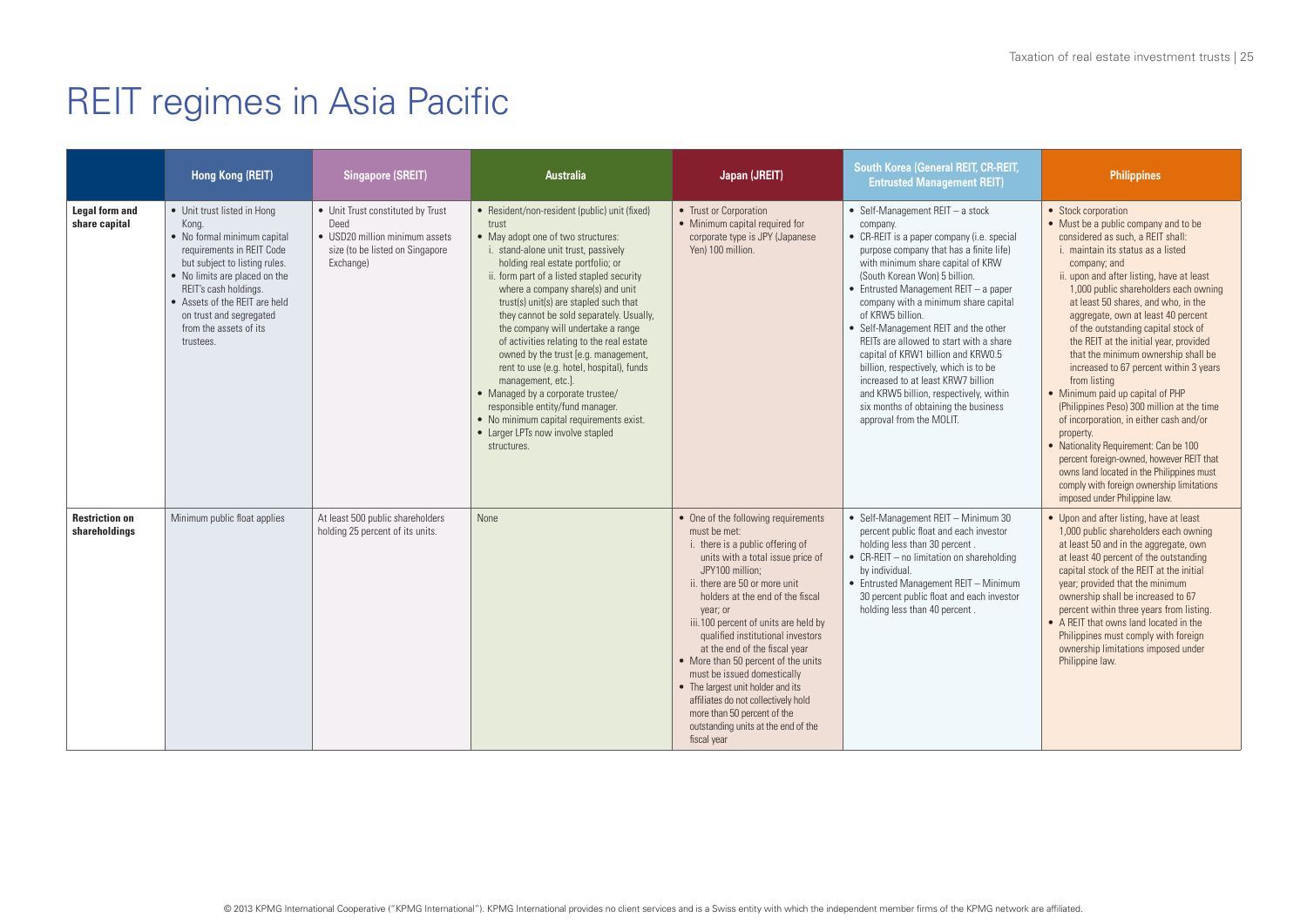# REIT regimes in Asia Pacific

| | Hong Kong (REIT) | Singapore (SREIT) | Australia | Japan (JREIT) | South Korea (General REIT, CR-REIT, Entrusted Management REIT) | Philippines |
|---|---|---|---|---|---|---|
| **Legal form and share capital** | • Unit trust listed in Hong Kong.<br>• No formal minimum capital requirements in REIT Code but subject to listing rules.<br>• No limits are placed on the REIT's cash holdings.<br>• Assets of the REIT are held on trust and segregated from the assets of its trustees. | • Unit Trust constituted by Trust Deed<br>• USD20 million minimum assets size (to be listed on Singapore Exchange) | • Resident/non-resident (public) unit (fixed) trust<br>• May adopt one of two structures:<br>i. stand-alone unit trust, passively holding real estate portfolio; or<br>ii. form part of a listed stapled security where a company share(s) and unit trust(s) unit(s) are stapled such that they cannot be sold separately. Usually, the company will undertake a range of activities relating to the real estate owned by the trust [e.g. management, rent to use (e.g. hotel, hospital), funds management, etc.].<br>• Managed by a corporate trustee/ responsible entity/fund manager.<br>• No minimum capital requirements exist.<br>• Larger LPTs now involve stapled structures. | • Trust or Corporation<br>• Minimum capital required for corporate type is JPY (Japanese Yen) 100 million. | • Self-Management REIT – a stock company.<br>• CR-REIT is a paper company (i.e. special purpose company that has a finite life) with minimum share capital of KRW (South Korean Won) 5 billion.<br>• Entrusted Management REIT – a paper company with a minimum share capital of KRW5 billion.<br>• Self-Management REIT and the other REITs are allowed to start with a share capital of KRW1 billion and KRW0.5 billion, respectively, which is to be increased to at least KRW7 billion and KRW5 billion, respectively, within six months of obtaining the business approval from the MOLIT. | • Stock corporation<br>• Must be a public company and to be considered as such, a REIT shall:<br>i. maintain its status as a listed company; and<br>ii. upon and after listing, have at least 1,000 public shareholders each owning at least 50 shares, and who, in the aggregate, own at least 40 percent of the outstanding capital stock of the REIT at the initial year, provided that the minimum ownership shall be increased to 67 percent within 3 years from listing<br>• Minimum paid up capital of PHP (Philippines Peso) 300 million at the time of incorporation, in either cash and/or property.<br>• Nationality Requirement: Can be 100 percent foreign-owned, however REIT that owns land located in the Philippines must comply with foreign ownership limitations imposed under Philippine law. |
| **Restriction on shareholdings** | Minimum public float applies | At least 500 public shareholders holding 25 percent of its units. | None | • One of the following requirements must be met:<br>i. there is a public offering of units with a total issue price of JPY100 million;<br>ii. there are 50 or more unit holders at the end of the fiscal year; or<br>iii. 100 percent of units are held by qualified institutional investors at the end of the fiscal year<br>• More than 50 percent of the units must be issued domestically<br>• The largest unit holder and its affiliates do not collectively hold more than 50 percent of the outstanding units at the end of the fiscal year | • Self-Management REIT – Minimum 30 percent public float and each investor holding less than 30 percent .<br>• CR-REIT – no limitation on shareholding by individual.<br>• Entrusted Management REIT – Minimum 30 percent public float and each investor holding less than 40 percent . | • Upon and after listing, have at least 1,000 public shareholders each owning at least 50 and in the aggregate, own at least 40 percent of the outstanding capital stock of the REIT at the initial year; provided that the minimum ownership shall be increased to 67 percent within three years from listing.<br>• A REIT that owns land located in the Philippines must comply with foreign ownership limitations imposed under Philippine law. |

© 2013 KPMG International Cooperative ("KPMG International"). KPMG International provides no client services and is a Swiss entity with which the independent member firms of the KPMG network are affiliated.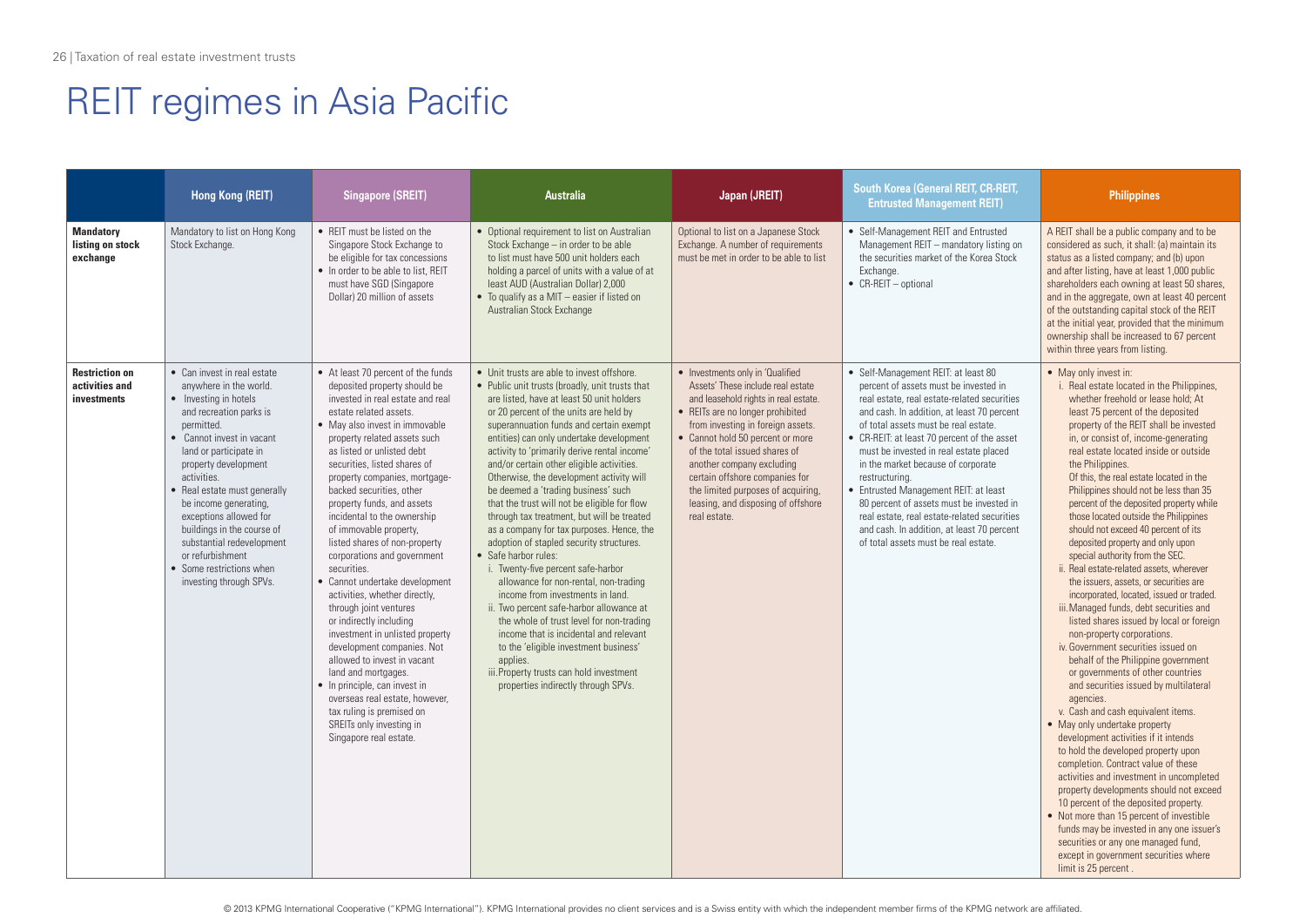# REIT regimes in Asia Pacific

| | Hong Kong (REIT) | Singapore (SREIT) | Australia | Japan (JREIT) | South Korea (General REIT, CR-REIT, Entrusted Management REIT) | Philippines |
|---|---|---|---|---|---|---|
| **Mandatory listing on stock exchange** | Mandatory to list on Hong Kong Stock Exchange. | • REIT must be listed on the Singapore Stock Exchange to be eligible for tax concessions<br>• In order to be able to list, REIT must have SGD (Singapore Dollar) 20 million of assets | • Optional requirement to list on Australian Stock Exchange – in order to be able to list must have 500 unit holders each holding a parcel of units with a value of at least AUD (Australian Dollar) 2,000<br>• To qualify as a MIT – easier if listed on Australian Stock Exchange | Optional to list on a Japanese Stock Exchange. A number of requirements must be met in order to be able to list | • Self-Management REIT and Entrusted Management REIT – mandatory listing on the securities market of the Korea Stock Exchange.<br>• CR-REIT – optional | A REIT shall be a public company and to be considered as such, it shall: (a) maintain its status as a listed company; and (b) upon and after listing, have at least 1,000 public shareholders each owning at least 50 shares, and in the aggregate, own at least 40 percent of the outstanding capital stock of the REIT at the initial year, provided that the minimum ownership shall be increased to 67 percent within three years from listing. |
| **Restriction on activities and investments** | • Can invest in real estate anywhere in the world.<br>• Investing in hotels and recreation parks is permitted.<br>• Cannot invest in vacant land or participate in property development activities.<br>• Real estate must generally be income generating, exceptions allowed for buildings in the course of substantial redevelopment or refurbishment<br>• Some restrictions when investing through SPVs. | • At least 70 percent of the funds deposited property should be invested in real estate and real estate related assets.<br>• May also invest in immovable property related assets such as listed or unlisted debt securities, listed shares of property companies, mortgage-backed securities, other property funds, and assets incidental to the ownership of immovable property, listed shares of non-property corporations and government securities.<br>• Cannot undertake development activities, whether directly, through joint ventures or indirectly including investment in unlisted property development companies. Not allowed to invest in vacant land and mortgages.<br>• In principle, can invest in overseas real estate, however, tax ruling is premised on SREITs only investing in Singapore real estate. | • Unit trusts are able to invest offshore.<br>• Public unit trusts (broadly, unit trusts that are listed, have at least 50 unit holders or 20 percent of the units are held by superannuation funds and certain exempt entities) can only undertake development activity to 'primarily derive rental income' and/or certain other eligible activities. Otherwise, the development activity will be deemed a 'trading business' such that the trust will not be eligible for flow through tax treatment, but will be treated as a company for tax purposes. Hence, the adoption of stapled security structures.<br>• Safe harbor rules:<br>i. Twenty-five percent safe-harbor allowance for non-rental, non-trading income from investments in land.<br>ii. Two percent safe-harbor allowance at the whole of trust level for non-trading income that is incidental and relevant to the 'eligible investment business' applies.<br>iii. Property trusts can hold investment properties indirectly through SPVs. | • Investments only in 'Qualified Assets' These include real estate and leasehold rights in real estate.<br>• REITs are no longer prohibited from investing in foreign assets.<br>• Cannot hold 50 percent or more of the total issued shares of another company excluding certain offshore companies for the limited purposes of acquiring, leasing, and disposing of offshore real estate. | • Self-Management REIT: at least 80 percent of assets must be invested in real estate, real estate-related securities and cash. In addition, at least 70 percent of total assets must be real estate.<br>• CR-REIT: at least 70 percent of the asset must be invested in real estate placed in the market because of corporate restructuring.<br>• Entrusted Management REIT: at least 80 percent of assets must be invested in real estate, real estate-related securities and cash. In addition, at least 70 percent of total assets must be real estate. | • May only invest in:<br>i. Real estate located in the Philippines, whether freehold or lease hold; At least 75 percent of the deposited property of the REIT shall be invested in, or consist of, income-generating real estate located inside or outside the Philippines. Of this, the real estate located in the Philippines should not be less than 35 percent of the deposited property while those located outside the Philippines should not exceed 40 percent of its deposited property and only upon special authority from the SEC.<br>ii. Real estate-related assets, wherever the issuers, assets, or securities are incorporated, located, issued or traded.<br>iii. Managed funds, debt securities and listed shares issued by local or foreign non-property corporations.<br>iv. Government securities issued on behalf of the Philippine government or governments of other countries and securities issued by multilateral agencies.<br>v. Cash and cash equivalent items.<br>• May only undertake property development activities if it intends to hold the developed property upon completion. Contract value of these activities and investment in uncompleted property developments should not exceed 10 percent of the deposited property.<br>• Not more than 15 percent of investible funds may be invested in any one issuer's securities or any one managed fund, except in government securities where limit is 25 percent . |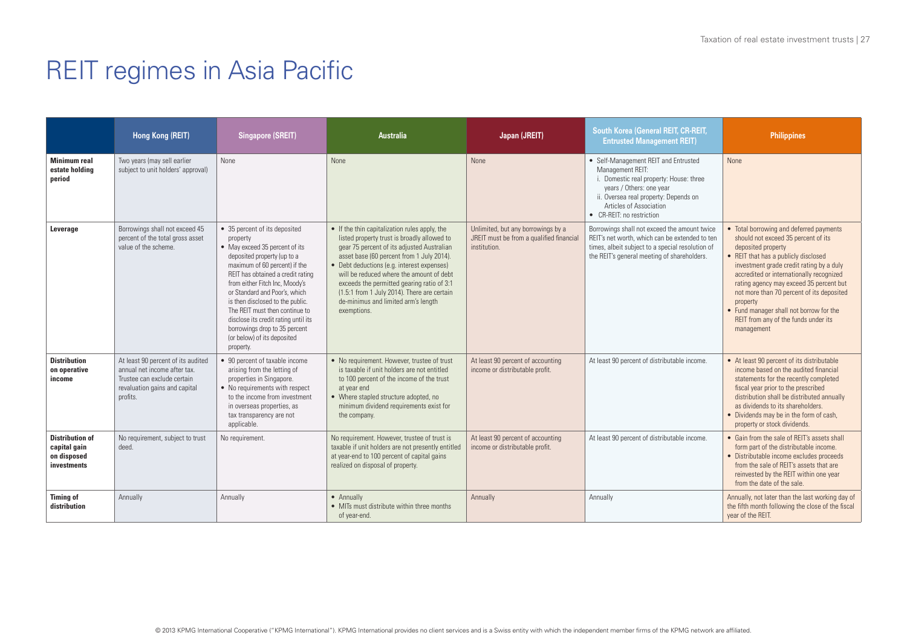# REIT regimes in Asia Pacific

| | Hong Kong (REIT) | Singapore (SREIT) | Australia | Japan (JREIT) | South Korea (General REIT, CR-REIT, Entrusted Management REIT) | Philippines |
|---|---|---|---|---|---|---|
| **Minimum real estate holding period** | Two years (may sell earlier subject to unit holders' approval) | None | None | None | • Self-Management REIT and Entrusted Management REIT: i. Domestic real property: House: three years / Others: one year ii. Oversea real property: Depends on Articles of Association • CR-REIT: no restriction | None |
| **Leverage** | Borrowings shall not exceed 45 percent of the total gross asset value of the scheme. | • 35 percent of its deposited property • May exceed 35 percent of its deposited property (up to a maximum of 60 percent) if the REIT has obtained a credit rating from either Fitch Inc, Moody's or Standard and Poor's, which is then disclosed to the public. The REIT must then continue to disclose its credit rating until its borrowings drop to 35 percent (or below) of its deposited property. | • If the thin capitalization rules apply, the listed property trust is broadly allowed to gear 75 percent of its adjusted Australian asset base (60 percent from 1 July 2014). • Debt deductions (e.g. interest expenses) will be reduced where the amount of debt exceeds the permitted gearing ratio of 3:1 (1.5:1 from 1 July 2014). There are certain de-minimus and limited arm's length exemptions. | Unlimited, but any borrowings by a JREIT must be from a qualified financial institution. | Borrowings shall not exceed the amount twice REIT's net worth, which can be extended to ten times, albeit subject to a special resolution of the REIT's general meeting of shareholders. | • Total borrowing and deferred payments should not exceed 35 percent of its deposited property • REIT that has a publicly disclosed investment grade credit rating by a duly accredited or internationally recognized rating agency may exceed 35 percent but not more than 70 percent of its deposited property • Fund manager shall not borrow for the REIT from any of the funds under its management |
| **Distribution on operative income** | At least 90 percent of its audited annual net income after tax. Trustee can exclude certain revaluation gains and capital profits. | • 90 percent of taxable income arising from the letting of properties in Singapore. • No requirements with respect to the income from investment in overseas properties, as tax transparency are not applicable. | • No requirement. However, trustee of trust is taxable if unit holders are not entitled to 100 percent of the income of the trust at year end • Where stapled structure adopted, no minimum dividend requirements exist for the company. | At least 90 percent of accounting income or distributable profit. | At least 90 percent of distributable income. | • At least 90 percent of its distributable income based on the audited financial statements for the recently completed fiscal year prior to the prescribed distribution shall be distributed annually as dividends to its shareholders. • Dividends may be in the form of cash, property or stock dividends. |
| **Distribution of capital gain on disposed investments** | No requirement, subject to trust deed. | No requirement. | No requirement. However, trustee of trust is taxable if unit holders are not presently entitled at year-end to 100 percent of capital gains realized on disposal of property. | At least 90 percent of accounting income or distributable profit. | At least 90 percent of distributable income. | • Gain from the sale of REIT's assets shall form part of the distributable income. • Distributable income excludes proceeds from the sale of REIT's assets that are reinvested by the REIT within one year from the date of the sale. |
| **Timing of distribution** | Annually | Annually | • Annually • MITs must distribute within three months of year-end. | Annually | Annually | Annually, not later than the last working day of the fifth month following the close of the fiscal year of the REIT. |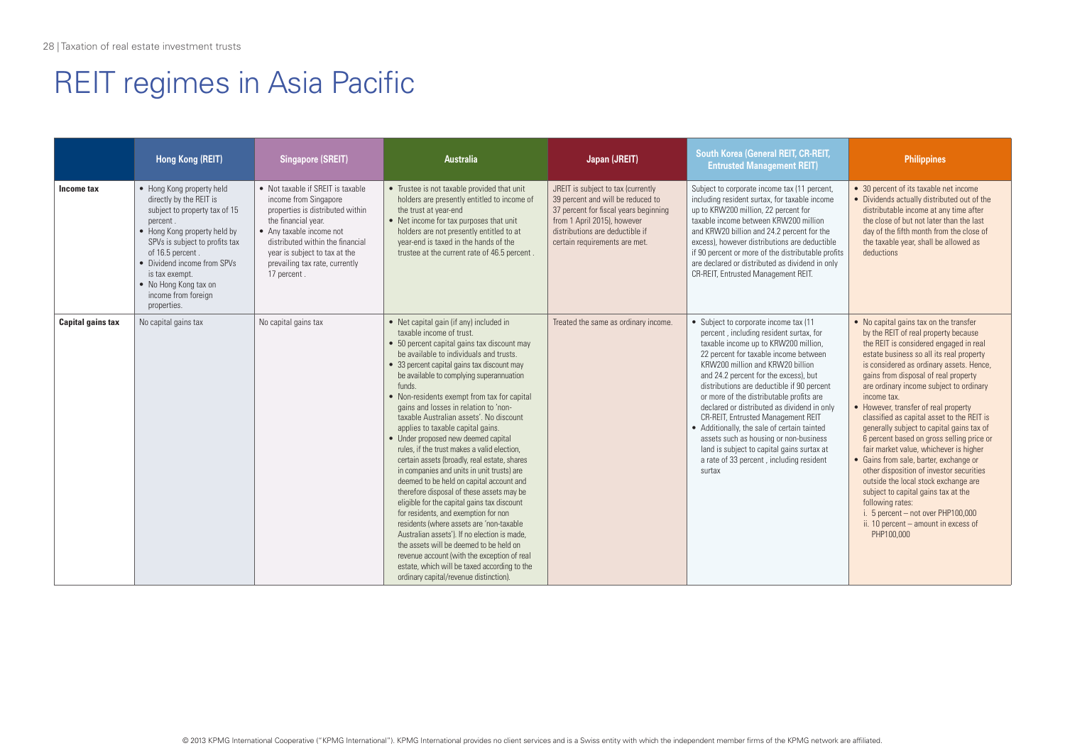# REIT regimes in Asia Pacific

| | Hong Kong (REIT) | Singapore (SREIT) | Australia | Japan (JREIT) | South Korea (General REIT, CR-REIT, Entrusted Management REIT) | Philippines |
|---|---|---|---|---|---|---|
| **Income tax** | • Hong Kong property held directly by the REIT is subject to property tax of 15 percent .<br>• Hong Kong property held by SPVs is subject to profits tax of 16.5 percent .<br>• Dividend income from SPVs is tax exempt.<br>• No Hong Kong tax on income from foreign properties. | • Not taxable if SREIT is taxable income from Singapore properties is distributed within the financial year.<br>• Any taxable income not distributed within the financial year is subject to tax at the prevailing tax rate, currently 17 percent . | • Trustee is not taxable provided that unit holders are presently entitled to income of the trust at year-end<br>• Net income for tax purposes that unit holders are not presently entitled to at year-end is taxed in the hands of the trustee at the current rate of 46.5 percent . | JREIT is subject to tax (currently 39 percent and will be reduced to 37 percent for fiscal years beginning from 1 April 2015), however distributions are deductible if certain requirements are met. | Subject to corporate income tax (11 percent, including resident surtax, for taxable income up to KRW200 million, 22 percent for taxable income between KRW200 million and KRW20 billion and 24.2 percent for the excess), however distributions are deductible if 90 percent or more of the distributable profits are declared or distributed as dividend in only CR-REIT, Entrusted Management REIT. | • 30 percent of its taxable net income<br>• Dividends actually distributed out of the distributable income at any time after the close of but not later than the last day of the fifth month from the close of the taxable year, shall be allowed as deductions |
| **Capital gains tax** | No capital gains tax | No capital gains tax | • Net capital gain (if any) included in taxable income of trust.<br>• 50 percent capital gains tax discount may be available to individuals and trusts.<br>• 33 percent capital gains tax discount may be available to complying superannuation funds.<br>• Non-residents exempt from tax for capital gains and losses in relation to 'non-taxable Australian assets'. No discount applies to taxable capital gains.<br>• Under proposed new deemed capital rules, if the trust makes a valid election, certain assets (broadly, real estate, shares in companies and units in unit trusts) are deemed to be held on capital account and therefore disposal of these assets may be eligible for the capital gains tax discount for residents, and exemption for non residents (where assets are 'non-taxable Australian assets'). If no election is made, the assets will be deemed to be held on revenue account (with the exception of real estate, which will be taxed according to the ordinary capital/revenue distinction). | Treated the same as ordinary income. | • Subject to corporate income tax (11 percent , including resident surtax, for taxable income up to KRW200 million, 22 percent for taxable income between KRW200 million and KRW20 billion and 24.2 percent for the excess), but distributions are deductible if 90 percent or more of the distributable profits are declared or distributed as dividend in only CR-REIT, Entrusted Management REIT<br>• Additionally, the sale of certain tainted assets such as housing or non-business land is subject to capital gains surtax at a rate of 33 percent , including resident surtax | • No capital gains tax on the transfer by the REIT of real property because the REIT is considered engaged in real estate business so all its real property is considered as ordinary assets. Hence, gains from disposal of real property are ordinary income subject to ordinary income tax.<br>• However, transfer of real property classified as capital asset to the REIT is generally subject to capital gains tax of 6 percent based on gross selling price or fair market value, whichever is higher<br>• Gains from sale, barter, exchange or other disposition of investor securities outside the local stock exchange are subject to capital gains tax at the following rates:<br>i. 5 percent – not over PHP100,000<br>ii. 10 percent – amount in excess of PHP100,000 |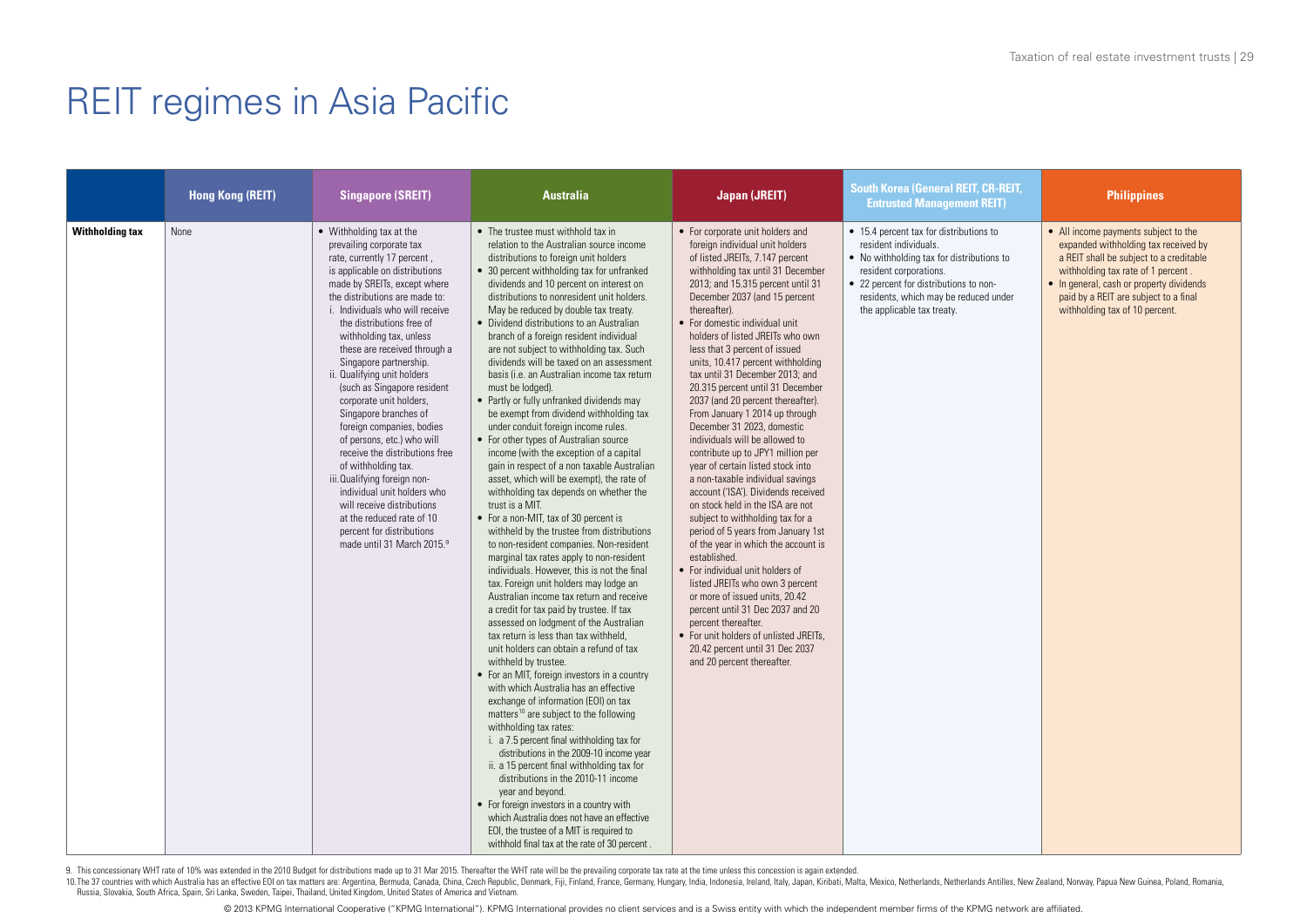# REIT regimes in Asia Pacific

| | Hong Kong (REIT) | Singapore (SREIT) | Australia | Japan (JREIT) | South Korea (General REIT, CR-REIT, Entrusted Management REIT) | Philippines |
|---|---|---|---|---|---|---|
| **Withholding tax** | None | • Withholding tax at the prevailing corporate tax rate, currently 17 percent , is applicable on distributions made by SREITs, except where the distributions are made to:<br>i. Individuals who will receive the distributions free of withholding tax, unless these are received through a Singapore partnership.<br>ii. Qualifying unit holders (such as Singapore resident corporate unit holders, Singapore branches of foreign companies, bodies of persons, etc.) who will receive the distributions free of withholding tax.<br>iii. Qualifying foreign non-individual unit holders who will receive distributions at the reduced rate of 10 percent for distributions made until 31 March 2015.[9] | • The trustee must withhold tax in relation to the Australian source income distributions to foreign unit holders<br>• 30 percent withholding tax for unfranked dividends and 10 percent on interest on distributions to nonresident unit holders. May be reduced by double tax treaty.<br>• Dividend distributions to an Australian branch of a foreign resident individual are not subject to withholding tax. Such dividends will be taxed on an assessment basis (i.e. an Australian income tax return must be lodged).<br>• Partly or fully unfranked dividends may be exempt from dividend withholding tax under conduit foreign income rules.<br>• For other types of Australian source income (with the exception of a capital gain in respect of a non taxable Australian asset, which will be exempt), the rate of withholding tax depends on whether the trust is a MIT.<br>• For a non-MIT, tax of 30 percent is withheld by the trustee from distributions to non-resident companies. Non-resident marginal tax rates apply to non-resident individuals. However, this is not the final tax. Foreign unit holders may lodge an Australian income tax return and receive a credit for tax paid by trustee. If tax assessed on lodgment of the Australian tax return is less than tax withheld, unit holders can obtain a refund of tax withheld by trustee.<br>• For an MIT, foreign investors in a country with which Australia has an effective exchange of information (EOI) on tax matters[10] are subject to the following withholding tax rates:<br>i. a 7.5 percent final withholding tax for distributions in the 2009-10 income year<br>ii. a 15 percent final withholding tax for distributions in the 2010-11 income year and beyond.<br>• For foreign investors in a country with which Australia does not have an effective EOI, the trustee of a MIT is required to withhold final tax at the rate of 30 percent . | • For corporate unit holders and foreign individual unit holders of listed JREITs, 7.147 percent withholding tax until 31 December 2013; and 15.315 percent until 31 December 2037 (and 15 percent thereafter).<br>• For domestic individual unit holders of listed JREITs who own less that 3 percent of issued units, 10.417 percent withholding tax until 31 December 2013; and 20.315 percent until 31 December 2037 (and 20 percent thereafter). From January 1 2014 up through December 31 2023, domestic individuals will be allowed to contribute up to JPY1 million per year of certain listed stock into a non-taxable individual savings account ('ISA'). Dividends received on stock held in the ISA are not subject to withholding tax for a period of 5 years from January 1st of the year in which the account is established.<br>• For individual unit holders of listed JREITs who own 3 percent or more of issued units, 20.42 percent until 31 Dec 2037 and 20 percent thereafter.<br>• For unit holders of unlisted JREITs, 20.42 percent until 31 Dec 2037 and 20 percent thereafter. | • 15.4 percent tax for distributions to resident individuals.<br>• No withholding tax for distributions to resident corporations.<br>• 22 percent for distributions to non-residents, which may be reduced under the applicable tax treaty. | • All income payments subject to the expanded withholding tax received by a REIT shall be subject to a creditable withholding tax rate of 1 percent .<br>• In general, cash or property dividends paid by a REIT are subject to a final withholding tax of 10 percent. |

9. This concessionary WHT rate of 10% was extended in the 2010 Budget for distributions made up to 31 Mar 2015. Thereafter the WHT rate will be the prevailing corporate tax rate at the time unless this concession is again extended.

10. The 37 countries with which Australia has an effective EOI on tax matters are: Argentina, Bermuda, Canada, China, Czech Republic, Denmark, Fiji, Finland, France, Germany, Hungary, India, Indonesia, Ireland, Italy, Japan, Kiribati, Malta, Mexico, Netherlands, Netherlands Antilles, New Zealand, Norway, Papua New Guinea, Poland, Romania, Russia, Slovakia, South Africa, Spain, Sri Lanka, Sweden, Taipei, Thailand, United Kingdom, United States of America and Vietnam.

© 2013 KPMG International Cooperative ("KPMG International"). KPMG International provides no client services and is a Swiss entity with which the independent member firms of the KPMG network are affiliated.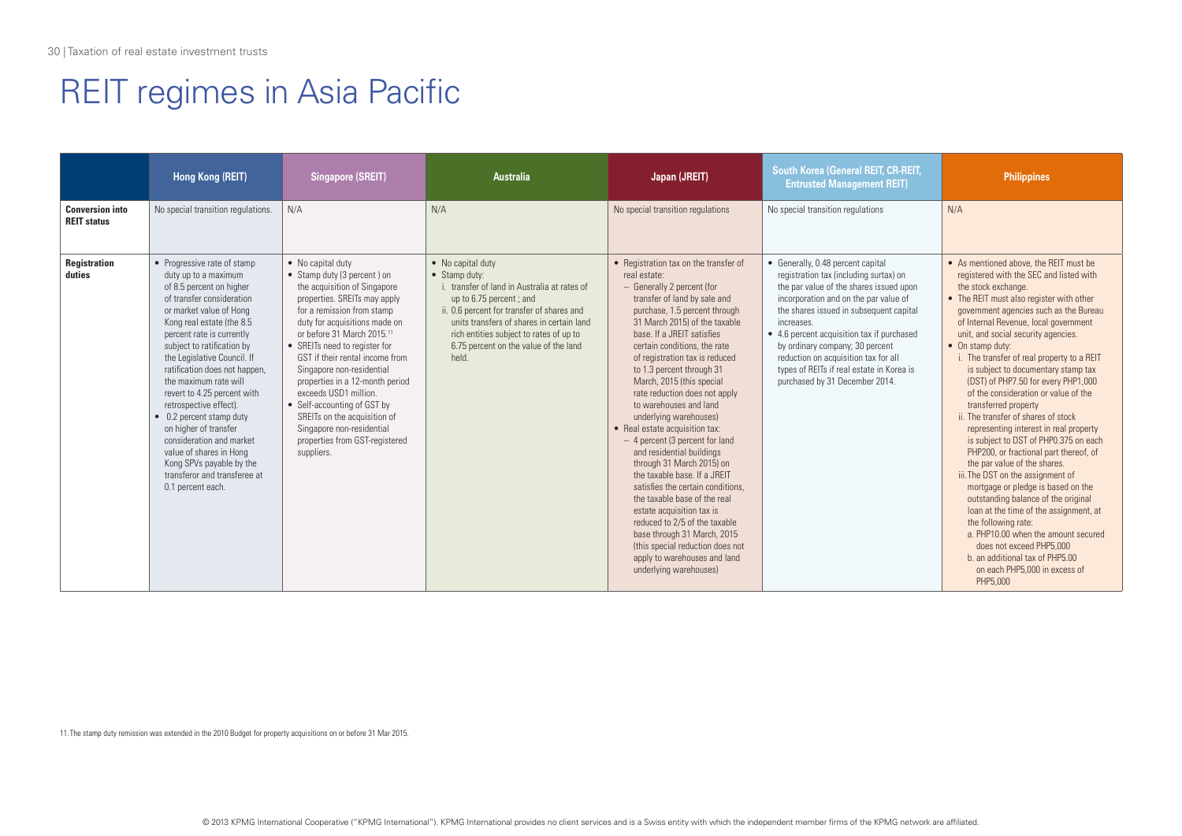# REIT regimes in Asia Pacific

| | Hong Kong (REIT) | Singapore (SREIT) | Australia | Japan (JREIT) | South Korea (General REIT, CR-REIT, Entrusted Management REIT) | Philippines |
|---|---|---|---|---|---|---|
| **Conversion into REIT status** | No special transition regulations. | N/A | N/A | No special transition regulations | No special transition regulations | N/A |
| **Registration duties** | • Progressive rate of stamp duty up to a maximum of 8.5 percent on higher of transfer consideration or market value of Hong Kong real estate (the 8.5 percent rate is currently subject to ratification by the Legislative Council. If ratification does not happen, the maximum rate will revert to 4.25 percent with retrospective effect).<br>• 0.2 percent stamp duty on higher of transfer consideration and market value of shares in Hong Kong SPVs payable by the transferor and transferee at 0.1 percent each. | • No capital duty<br>• Stamp duty (3 percent ) on the acquisition of Singapore properties. SREITs may apply for a remission from stamp duty for acquisitions made on or before 31 March 2015.[11]<br>• SREITs need to register for GST if their rental income from Singapore non-residential properties in a 12-month period exceeds USD1 million.<br>• Self-accounting of GST by SREITs on the acquisition of Singapore non-residential properties from GST-registered suppliers. | • No capital duty<br>• Stamp duty:<br>i. transfer of land in Australia at rates of up to 6.75 percent ; and<br>ii. 0.6 percent for transfer of shares and units transfers of shares in certain land rich entities subject to rates of up to 6.75 percent on the value of the land held. | • Registration tax on the transfer of real estate:<br>– Generally 2 percent (for transfer of land by sale and purchase, 1.5 percent through 31 March 2015) of the taxable base. If a JREIT satisfies certain conditions, the rate of registration tax is reduced to 1.3 percent through 31 March, 2015 (this special rate reduction does not apply to warehouses and land underlying warehouses)<br>• Real estate acquisition tax:<br>– 4 percent (3 percent for land and residential buildings through 31 March 2015) on the taxable base. If a JREIT satisfies the certain conditions, the taxable base of the real estate acquisition tax is reduced to 2/5 of the taxable base through 31 March, 2015 (this special reduction does not apply to warehouses and land underlying warehouses) | • Generally, 0.48 percent capital registration tax (including surtax) on the par value of the shares issued upon incorporation and on the par value of the shares issued in subsequent capital increases.<br>• 4.6 percent acquisition tax if purchased by ordinary company; 30 percent reduction on acquisition tax for all types of REITs if real estate in Korea is purchased by 31 December 2014. | • As mentioned above, the REIT must be registered with the SEC and listed with the stock exchange.<br>• The REIT must also register with other government agencies such as the Bureau of Internal Revenue, local government unit, and social security agencies.<br>• On stamp duty:<br>i. The transfer of real property to a REIT is subject to documentary stamp tax (DST) of PHP7.50 for every PHP1,000 of the consideration or value of the transferred property<br>ii. The transfer of shares of stock representing interest in real property is subject to DST of PHP0.375 on each PHP200, or fractional part thereof, of the par value of the shares.<br>iii. The DST on the assignment of mortgage or pledge is based on the outstanding balance of the original loan at the time of the assignment, at the following rate:<br>a. PHP10.00 when the amount secured does not exceed PHP5,000<br>b. an additional tax of PHP5.00 on each PHP5,000 in excess of PHP5,000 |

11. The stamp duty remission was extended in the 2010 Budget for property acquisitions on or before 31 Mar 2015.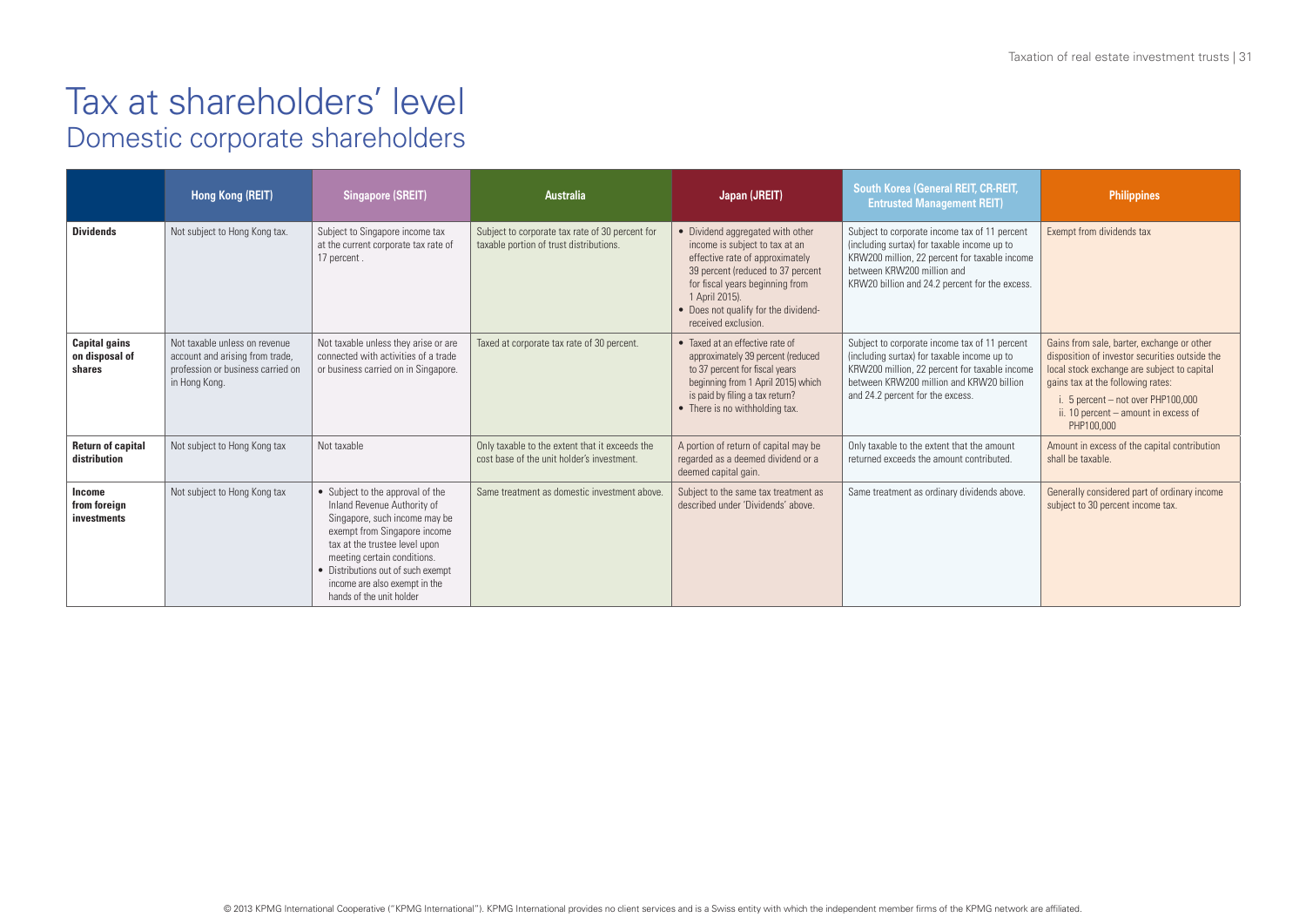# Tax at shareholders' level

## Domestic corporate shareholders

| | Hong Kong (REIT) | Singapore (SREIT) | Australia | Japan (JREIT) | South Korea (General REIT, CR-REIT, Entrusted Management REIT) | Philippines |
|---|---|---|---|---|---|---|
| **Dividends** | Not subject to Hong Kong tax. | Subject to Singapore income tax at the current corporate tax rate of 17 percent . | Subject to corporate tax rate of 30 percent for taxable portion of trust distributions. | • Dividend aggregated with other income is subject to tax at an effective rate of approximately 39 percent (reduced to 37 percent for fiscal years beginning from 1 April 2015).<br>• Does not qualify for the dividend-received exclusion. | Subject to corporate income tax of 11 percent (including surtax) for taxable income up to KRW200 million, 22 percent for taxable income between KRW200 million and KRW20 billion and 24.2 percent for the excess. | Exempt from dividends tax |
| **Capital gains on disposal of shares** | Not taxable unless on revenue account and arising from trade, profession or business carried on in Hong Kong. | Not taxable unless they arise or are connected with activities of a trade or business carried on in Singapore. | Taxed at corporate tax rate of 30 percent. | • Taxed at an effective rate of approximately 39 percent (reduced to 37 percent for fiscal years beginning from 1 April 2015) which is paid by filing a tax return?<br>• There is no withholding tax. | Subject to corporate income tax of 11 percent (including surtax) for taxable income up to KRW200 million, 22 percent for taxable income between KRW200 million and KRW20 billion and 24.2 percent for the excess. | Gains from sale, barter, exchange or other disposition of investor securities outside the local stock exchange are subject to capital gains tax at the following rates:<br>i. 5 percent – not over PHP100,000<br>ii. 10 percent – amount in excess of PHP100,000 |
| **Return of capital distribution** | Not subject to Hong Kong tax | Not taxable | Only taxable to the extent that it exceeds the cost base of the unit holder's investment. | A portion of return of capital may be regarded as a deemed dividend or a deemed capital gain. | Only taxable to the extent that the amount returned exceeds the amount contributed. | Amount in excess of the capital contribution shall be taxable. |
| **Income from foreign investments** | Not subject to Hong Kong tax | • Subject to the approval of the Inland Revenue Authority of Singapore, such income may be exempt from Singapore income tax at the trustee level upon meeting certain conditions.<br>• Distributions out of such exempt income are also exempt in the hands of the unit holder | Same treatment as domestic investment above. | Subject to the same tax treatment as described under 'Dividends' above. | Same treatment as ordinary dividends above. | Generally considered part of ordinary income subject to 30 percent income tax. |

© 2013 KPMG International Cooperative ("KPMG International"). KPMG International provides no client services and is a Swiss entity with which the independent member firms of the KPMG network are affiliated.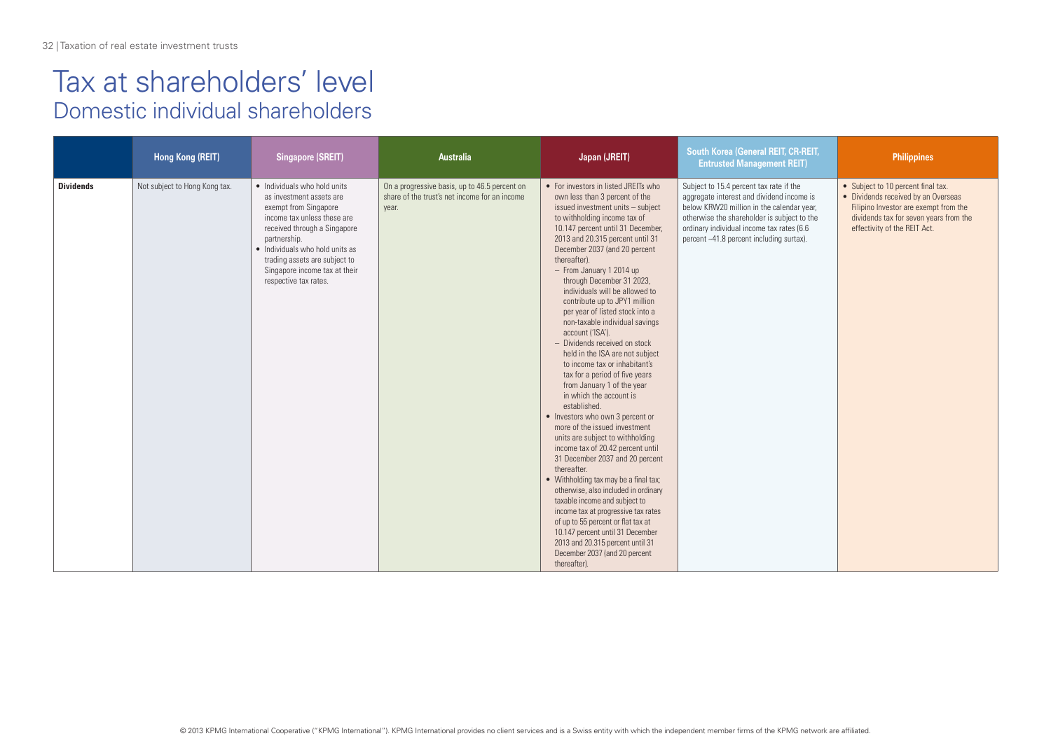# Tax at shareholders' level

## Domestic individual shareholders

| | Hong Kong (REIT) | Singapore (SREIT) | Australia | Japan (JREIT) | South Korea (General REIT, CR-REIT, Entrusted Management REIT) | Philippines |
|---|---|---|---|---|---|---|
| **Dividends** | Not subject to Hong Kong tax. | • Individuals who hold units as investment assets are exempt from Singapore income tax unless these are received through a Singapore partnership.<br>• Individuals who hold units as trading assets are subject to Singapore income tax at their respective tax rates. | On a progressive basis, up to 46.5 percent on share of the trust's net income for an income year. | • For investors in listed JREITs who own less than 3 percent of the issued investment units – subject to withholding income tax of 10.147 percent until 31 December, 2013 and 20.315 percent until 31 December 2037 (and 20 percent thereafter).<br>– From January 1 2014 up through December 31 2023, individuals will be allowed to contribute up to JPY1 million per year of listed stock into a non-taxable individual savings account ('ISA').<br>– Dividends received on stock held in the ISA are not subject to income tax or inhabitant's tax for a period of five years from January 1 of the year in which the account is established.<br>• Investors who own 3 percent or more of the issued investment units are subject to withholding income tax of 20.42 percent until 31 December 2037 and 20 percent thereafter.<br>• Withholding tax may be a final tax; otherwise, also included in ordinary taxable income and subject to income tax at progressive tax rates of up to 55 percent or flat tax at 10.147 percent until 31 December 2013 and 20.315 percent until 31 December 2037 (and 20 percent thereafter). | Subject to 15.4 percent tax rate if the aggregate interest and dividend income is below KRW20 million in the calendar year, otherwise the shareholder is subject to the ordinary individual income tax rates (6.6 percent ~41.8 percent including surtax). | • Subject to 10 percent final tax.<br>• Dividends received by an Overseas Filipino Investor are exempt from the dividends tax for seven years from the effectivity of the REIT Act. |

© 2013 KPMG International Cooperative ("KPMG International"). KPMG International provides no client services and is a Swiss entity with which the independent member firms of the KPMG network are affiliated.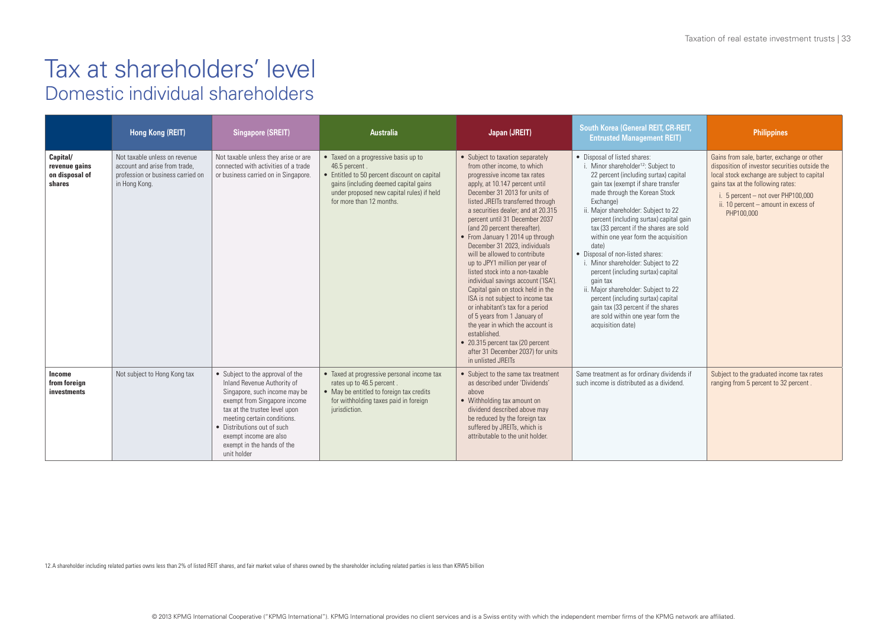# Tax at shareholders' level

## Domestic individual shareholders

| | Hong Kong (REIT) | Singapore (SREIT) | Australia | Japan (JREIT) | South Korea (General REIT, CR-REIT, Entrusted Management REIT) | Philippines |
|---|---|---|---|---|---|---|
| **Capital/ revenue gains on disposal of shares** | Not taxable unless on revenue account and arise from trade, profession or business carried on in Hong Kong. | Not taxable unless they arise or are connected with activities of a trade or business carried on in Singapore. | • Taxed on a progressive basis up to 46.5 percent .<br>• Entitled to 50 percent discount on capital gains (including deemed capital gains under proposed new capital rules) if held for more than 12 months. | • Subject to taxation separately from other income, to which progressive income tax rates apply, at 10.147 percent until December 31 2013 for units of listed JREITs transferred through a securities dealer; and at 20.315 percent until 31 December 2037 (and 20 percent thereafter).<br>• From January 1 2014 up through December 31 2023, individuals will be allowed to contribute up to JPY1 million per year of listed stock into a non-taxable individual savings account ('ISA'). Capital gain on stock held in the ISA is not subject to income tax or inhabitant's tax for a period of 5 years from 1 January of the year in which the account is established.<br>• 20.315 percent tax (20 percent after 31 December 2037) for units in unlisted JREITs | • Disposal of listed shares:<br>i. Minor shareholder[12]: Subject to 22 percent (including surtax) capital gain tax (exempt if share transfer made through the Korean Stock Exchange)<br>ii. Major shareholder: Subject to 22 percent (including surtax) capital gain tax (33 percent if the shares are sold within one year form the acquisition date)<br>• Disposal of non-listed shares:<br>i. Minor shareholder: Subject to 22 percent (including surtax) capital gain tax<br>ii. Major shareholder: Subject to 22 percent (including surtax) capital gain tax (33 percent if the shares are sold within one year form the acquisition date) | Gains from sale, barter, exchange or other disposition of investor securities outside the local stock exchange are subject to capital gains tax at the following rates:<br>i. 5 percent – not over PHP100,000<br>ii. 10 percent – amount in excess of PHP100,000 |
| **Income from foreign investments** | Not subject to Hong Kong tax | • Subject to the approval of the Inland Revenue Authority of Singapore, such income may be exempt from Singapore income tax at the trustee level upon meeting certain conditions.<br>• Distributions out of such exempt income are also exempt in the hands of the unit holder | • Taxed at progressive personal income tax rates up to 46.5 percent .<br>• May be entitled to foreign tax credits for withholding taxes paid in foreign jurisdiction. | • Subject to the same tax treatment as described under 'Dividends' above<br>• Withholding tax amount on dividend described above may be reduced by the foreign tax suffered by JREITs, which is attributable to the unit holder. | Same treatment as for ordinary dividends if such income is distributed as a dividend. | Subject to the graduated income tax rates ranging from 5 percent to 32 percent . |

12. A shareholder including related parties owns less than 2% of listed REIT shares, and fair market value of shares owned by the shareholder including related parties is less than KRW5 billion

© 2013 KPMG International Cooperative ("KPMG International"). KPMG International provides no client services and is a Swiss entity with which the independent member firms of the KPMG network are affiliated.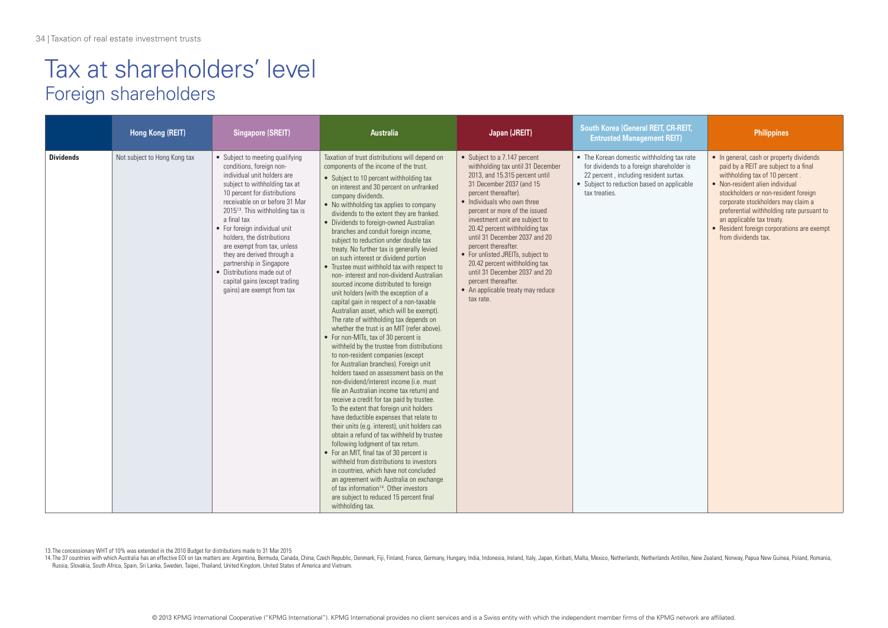# Tax at shareholders' level

## Foreign shareholders

| | Hong Kong (REIT) | Singapore (SREIT) | Australia | Japan (JREIT) | South Korea (General REIT, CR-REIT, Entrusted Management REIT) | Philippines |
|---|---|---|---|---|---|---|
| **Dividends** | Not subject to Hong Kong tax | • Subject to meeting qualifying conditions, foreign non-individual unit holders are subject to withholding tax at 10 percent for distributions receivable on or before 31 Mar 2015[13]. This withholding tax is a final tax<br>• For foreign individual unit holders, the distributions are exempt from tax, unless they are derived through a partnership in Singapore<br>• Distributions made out of capital gains (except trading gains) are exempt from tax | Taxation of trust distributions will depend on components of the income of the trust.<br>• Subject to 10 percent withholding tax on interest and 30 percent on unfranked company dividends.<br>• No withholding tax applies to company dividends to the extent they are franked.<br>• Dividends to foreign-owned Australian branches and conduit foreign income, subject to reduction under double tax treaty. No further tax is generally levied on such interest or dividend portion<br>• Trustee must withhold tax with respect to non- interest and non-dividend Australian sourced income distributed to foreign unit holders (with the exception of a capital gain in respect of a non-taxable Australian asset, which will be exempt). The rate of withholding tax depends on whether the trust is an MIT (refer above).<br>• For non-MITs, tax of 30 percent is withheld by the trustee from distributions to non-resident companies (except for Australian branches). Foreign unit holders taxed on assessment basis on the non-dividend/interest income (i.e. must file an Australian income tax return) and receive a credit for tax paid by trustee. To the extent that foreign unit holders have deductible expenses that relate to their units (e.g. interest), unit holders can obtain a refund of tax withheld by trustee following lodgment of tax return.<br>• For an MIT, final tax of 30 percent is withheld from distributions to investors in countries, which have not concluded an agreement with Australia on exchange of tax information[14]. Other investors are subject to reduced 15 percent final withholding tax. | • Subject to a 7.147 percent withholding tax until 31 December 2013, and 15.315 percent until 31 December 2037 (and 15 percent thereafter).<br>• Individuals who own three percent or more of the issued investment unit are subject to 20.42 percent withholding tax until 31 December 2037 and 20 percent thereafter.<br>• For unlisted JREITs, subject to 20.42 percent withholding tax until 31 December 2037 and 20 percent thereafter.<br>• An applicable treaty may reduce tax rate. | • The Korean domestic withholding tax rate for dividends to a foreign shareholder is 22 percent , including resident surtax.<br>• Subject to reduction based on applicable tax treaties. | • In general, cash or property dividends paid by a REIT are subject to a final withholding tax of 10 percent .<br>• Non-resident alien individual stockholders or non-resident foreign corporate stockholders may claim a preferential withholding rate pursuant to an applicable tax treaty.<br>• Resident foreign corporations are exempt from dividends tax. |

13. The concessionary WHT of 10% was extended in the 2010 Budget for distributions made to 31 Mar 2015

14. The 37 countries with which Australia has an effective EOI on tax matters are: Argentina, Bermuda, Canada, China, Czech Republic, Denmark, Fiji, Finland, France, Germany, Hungary, India, Indonesia, Ireland, Italy, Japan, Kiribati, Malta, Mexico, Netherlands, Netherlands Antilles, New Zealand, Norway, Papua New Guinea, Poland, Romania, Russia, Slovakia, South Africa, Spain, Sri Lanka, Sweden, Taipei, Thailand, United Kingdom, United States of America and Vietnam.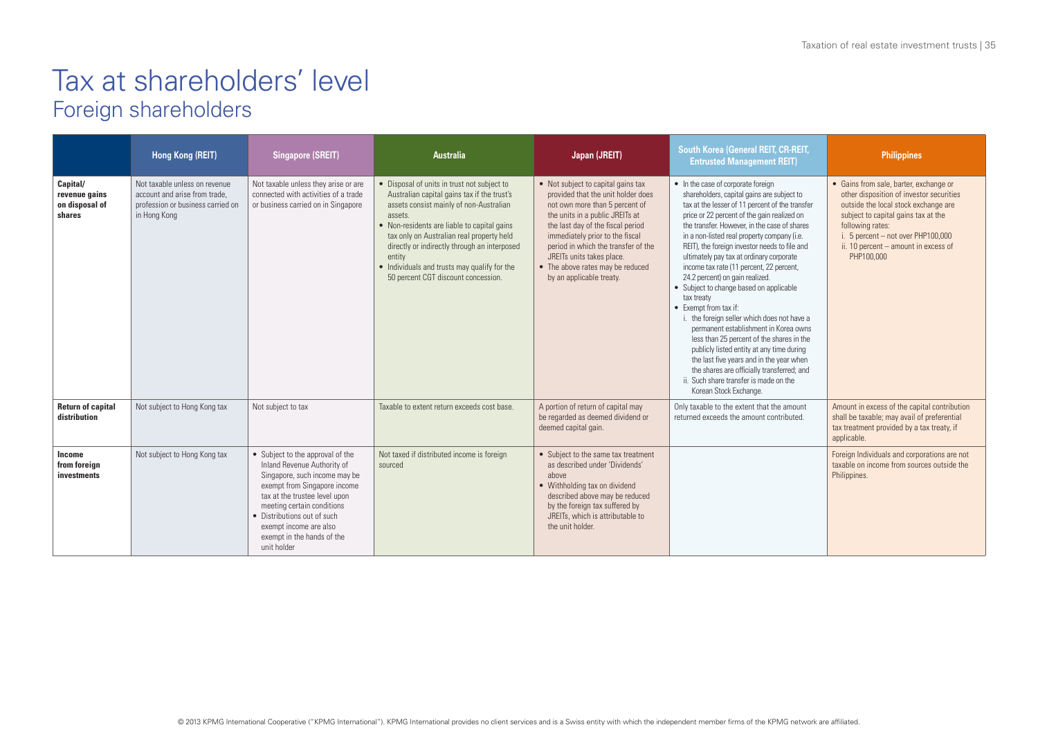# Tax at shareholders' level

## Foreign shareholders

| | Hong Kong (REIT) | Singapore (SREIT) | Australia | Japan (JREIT) | South Korea (General REIT, CR-REIT, Entrusted Management REIT) | Philippines |
|---|---|---|---|---|---|---|
| **Capital/ revenue gains on disposal of shares** | Not taxable unless on revenue account and arise from trade, profession or business carried on in Hong Kong | Not taxable unless they arise or are connected with activities of a trade or business carried on in Singapore | • Disposal of units in trust not subject to Australian capital gains tax if the trust's assets consist mainly of non-Australian assets.<br>• Non-residents are liable to capital gains tax only on Australian real property held directly or indirectly through an interposed entity<br>• Individuals and trusts may qualify for the 50 percent CGT discount concession. | • Not subject to capital gains tax provided that the unit holder does not own more than 5 percent of the units in a public JREITs at the last day of the fiscal period immediately prior to the fiscal period in which the transfer of the JREITs units takes place.<br>• The above rates may be reduced by an applicable treaty. | • In the case of corporate foreign shareholders, capital gains are subject to tax at the lesser of 11 percent of the transfer price or 22 percent of the gain realized on the transfer. However, in the case of shares in a non-listed real property company (i.e. REIT), the foreign investor needs to file and ultimately pay tax at ordinary corporate income tax rate (11 percent, 22 percent, 24.2 percent) on gain realized.<br>• Subject to change based on applicable tax treaty<br>• Exempt from tax if:<br>i. the foreign seller which does not have a permanent establishment in Korea owns less than 25 percent of the shares in the publicly listed entity at any time during the last five years and in the year when the shares are officially transferred; and<br>ii. Such share transfer is made on the Korean Stock Exchange. | • Gains from sale, barter, exchange or other disposition of investor securities outside the local stock exchange are subject to capital gains tax at the following rates:<br>i. 5 percent – not over PHP100,000<br>ii. 10 percent – amount in excess of PHP100,000 |
| **Return of capital distribution** | Not subject to Hong Kong tax | Not subject to tax | Taxable to extent return exceeds cost base. | A portion of return of capital may be regarded as deemed dividend or deemed capital gain. | Only taxable to the extent that the amount returned exceeds the amount contributed. | Amount in excess of the capital contribution shall be taxable; may avail of preferential tax treatment provided by a tax treaty, if applicable. |
| **Income from foreign investments** | Not subject to Hong Kong tax | • Subject to the approval of the Inland Revenue Authority of Singapore, such income may be exempt from Singapore income tax at the trustee level upon meeting certain conditions<br>• Distributions out of such exempt income are also exempt in the hands of the unit holder | Not taxed if distributed income is foreign sourced | • Subject to the same tax treatment as described under 'Dividends' above<br>• Withholding tax on dividend described above may be reduced by the foreign tax suffered by JREITs, which is attributable to the unit holder. | | Foreign Individuals and corporations are not taxable on income from sources outside the Philippines. |

© 2013 KPMG International Cooperative ("KPMG International"). KPMG International provides no client services and is a Swiss entity with which the independent member firms of the KPMG network are affiliated.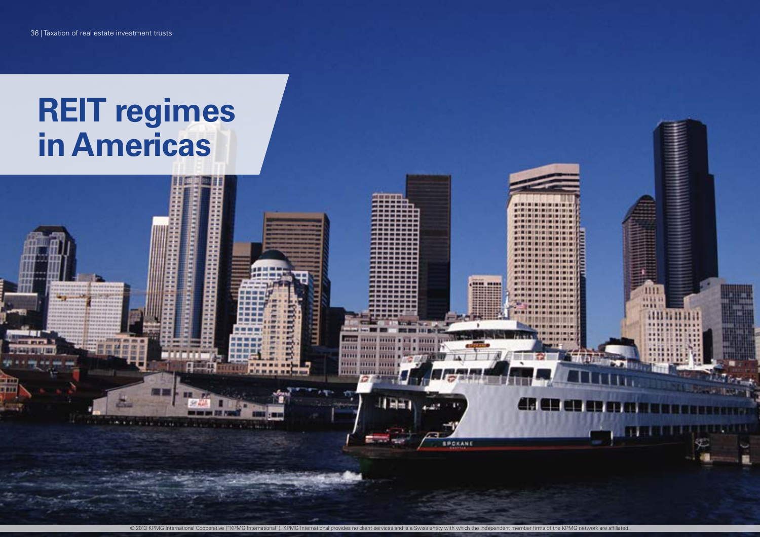# REIT regimes in Americas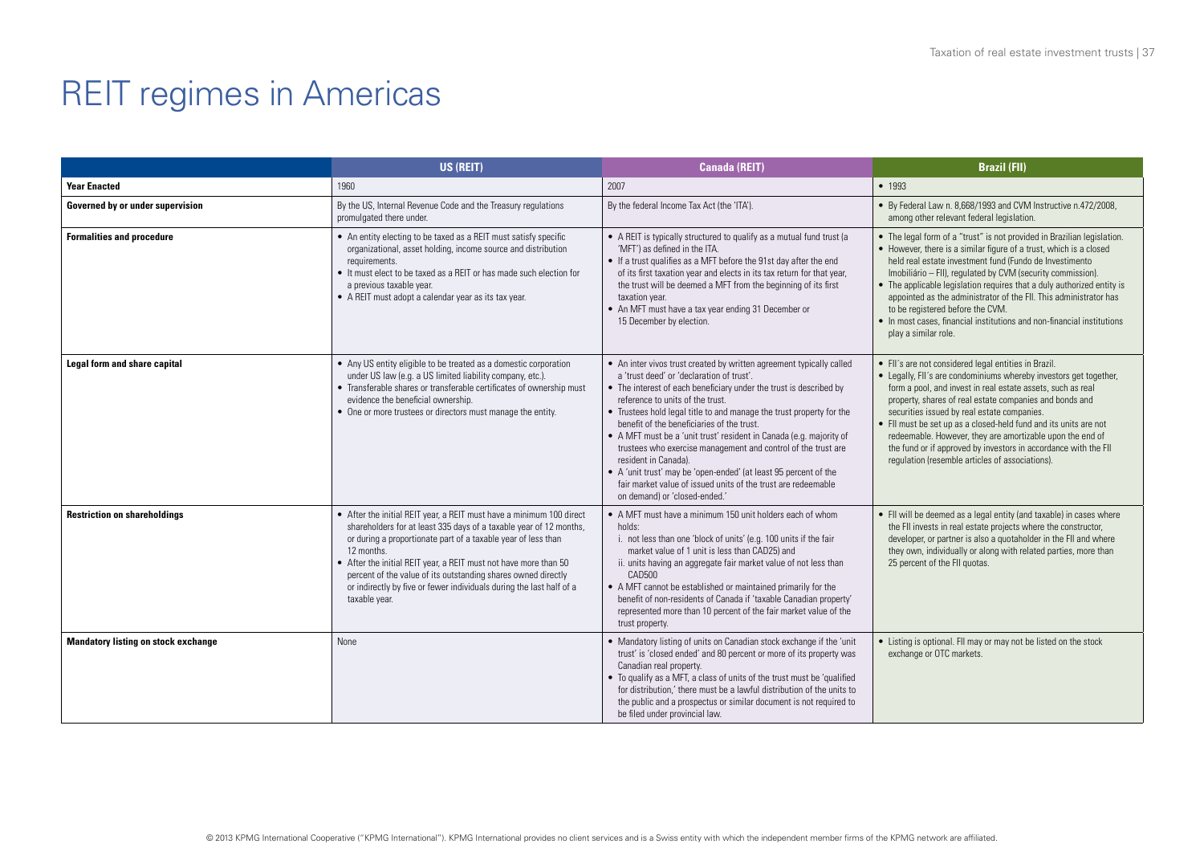# REIT regimes in Americas

| | US (REIT) | Canada (REIT) | Brazil (FII) |
|---|---|---|---|
| **Year Enacted** | 1960 | 2007 | • 1993 |
| **Governed by or under supervision** | By the US, Internal Revenue Code and the Treasury regulations promulgated there under. | By the federal Income Tax Act (the 'ITA'). | • By Federal Law n. 8,668/1993 and CVM Instructive n.472/2008, among other relevant federal legislation. |
| **Formalities and procedure** | • An entity electing to be taxed as a REIT must satisfy specific organizational, asset holding, income source and distribution requirements.<br>• It must elect to be taxed as a REIT or has made such election for a previous taxable year.<br>• A REIT must adopt a calendar year as its tax year. | • A REIT is typically structured to qualify as a mutual fund trust (a 'MFT') as defined in the ITA.<br>• If a trust qualifies as a MFT before the 91st day after the end of its first taxation year and elects in its tax return for that year, the trust will be deemed a MFT from the beginning of its first taxation year.<br>• An MFT must have a tax year ending 31 December or 15 December by election. | • The legal form of a "trust" is not provided in Brazilian legislation.<br>• However, there is a similar figure of a trust, which is a closed held real estate investment fund (Fundo de Investimento Imobiliário – FII), regulated by CVM (security commission).<br>• The applicable legislation requires that a duly authorized entity is appointed as the administrator of the FII. This administrator has to be registered before the CVM.<br>• In most cases, financial institutions and non-financial institutions play a similar role. |
| **Legal form and share capital** | • Any US entity eligible to be treated as a domestic corporation under US law (e.g. a US limited liability company, etc.).<br>• Transferable shares or transferable certificates of ownership must evidence the beneficial ownership.<br>• One or more trustees or directors must manage the entity. | • An inter vivos trust created by written agreement typically called a 'trust deed' or 'declaration of trust'.<br>• The interest of each beneficiary under the trust is described by reference to units of the trust.<br>• Trustees hold legal title to and manage the trust property for the benefit of the beneficiaries of the trust.<br>• A MFT must be a 'unit trust' resident in Canada (e.g. majority of trustees who exercise management and control of the trust are resident in Canada).<br>• A 'unit trust' may be 'open-ended' (at least 95 percent of the fair market value of issued units of the trust are redeemable on demand) or 'closed-ended.' | • FII´s are not considered legal entities in Brazil.<br>• Legally, FII´s are condominiums whereby investors get together, form a pool, and invest in real estate assets, such as real property, shares of real estate companies and bonds and securities issued by real estate companies.<br>• FII must be set up as a closed-held fund and its units are not redeemable. However, they are amortizable upon the end of the fund or if approved by investors in accordance with the FII regulation (resemble articles of associations). |
| **Restriction on shareholdings** | • After the initial REIT year, a REIT must have a minimum 100 direct shareholders for at least 335 days of a taxable year of 12 months, or during a proportionate part of a taxable year of less than 12 months.<br>• After the initial REIT year, a REIT must not have more than 50 percent of the value of its outstanding shares owned directly or indirectly by five or fewer individuals during the last half of a taxable year. | • A MFT must have a minimum 150 unit holders each of whom holds:<br>i. not less than one 'block of units' (e.g. 100 units if the fair market value of 1 unit is less than CAD25) and<br>ii. units having an aggregate fair market value of not less than CAD500<br>• A MFT cannot be established or maintained primarily for the benefit of non-residents of Canada if 'taxable Canadian property' represented more than 10 percent of the fair market value of the trust property. | • FII will be deemed as a legal entity (and taxable) in cases where the FII invests in real estate projects where the constructor, developer, or partner is also a quotaholder in the FII and where they own, individually or along with related parties, more than 25 percent of the FII quotas. |
| **Mandatory listing on stock exchange** | None | • Mandatory listing of units on Canadian stock exchange if the 'unit trust' is 'closed ended' and 80 percent or more of its property was Canadian real property.<br>• To qualify as a MFT, a class of units of the trust must be 'qualified for distribution,' there must be a lawful distribution of the units to the public and a prospectus or similar document is not required to be filed under provincial law. | • Listing is optional. FII may or may not be listed on the stock exchange or OTC markets. |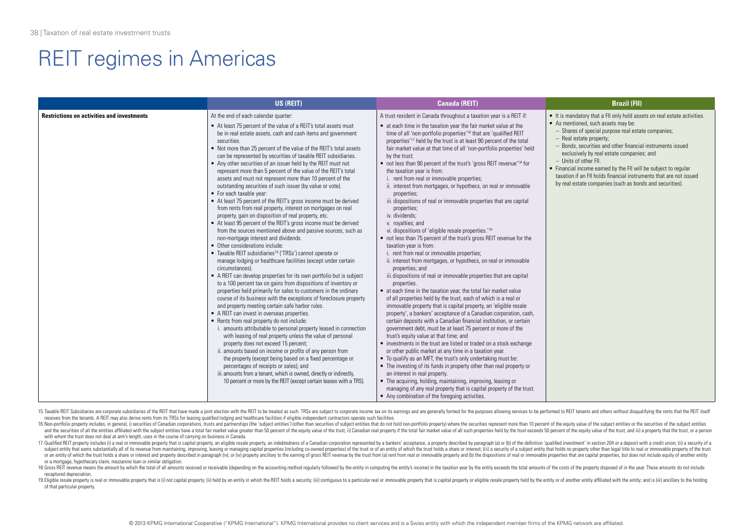# REIT regimes in Americas

| | US (REIT) | Canada (REIT) | Brazil (FII) |
|---|---|---|---|
| **Restrictions on activities and investments** | At the end of each calendar quarter:<br>• At least 75 percent of the value of a REIT's total assets must be in real estate assets, cash and cash items and government securities.<br>• Not more than 25 percent of the value of the REIT's total assets can be represented by securities of taxable REIT subsidiaries.<br>• Any other securities of an issuer held by the REIT must not represent more than 5 percent of the value of the REIT's total assets and must not represent more than 10 percent of the outstanding securities of such issuer (by value or vote).<br>• For each taxable year:<br>• At least 75 percent of the REIT's gross income must be derived from rents from real property, interest on mortgages on real property, gain on disposition of real property, etc.<br>• At least 95 percent of the REIT's gross income must be derived from the sources mentioned above and passive sources, such as non-mortgage interest and dividends.<br>• Other considerations include:<br>• Taxable REIT subsidiaries[15] ('TRSs') cannot operate or manage lodging or healthcare facilities (except under certain circumstances).<br>• A REIT can develop properties for its own portfolio but is subject to a 100 percent tax on gains from dispositions of inventory or properties held primarily for sales to customers in the ordinary course of its business with the exceptions of foreclosure property and property meeting certain safe harbor rules.<br>• A REIT can invest in overseas properties.<br>• Rents from real property do not include:<br>i. amounts attributable to personal property leased in connection with leasing of real property unless the value of personal property does not exceed 15 percent;<br>ii. amounts based on income or profits of any person from the property (except being based on a fixed percentage or percentages of receipts or sales); and<br>iii. amounts from a tenant, which is owned, directly or indirectly, 10 percent or more by the REIT (except certain leases with a TRS). | A trust resident in Canada throughout a taxation year is a REIT if:<br>• at each time in the taxation year the fair market value at the time of all 'non-portfolio properties'[16] that are 'qualified REIT properties'[17] held by the trust is at least 90 percent of the total fair market value at that time of all 'non-portfolio properties' held by the trust;<br>• not less than 90 percent of the trust's 'gross REIT revenue'[18] for the taxation year is from:<br>i. rent from real or immovable properties;<br>ii. interest from mortgages, or hypothecs, on real or immovable properties;<br>iii. dispositions of real or immovable properties that are capital properties;<br>iv. dividends;<br>v. royalties; and<br>vi. dispositions of 'eligible resale properties.'[19]<br>• not less than 75 percent of the trust's gross REIT revenue for the taxation year is from:<br>i. rent from real or immovable properties;<br>ii. interest from mortgages, or hypothecs, on real or immovable properties; and<br>iii. dispositions of real or immovable properties that are capital properties.<br>• at each time in the taxation year, the total fair market value of all properties held by the trust, each of which is a real or immovable property that is capital property, an 'eligible resale property', a bankers' acceptance of a Canadian corporation, cash, certain deposits with a Canadian financial institution, or certain government debt, must be at least 75 percent or more of the trust's equity value at that time; and<br>• investments in the trust are listed or traded on a stock exchange or other public market at any time in a taxation year.<br>• To qualify as an MFT, the trust's only undertaking must be:<br>• The investing of its funds in property other than real property or an interest in real property.<br>• The acquiring, holding, maintaining, improving, leasing or managing of any real property that is capital property of the trust.<br>• Any combination of the foregoing activities. | • It is mandatory that a FII only hold assets on real estate activities.<br>• As mentioned, such assets may be:<br>– Shares of special purpose real estate companies;<br>– Real estate property;<br>– Bonds, securities and other financial instruments issued exclusively by real estate companies; and<br>– Units of other FII.<br>• Financial income earned by the FII will be subject to regular taxation if an FII holds financial instruments that are not issued by real estate companies (such as bonds and securities). |

15. Taxable REIT Subsidiaries are corporate subsidiaries of the REIT that have made a joint election with the REIT to be treated as such. TRSs are subject to corporate income tax on its earnings and are generally formed for the purposes allowing services to be performed to REIT tenants and others without disqualifying the rents that the REIT itself receives from the tenants. A REIT may also derive rents from its TRSs for leasing qualified lodging and healthcare facilities if eligible independent contractors operate such facilities.

16. Non-portfolio property includes, in general, i) securities of Canadian corporations, trusts and partnerships (the 'subject entities') (other than securities of subject entities that do not hold non-portfolio property) where the securities represent more than 10 percent of the equity value of the subject entities or the securities of the subject entities and the securities of all the entities affiliated with the subject entities have a total fair market value greater than 50 percent of the equity value of the trust; ii) Canadian real property if the total fair market value of all such properties held by the trust exceeds 50 percent of the equity value of the trust; and iii) a property that the trust, or a person with whom the trust does not deal at arm's length, uses in the course of carrying on business in Canada.

17. Qualified REIT property includes (i) a real or immovable property that is capital property, an eligible resale property, an indebtedness of a Canadian corporation represented by a bankers' acceptance, a property described by paragraph (a) or (b) of the definition 'qualified investment' in section 204 or a deposit with a credit union; (ii) a security of a subject entity that earns substantially all of its revenue from maintaining, improving, leasing or managing capital properties (including co-owned properties) of the trust or of an entity of which the trust holds a share or interest; (iii) a security of a subject entity that holds no property other than legal title to real or immovable property of the trust or an entity of which the trust holds a share or interest and property described in paragraph (iv); or (iv) property ancillary to the earning of gross REIT revenue by the trust from (a) rent from real or immovable property and (b) the dispositions of real or immovable properties that are capital properties, but does not include equity of another entity or a mortgage, hypothecary claim, mezzanine loan or similar obligation.

18. Gross REIT revenue means the amount by which the total of all amounts received or receivable (depending on the accounting method regularly followed by the entity in computing the entity's income) in the taxation year by the entity exceeds the total amounts of the costs of the property disposed of in the year. These amounts do not include recaptured depreciation.

19. Eligible resale property is real or immovable property that is (i) not capital property; (ii) held by an entity in which the REIT holds a security; (iii) contiguous to a particular real or immovable property that is capital property or eligible resale property held by the entity or of another entity affiliated with the entity; and is (iii) ancillary to the holding of that particular property.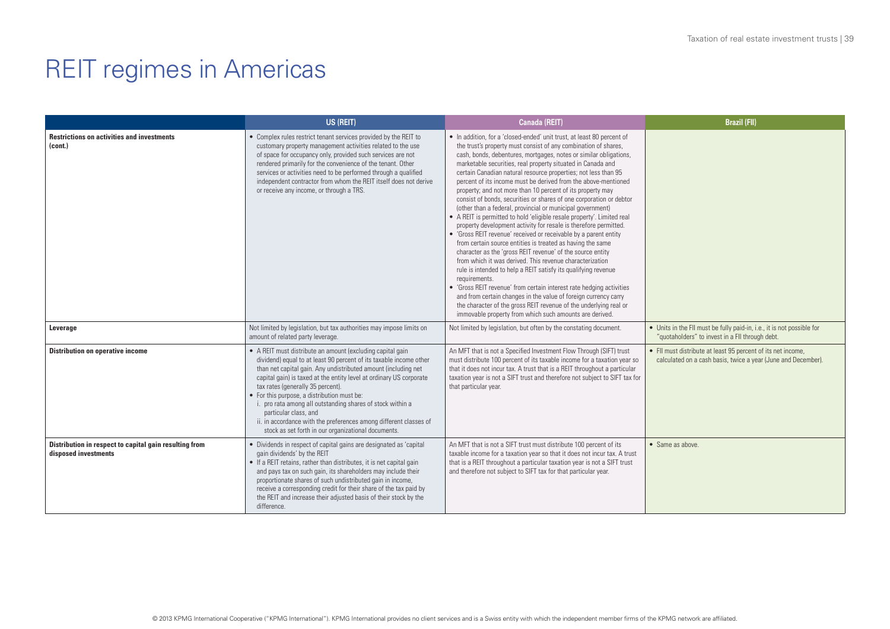# REIT regimes in Americas

| | US (REIT) | Canada (REIT) | Brazil (FII) |
|---|---|---|---|
| **Restrictions on activities and investments (cont.)** | • Complex rules restrict tenant services provided by the REIT to customary property management activities related to the use of space for occupancy only, provided such services are not rendered primarily for the convenience of the tenant. Other services or activities need to be performed through a qualified independent contractor from whom the REIT itself does not derive or receive any income, or through a TRS. | • In addition, for a 'closed-ended' unit trust, at least 80 percent of the trust's property must consist of any combination of shares, cash, bonds, debentures, mortgages, notes or similar obligations, marketable securities, real property situated in Canada and certain Canadian natural resource properties; not less than 95 percent of its income must be derived from the above-mentioned property; and not more than 10 percent of its property may consist of bonds, securities or shares of one corporation or debtor (other than a federal, provincial or municipal government)<br>• A REIT is permitted to hold 'eligible resale property'. Limited real property development activity for resale is therefore permitted.<br>• 'Gross REIT revenue' received or receivable by a parent entity from certain source entities is treated as having the same character as the 'gross REIT revenue' of the source entity from which it was derived. This revenue characterization rule is intended to help a REIT satisfy its qualifying revenue requirements.<br>• 'Gross REIT revenue' from certain interest rate hedging activities and from certain changes in the value of foreign currency carry the character of the gross REIT revenue of the underlying real or immovable property from which such amounts are derived. | |
| **Leverage** | Not limited by legislation, but tax authorities may impose limits on amount of related party leverage. | Not limited by legislation, but often by the constating document. | • Units in the FII must be fully paid-in, i.e., it is not possible for "quotaholders" to invest in a FII through debt. |
| **Distribution on operative income** | • A REIT must distribute an amount (excluding capital gain dividend) equal to at least 90 percent of its taxable income other than net capital gain. Any undistributed amount (including net capital gain) is taxed at the entity level at ordinary US corporate tax rates (generally 35 percent).<br>• For this purpose, a distribution must be:<br>i. pro rata among all outstanding shares of stock within a particular class, and<br>ii. in accordance with the preferences among different classes of stock as set forth in our organizational documents. | An MFT that is not a Specified Investment Flow Through (SIFT) trust must distribute 100 percent of its taxable income for a taxation year so that it does not incur tax. A trust that is a REIT throughout a particular taxation year is not a SIFT trust and therefore not subject to SIFT tax for that particular year. | • FII must distribute at least 95 percent of its net income, calculated on a cash basis, twice a year (June and December). |
| **Distribution in respect to capital gain resulting from disposed investments** | • Dividends in respect of capital gains are designated as 'capital gain dividends' by the REIT<br>• If a REIT retains, rather than distributes, it is net capital gain and pays tax on such gain, its shareholders may include their proportionate shares of such undistributed gain in income, receive a corresponding credit for their share of the tax paid by the REIT and increase their adjusted basis of their stock by the difference. | An MFT that is not a SIFT trust must distribute 100 percent of its taxable income for a taxation year so that it does not incur tax. A trust that is a REIT throughout a particular taxation year is not a SIFT trust and therefore not subject to SIFT tax for that particular year. | • Same as above. |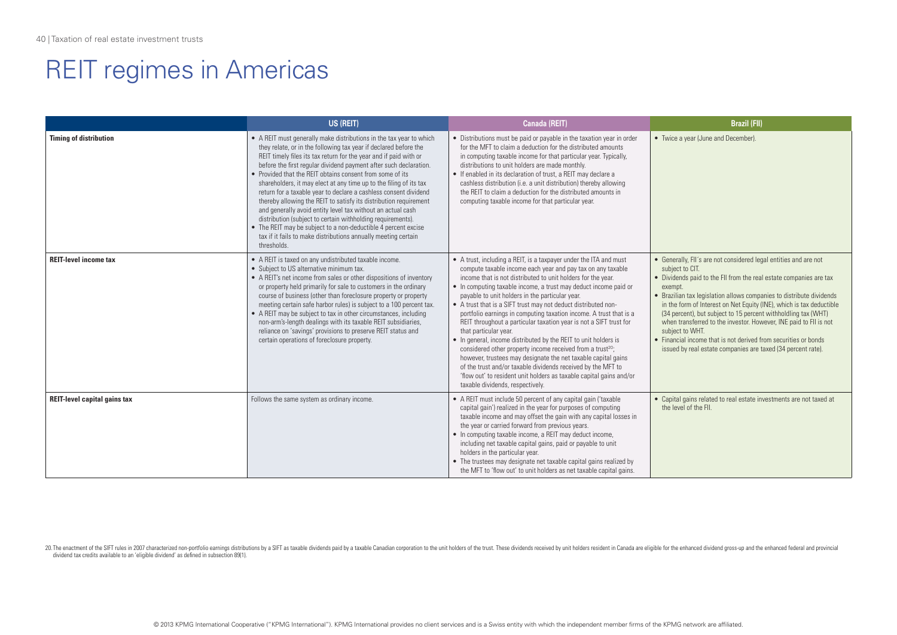# REIT regimes in Americas

| | US (REIT) | Canada (REIT) | Brazil (FII) |
|---|---|---|---|
| **Timing of distribution** | • A REIT must generally make distributions in the tax year to which they relate, or in the following tax year if declared before the REIT timely files its tax return for the year and if paid with or before the first regular dividend payment after such declaration.<br>• Provided that the REIT obtains consent from some of its shareholders, it may elect at any time up to the filing of its tax return for a taxable year to declare a cashless consent dividend thereby allowing the REIT to satisfy its distribution requirement and generally avoid entity level tax without an actual cash distribution (subject to certain withholding requirements).<br>• The REIT may be subject to a non-deductible 4 percent excise tax if it fails to make distributions annually meeting certain thresholds. | • Distributions must be paid or payable in the taxation year in order for the MFT to claim a deduction for the distributed amounts in computing taxable income for that particular year. Typically, distributions to unit holders are made monthly.<br>• If enabled in its declaration of trust, a REIT may declare a cashless distribution (i.e. a unit distribution) thereby allowing the REIT to claim a deduction for the distributed amounts in computing taxable income for that particular year. | • Twice a year (June and December). |
| **REIT-level income tax** | • A REIT is taxed on any undistributed taxable income.<br>• Subject to US alternative minimum tax.<br>• A REIT's net income from sales or other dispositions of inventory or property held primarily for sale to customers in the ordinary course of business (other than foreclosure property or property meeting certain safe harbor rules) is subject to a 100 percent tax.<br>• A REIT may be subject to tax in other circumstances, including non-arm's-length dealings with its taxable REIT subsidiaries, reliance on 'savings' provisions to preserve REIT status and certain operations of foreclosure property. | • A trust, including a REIT, is a taxpayer under the ITA and must compute taxable income each year and pay tax on any taxable income that is not distributed to unit holders for the year.<br>• In computing taxable income, a trust may deduct income paid or payable to unit holders in the particular year.<br>• A trust that is a SIFT trust may not deduct distributed non-portfolio earnings in computing taxation income. A trust that is a REIT throughout a particular taxation year is not a SIFT trust for that particular year.<br>• In general, income distributed by the REIT to unit holders is considered other property income received from a trust[20]; however, trustees may designate the net taxable capital gains of the trust and/or taxable dividends received by the MFT to 'flow out' to resident unit holders as taxable capital gains and/or taxable dividends, respectively. | • Generally, FII´s are not considered legal entities and are not subject to CIT.<br>• Dividends paid to the FII from the real estate companies are tax exempt.<br>• Brazilian tax legislation allows companies to distribute dividends in the form of Interest on Net Equity (INE), which is tax deductible (34 percent), but subject to 15 percent withholdling tax (WHT) when transferred to the investor. However, INE paid to FII is not subject to WHT.<br>• Financial income that is not derived from securities or bonds issued by real estate companies are taxed (34 percent rate). |
| **REIT-level capital gains tax** | Follows the same system as ordinary income. | • A REIT must include 50 percent of any capital gain ('taxable capital gain') realized in the year for purposes of computing taxable income and may offset the gain with any capital losses in the year or carried forward from previous years.<br>• In computing taxable income, a REIT may deduct income, including net taxable capital gains, paid or payable to unit holders in the particular year.<br>• The trustees may designate net taxable capital gains realized by the MFT to 'flow out' to unit holders as net taxable capital gains. | • Capital gains related to real estate investments are not taxed at the level of the FII. |

20. The enactment of the SIFT rules in 2007 characterized non-portfolio earnings distributions by a SIFT as taxable dividends paid by a taxable Canadian corporation to the unit holders of the trust. These dividends received by unit holders resident in Canada are eligible for the enhanced dividend gross-up and the enhanced federal and provincial dividend tax credits available to an 'eligible dividend' as defined in subsection 89(1).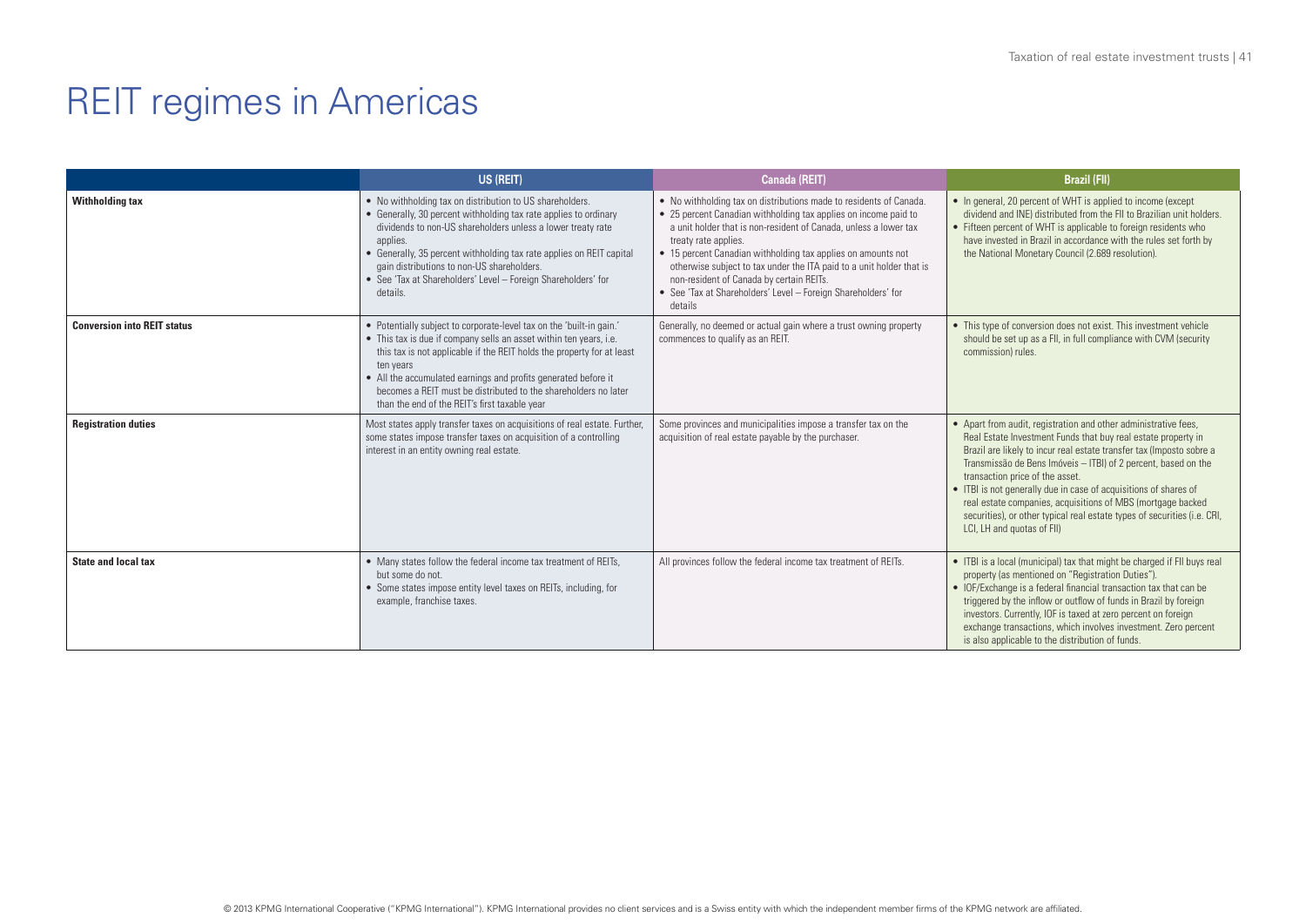# REIT regimes in Americas

| | US (REIT) | Canada (REIT) | Brazil (FII) |
|---|---|---|---|
| **Withholding tax** | • No withholding tax on distribution to US shareholders.<br>• Generally, 30 percent withholding tax rate applies to ordinary dividends to non-US shareholders unless a lower treaty rate applies.<br>• Generally, 35 percent withholding tax rate applies on REIT capital gain distributions to non-US shareholders.<br>• See 'Tax at Shareholders' Level – Foreign Shareholders' for details. | • No withholding tax on distributions made to residents of Canada.<br>• 25 percent Canadian withholding tax applies on income paid to a unit holder that is non-resident of Canada, unless a lower tax treaty rate applies.<br>• 15 percent Canadian withholding tax applies on amounts not otherwise subject to tax under the ITA paid to a unit holder that is non-resident of Canada by certain REITs.<br>• See 'Tax at Shareholders' Level – Foreign Shareholders' for details | • In general, 20 percent of WHT is applied to income (except dividend and INE) distributed from the FII to Brazilian unit holders.<br>• Fifteen percent of WHT is applicable to foreign residents who have invested in Brazil in accordance with the rules set forth by the National Monetary Council (2.689 resolution). |
| **Conversion into REIT status** | • Potentially subject to corporate-level tax on the 'built-in gain.'<br>• This tax is due if company sells an asset within ten years, i.e. this tax is not applicable if the REIT holds the property for at least ten years<br>• All the accumulated earnings and profits generated before it becomes a REIT must be distributed to the shareholders no later than the end of the REIT's first taxable year | Generally, no deemed or actual gain where a trust owning property commences to qualify as an REIT. | • This type of conversion does not exist. This investment vehicle should be set up as a FII, in full compliance with CVM (security commission) rules. |
| **Registration duties** | Most states apply transfer taxes on acquisitions of real estate. Further, some states impose transfer taxes on acquisition of a controlling interest in an entity owning real estate. | Some provinces and municipalities impose a transfer tax on the acquisition of real estate payable by the purchaser. | • Apart from audit, registration and other administrative fees, Real Estate Investment Funds that buy real estate property in Brazil are likely to incur real estate transfer tax (Imposto sobre a Transmissão de Bens Imóveis – ITBI) of 2 percent, based on the transaction price of the asset.<br>• ITBI is not generally due in case of acquisitions of shares of real estate companies, acquisitions of MBS (mortgage backed securities), or other typical real estate types of securities (i.e. CRI, LCI, LH and quotas of FII) |
| **State and local tax** | • Many states follow the federal income tax treatment of REITs, but some do not.<br>• Some states impose entity level taxes on REITs, including, for example, franchise taxes. | All provinces follow the federal income tax treatment of REITs. | • ITBI is a local (municipal) tax that might be charged if FII buys real property (as mentioned on "Registration Duties").<br>• IOF/Exchange is a federal financial transaction tax that can be triggered by the inflow or outflow of funds in Brazil by foreign investors. Currently, IOF is taxed at zero percent on foreign exchange transactions, which involves investment. Zero percent is also applicable to the distribution of funds. |

© 2013 KPMG International Cooperative ("KPMG International"). KPMG International provides no client services and is a Swiss entity with which the independent member firms of the KPMG network are affiliated.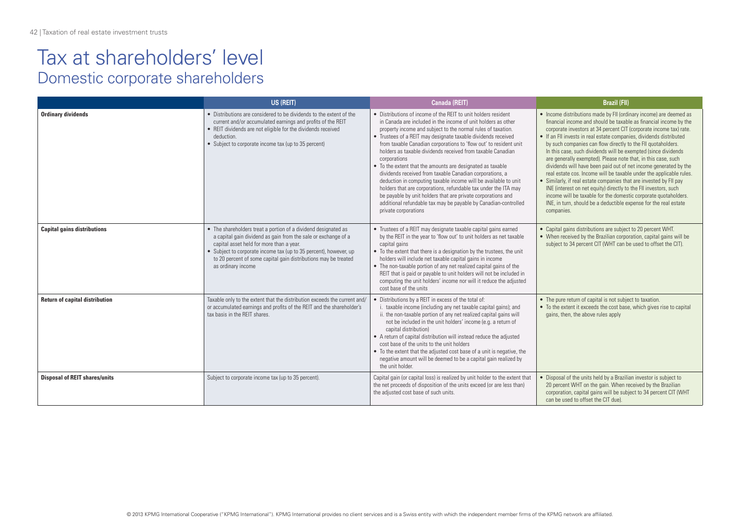# Tax at shareholders' level

## Domestic corporate shareholders

| | US (REIT) | Canada (REIT) | Brazil (FII) |
|---|---|---|---|
| **Ordinary dividends** | • Distributions are considered to be dividends to the extent of the current and/or accumulated earnings and profits of the REIT<br>• REIT dividends are not eligible for the dividends received deduction.<br>• Subject to corporate income tax (up to 35 percent) | • Distributions of income of the REIT to unit holders resident in Canada are included in the income of unit holders as other property income and subject to the normal rules of taxation.<br>• Trustees of a REIT may designate taxable dividends received from taxable Canadian corporations to 'flow out' to resident unit holders as taxable dividends received from taxable Canadian corporations<br>• To the extent that the amounts are designated as taxable dividends received from taxable Canadian corporations, a deduction in computing taxable income will be available to unit holders that are corporations, refundable tax under the ITA may be payable by unit holders that are private corporations and additional refundable tax may be payable by Canadian-controlled private corporations | • Income distributions made by FII (ordinary income) are deemed as financial income and should be taxable as financial income by the corporate investors at 34 percent CIT (corporate income tax) rate.<br>• If an FII invests in real estate companies, dividends distributed by such companies can flow directly to the FII quotaholders. In this case, such dividends will be exempted (since dividends are generally exempted). Please note that, in this case, such dividends will have been paid out of net income generated by the real estate cos. Income will be taxable under the applicable rules.<br>• Similarly, if real estate companies that are invested by FII pay INE (interest on net equity) directly to the FII investors, such income will be taxable for the domestic corporate quotaholders. INE, in turn, should be a deductible expense for the real estate companies. |
| **Capital gains distributions** | • The shareholders treat a portion of a dividend designated as a capital gain dividend as gain from the sale or exchange of a capital asset held for more than a year.<br>• Subject to corporate income tax (up to 35 percent), however, up to 20 percent of some capital gain distributions may be treated as ordinary income | • Trustees of a REIT may designate taxable capital gains earned by the REIT in the year to 'flow out' to unit holders as net taxable capital gains<br>• To the extent that there is a designation by the trustees, the unit holders will include net taxable capital gains in income<br>• The non-taxable portion of any net realized capital gains of the REIT that is paid or payable to unit holders will not be included in computing the unit holders' income nor will it reduce the adjusted cost base of the units | • Capital gains distributions are subject to 20 percent WHT.<br>• When received by the Brazilian corporation, capital gains will be subject to 34 percent CIT (WHT can be used to offset the CIT). |
| **Return of capital distribution** | Taxable only to the extent that the distribution exceeds the current and/or accumulated earnings and profits of the REIT and the shareholder's tax basis in the REIT shares. | • Distributions by a REIT in excess of the total of:<br>i. taxable income (including any net taxable capital gains); and<br>ii. the non-taxable portion of any net realized capital gains will not be included in the unit holders' income (e.g. a return of capital distribution)<br>• A return of capital distribution will instead reduce the adjusted cost base of the units to the unit holders<br>• To the extent that the adjusted cost base of a unit is negative, the negative amount will be deemed to be a capital gain realized by the unit holder. | • The pure return of capital is not subject to taxation.<br>• To the extent it exceeds the cost base, which gives rise to capital gains, then, the above rules apply |
| **Disposal of REIT shares/units** | Subject to corporate income tax (up to 35 percent). | Capital gain (or capital loss) is realized by unit holder to the extent that the net proceeds of disposition of the units exceed (or are less than) the adjusted cost base of such units. | • Disposal of the units held by a Brazilian investor is subject to 20 percent WHT on the gain. When received by the Brazilian corporation, capital gains will be subject to 34 percent CIT (WHT can be used to offset the CIT due). |

© 2013 KPMG International Cooperative ("KPMG International"). KPMG International provides no client services and is a Swiss entity with which the independent member firms of the KPMG network are affiliated.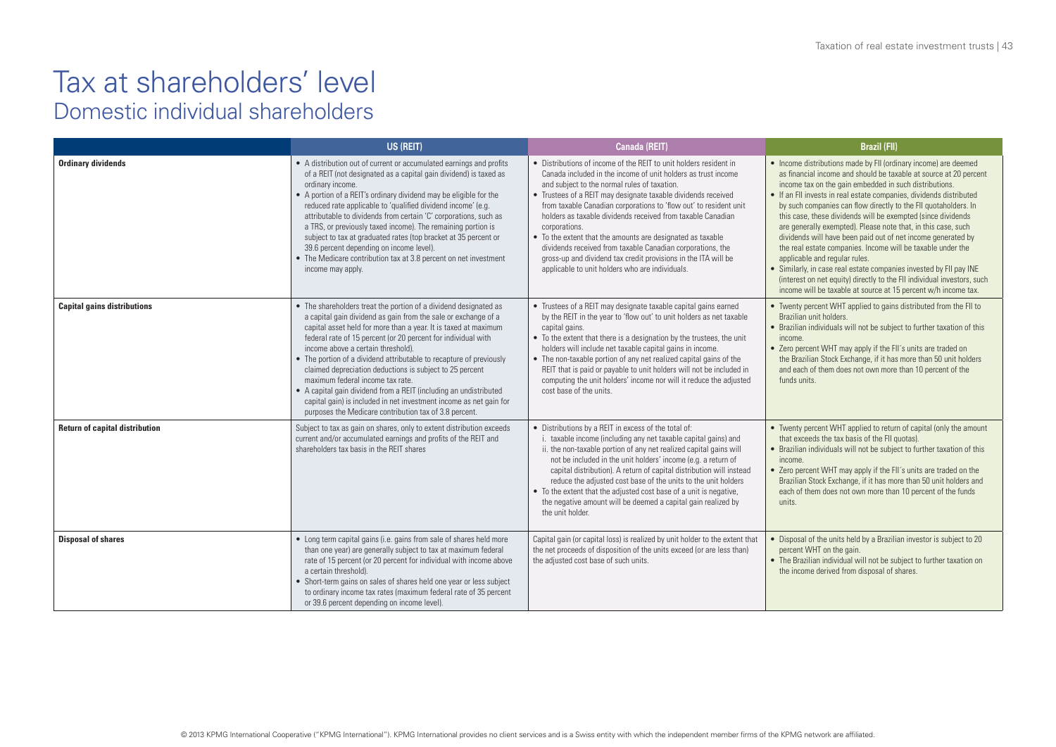# Tax at shareholders' level

## Domestic individual shareholders

| | US (REIT) | Canada (REIT) | Brazil (FII) |
|---|---|---|---|
| **Ordinary dividends** | • A distribution out of current or accumulated earnings and profits of a REIT (not designated as a capital gain dividend) is taxed as ordinary income.<br>• A portion of a REIT's ordinary dividend may be eligible for the reduced rate applicable to 'qualified dividend income' (e.g. attributable to dividends from certain 'C' corporations, such as a TRS, or previously taxed income). The remaining portion is subject to tax at graduated rates (top bracket at 35 percent or 39.6 percent depending on income level).<br>• The Medicare contribution tax at 3.8 percent on net investment income may apply. | • Distributions of income of the REIT to unit holders resident in Canada included in the income of unit holders as trust income and subject to the normal rules of taxation.<br>• Trustees of a REIT may designate taxable dividends received from taxable Canadian corporations to 'flow out' to resident unit holders as taxable dividends received from taxable Canadian corporations.<br>• To the extent that the amounts are designated as taxable dividends received from taxable Canadian corporations, the gross-up and dividend tax credit provisions in the ITA will be applicable to unit holders who are individuals. | • Income distributions made by FII (ordinary income) are deemed as financial income and should be taxable at source at 20 percent income tax on the gain embedded in such distributions.<br>• If an FII invests in real estate companies, dividends distributed by such companies can flow directly to the FII quotaholders. In this case, these dividends will be exempted (since dividends are generally exempted). Please note that, in this case, such dividends will have been paid out of net income generated by the real estate companies. Income will be taxable under the applicable and regular rules.<br>• Similarly, in case real estate companies invested by FII pay INE (interest on net equity) directly to the FII individual investors, such income will be taxable at source at 15 percent w/h income tax. |
| **Capital gains distributions** | • The shareholders treat the portion of a dividend designated as a capital gain dividend as gain from the sale or exchange of a capital asset held for more than a year. It is taxed at maximum federal rate of 15 percent (or 20 percent for individual with income above a certain threshold).<br>• The portion of a dividend attributable to recapture of previously claimed depreciation deductions is subject to 25 percent maximum federal income tax rate.<br>• A capital gain dividend from a REIT (including an undistributed capital gain) is included in net investment income as net gain for purposes the Medicare contribution tax of 3.8 percent. | • Trustees of a REIT may designate taxable capital gains earned by the REIT in the year to 'flow out' to unit holders as net taxable capital gains.<br>• To the extent that there is a designation by the trustees, the unit holders will include net taxable capital gains in income.<br>• The non-taxable portion of any net realized capital gains of the REIT that is paid or payable to unit holders will not be included in computing the unit holders' income nor will it reduce the adjusted cost base of the units. | • Twenty percent WHT applied to gains distributed from the FII to Brazilian unit holders.<br>• Brazilian individuals will not be subject to further taxation of this income.<br>• Zero percent WHT may apply if the FII´s units are traded on the Brazilian Stock Exchange, if it has more than 50 unit holders and each of them does not own more than 10 percent of the funds units. |
| **Return of capital distribution** | Subject to tax as gain on shares, only to extent distribution exceeds current and/or accumulated earnings and profits of the REIT and shareholders tax basis in the REIT shares | • Distributions by a REIT in excess of the total of:<br>i. taxable income (including any net taxable capital gains) and<br>ii. the non-taxable portion of any net realized capital gains will not be included in the unit holders' income (e.g. a return of capital distribution). A return of capital distribution will instead reduce the adjusted cost base of the units to the unit holders<br>• To the extent that the adjusted cost base of a unit is negative, the negative amount will be deemed a capital gain realized by the unit holder. | • Twenty percent WHT applied to return of capital (only the amount that exceeds the tax basis of the FII quotas).<br>• Brazilian individuals will not be subject to further taxation of this income.<br>• Zero percent WHT may apply if the FII´s units are traded on the Brazilian Stock Exchange, if it has more than 50 unit holders and each of them does not own more than 10 percent of the funds units. |
| **Disposal of shares** | • Long term capital gains (i.e. gains from sale of shares held more than one year) are generally subject to tax at maximum federal rate of 15 percent (or 20 percent for individual with income above a certain threshold).<br>• Short-term gains on sales of shares held one year or less subject to ordinary income tax rates (maximum federal rate of 35 percent or 39.6 percent depending on income level). | Capital gain (or capital loss) is realized by unit holder to the extent that the net proceeds of disposition of the units exceed (or are less than) the adjusted cost base of such units. | • Disposal of the units held by a Brazilian investor is subject to 20 percent WHT on the gain.<br>• The Brazilian individual will not be subject to further taxation on the income derived from disposal of shares. |

© 2013 KPMG International Cooperative ("KPMG International"). KPMG International provides no client services and is a Swiss entity with which the independent member firms of the KPMG network are affiliated.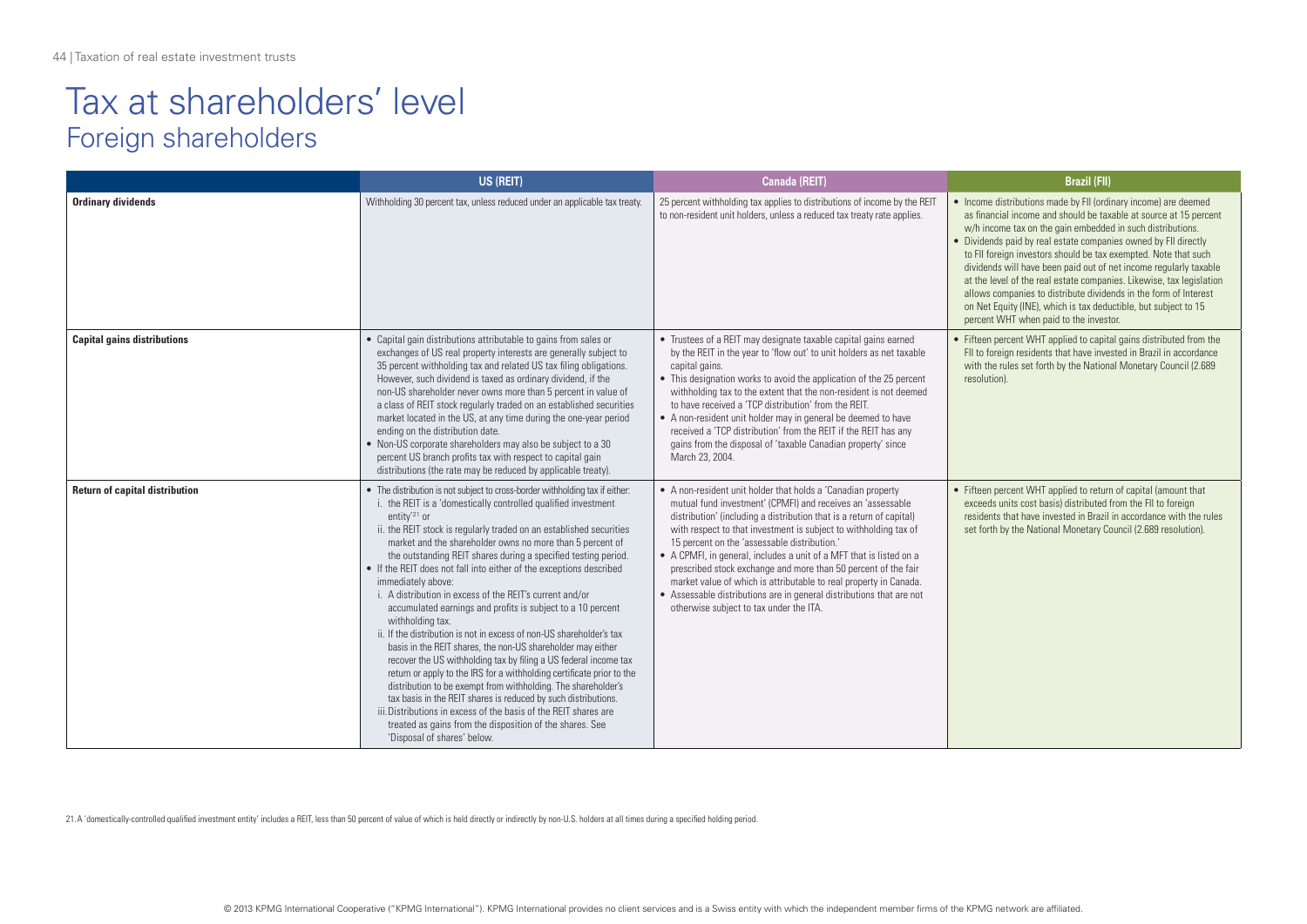# Tax at shareholders' level

## Foreign shareholders

| | US (REIT) | Canada (REIT) | Brazil (FII) |
|---|---|---|---|
| **Ordinary dividends** | Withholding 30 percent tax, unless reduced under an applicable tax treaty. | 25 percent withholding tax applies to distributions of income by the REIT to non-resident unit holders, unless a reduced tax treaty rate applies. | • Income distributions made by FII (ordinary income) are deemed as financial income and should be taxable at source at 15 percent w/h income tax on the gain embedded in such distributions.<br>• Dividends paid by real estate companies owned by FII directly to FII foreign investors should be tax exempted. Note that such dividends will have been paid out of net income regularly taxable at the level of the real estate companies. Likewise, tax legislation allows companies to distribute dividends in the form of Interest on Net Equity (INE), which is tax deductible, but subject to 15 percent WHT when paid to the investor. |
| **Capital gains distributions** | • Capital gain distributions attributable to gains from sales or exchanges of US real property interests are generally subject to 35 percent withholding tax and related US tax filing obligations. However, such dividend is taxed as ordinary dividend, if the non-US shareholder never owns more than 5 percent in value of a class of REIT stock regularly traded on an established securities market located in the US, at any time during the one-year period ending on the distribution date.<br>• Non-US corporate shareholders may also be subject to a 30 percent US branch profits tax with respect to capital gain distributions (the rate may be reduced by applicable treaty). | • Trustees of a REIT may designate taxable capital gains earned by the REIT in the year to 'flow out' to unit holders as net taxable capital gains.<br>• This designation works to avoid the application of the 25 percent withholding tax to the extent that the non-resident is not deemed to have received a 'TCP distribution' from the REIT.<br>• A non-resident unit holder may in general be deemed to have received a 'TCP distribution' from the REIT if the REIT has any gains from the disposal of 'taxable Canadian property' since March 23, 2004. | • Fifteen percent WHT applied to capital gains distributed from the FII to foreign residents that have invested in Brazil in accordance with the rules set forth by the National Monetary Council (2.689 resolution). |
| **Return of capital distribution** | • The distribution is not subject to cross-border withholding tax if either:<br>i. the REIT is a 'domestically controlled qualified investment entity'[21] or<br>ii. the REIT stock is regularly traded on an established securities market and the shareholder owns no more than 5 percent of the outstanding REIT shares during a specified testing period.<br>• If the REIT does not fall into either of the exceptions described immediately above:<br>i. A distribution in excess of the REIT's current and/or accumulated earnings and profits is subject to a 10 percent withholding tax.<br>ii. If the distribution is not in excess of non-US shareholder's tax basis in the REIT shares, the non-US shareholder may either recover the US withholding tax by filing a US federal income tax return or apply to the IRS for a withholding certificate prior to the distribution to be exempt from withholding. The shareholder's tax basis in the REIT shares is reduced by such distributions.<br>iii. Distributions in excess of the basis of the REIT shares are treated as gains from the disposition of the shares. See 'Disposal of shares' below. | • A non-resident unit holder that holds a 'Canadian property mutual fund investment' (CPMFI) and receives an 'assessable distribution' (including a distribution that is a return of capital) with respect to that investment is subject to withholding tax of 15 percent on the 'assessable distribution.'<br>• A CPMFI, in general, includes a unit of a MFT that is listed on a prescribed stock exchange and more than 50 percent of the fair market value of which is attributable to real property in Canada.<br>• Assessable distributions are in general distributions that are not otherwise subject to tax under the ITA. | • Fifteen percent WHT applied to return of capital (amount that exceeds units cost basis) distributed from the FII to foreign residents that have invested in Brazil in accordance with the rules set forth by the National Monetary Council (2.689 resolution). |

21. A 'domestically-controlled qualified investment entity' includes a REIT, less than 50 percent of value of which is held directly or indirectly by non-U.S. holders at all times during a specified holding period.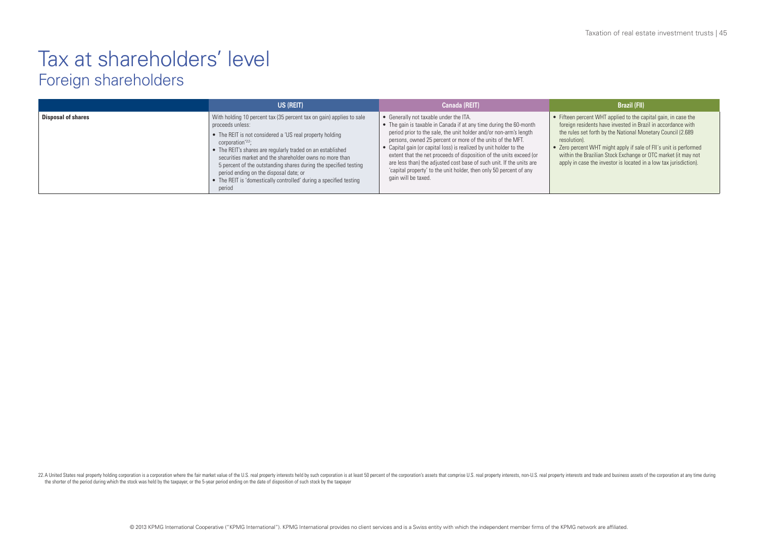# Tax at shareholders' level

## Foreign shareholders

| | US (REIT) | Canada (REIT) | Brazil (FII) |
|---|---|---|---|
| **Disposal of shares** | With holding 10 percent tax (35 percent tax on gain) applies to sale proceeds unless:<br>• The REIT is not considered a 'US real property holding corporation'[22];<br>• The REIT's shares are regularly traded on an established securities market and the shareholder owns no more than 5 percent of the outstanding shares during the specified testing period ending on the disposal date; or<br>• The REIT is 'domestically controlled' during a specified testing period | • Generally not taxable under the ITA.<br>• The gain is taxable in Canada if at any time during the 60-month period prior to the sale, the unit holder and/or non-arm's length persons, owned 25 percent or more of the units of the MFT.<br>• Capital gain (or capital loss) is realized by unit holder to the extent that the net proceeds of disposition of the units exceed (or are less than) the adjusted cost base of such unit. If the units are 'capital property' to the unit holder, then only 50 percent of any gain will be taxed. | • Fifteen percent WHT applied to the capital gain, in case the foreign residents have invested in Brazil in accordance with the rules set forth by the National Monetary Council (2.689 resolution).<br>• Zero percent WHT might apply if sale of FII´s unit is performed within the Brazilian Stock Exchange or OTC market (it may not apply in case the investor is located in a low tax jurisdiction). |

22. A United States real property holding corporation is a corporation where the fair market value of the U.S. real property interests held by such corporation is at least 50 percent of the corporation's assets that comprise U.S. real property interests, non-U.S. real property interests and trade and business assets of the corporation at any time during the shorter of the period during which the stock was held by the taxpayer, or the 5-year period ending on the date of disposition of such stock by the taxpayer

© 2013 KPMG International Cooperative ("KPMG International"). KPMG International provides no client services and is a Swiss entity with which the independent member firms of the KPMG network are affiliated.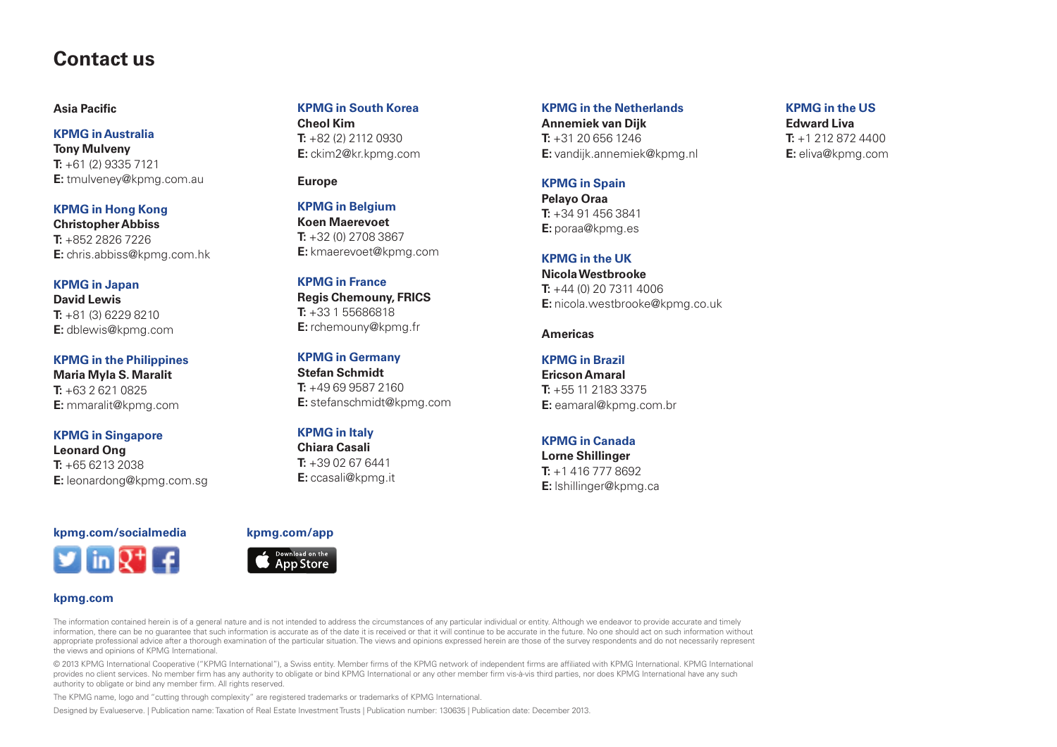# Contact us

## Asia Pacific

**KPMG in Australia**
**Tony Mulveny**
**T:** +61 (2) 9335 7121
**E:** tmulveney@kpmg.com.au

**KPMG in Hong Kong**
**Christopher Abbiss**
**T:** +852 2826 7226
**E:** chris.abbiss@kpmg.com.hk

**KPMG in Japan**
**David Lewis**
**T:** +81 (3) 6229 8210
**E:** dblewis@kpmg.com

**KPMG in the Philippines**
**Maria Myla S. Maralit**
**T:** +63 2 621 0825
**E:** mmaralit@kpmg.com

**KPMG in Singapore**
**Leonard Ong**
**T:** +65 6213 2038
**E:** leonardong@kpmg.com.sg

**KPMG in South Korea**
**Cheol Kim**
**T:** +82 (2) 2112 0930
**E:** ckim2@kr.kpmg.com

## Europe

**KPMG in Belgium**
**Koen Maerevoet**
**T:** +32 (0) 2708 3867
**E:** kmaerevoet@kpmg.com

**KPMG in France**
**Regis Chemouny, FRICS**
**T:** +33 1 55686818
**E:** rchemouny@kpmg.fr

**KPMG in Germany**
**Stefan Schmidt**
**T:** +49 69 9587 2160
**E:** stefanschmidt@kpmg.com

**KPMG in Italy**
**Chiara Casali**
**T:** +39 02 67 6441
**E:** ccasali@kpmg.it

**KPMG in the Netherlands**
**Annemiek van Dijk**
**T:** +31 20 656 1246
**E:** vandijk.annemiek@kpmg.nl

**KPMG in Spain**
**Pelayo Oraa**
**T:** +34 91 456 3841
**E:** poraa@kpmg.es

**KPMG in the UK**
**Nicola Westbrooke**
**T:** +44 (0) 20 7311 4006
**E:** nicola.westbrooke@kpmg.co.uk

## Americas

**KPMG in Brazil**
**Ericson Amaral**
**T:** +55 11 2183 3375
**E:** eamaral@kpmg.com.br

**KPMG in Canada**
**Lorne Shillinger**
**T:** +1 416 777 8692
**E:** lshillinger@kpmg.ca

**KPMG in the US**
**Edward Liva**
**T:** +1 212 872 4400
**E:** eliva@kpmg.com

**kpmg.com/socialmedia**

**kpmg.com/app**

Download on the App Store

**kpmg.com**

The information contained herein is of a general nature and is not intended to address the circumstances of any particular individual or entity. Although we endeavor to provide accurate and timely information, there can be no guarantee that such information is accurate as of the date it is received or that it will continue to be accurate in the future. No one should act on such information without appropriate professional advice after a thorough examination of the particular situation. The views and opinions expressed herein are those of the survey respondents and do not necessarily represent the views and opinions of KPMG International.

© 2013 KPMG International Cooperative ("KPMG International"), a Swiss entity. Member firms of the KPMG network of independent firms are affiliated with KPMG International. KPMG International provides no client services. No member firm has any authority to obligate or bind KPMG International or any other member firm vis-à-vis third parties, nor does KPMG International have any such authority to obligate or bind any member firm. All rights reserved.

The KPMG name, logo and "cutting through complexity" are registered trademarks or trademarks of KPMG International.

Designed by Evalueserve. | Publication name: Taxation of Real Estate Investment Trusts | Publication number: 130635 | Publication date: December 2013.